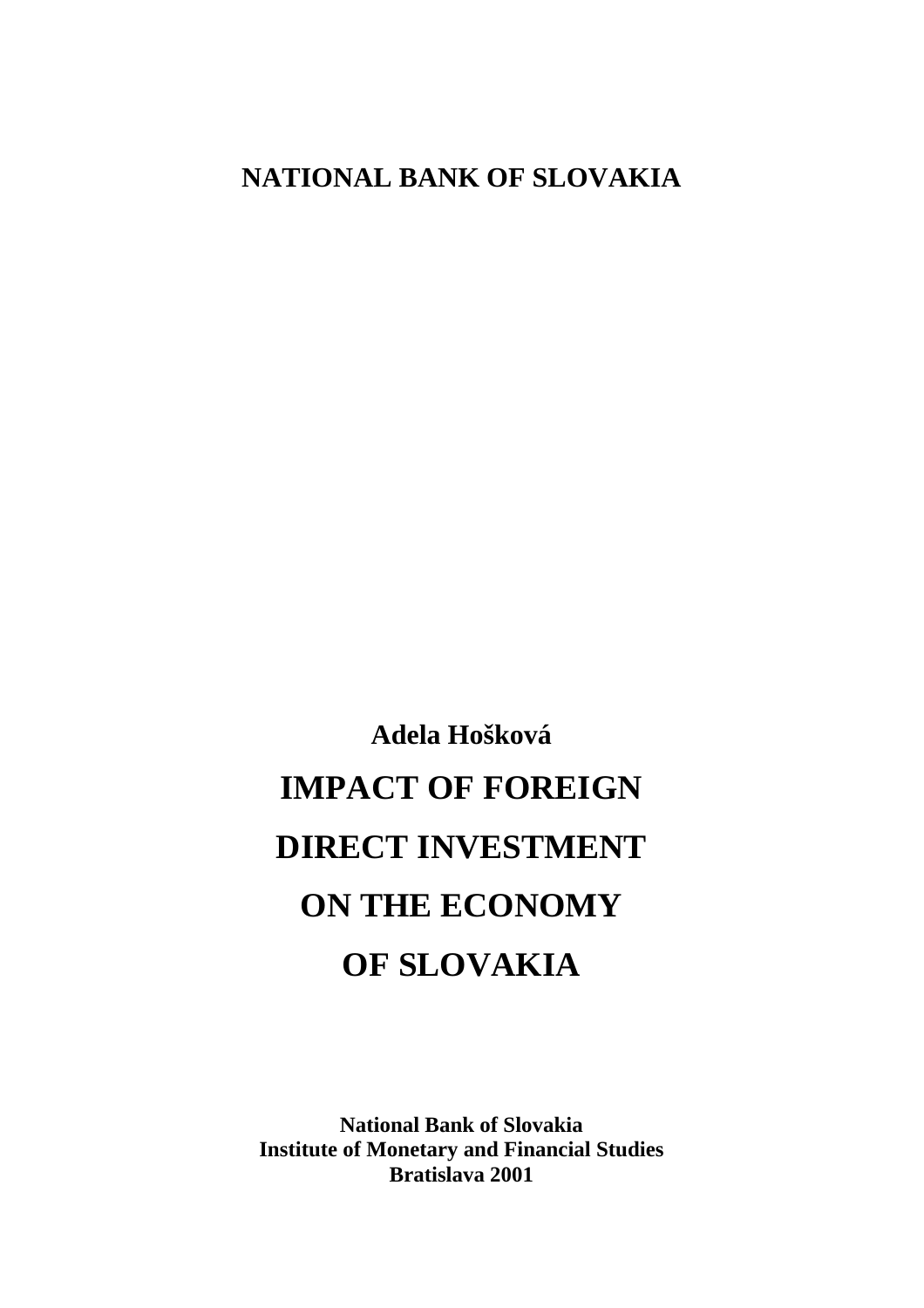**NATIONAL BANK OF SLOVAKIA**

**Adela Hošková**

# IMPACT OF FOREIGN DIRECT INVESTMENT ON THE ECONOMY OF SLOVAKIA

**National Bank of Slovakia**
**Institute of Monetary and Financial Studies**
**Bratislava 2001**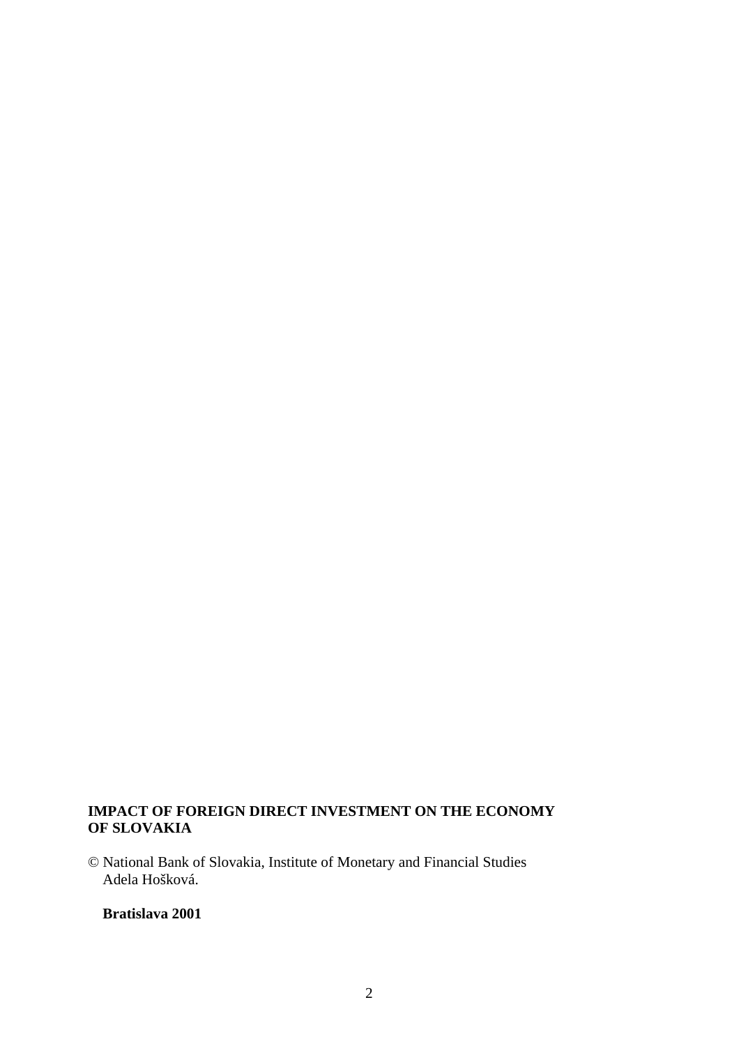**IMPACT OF FOREIGN DIRECT INVESTMENT ON THE ECONOMY OF SLOVAKIA**

© National Bank of Slovakia, Institute of Monetary and Financial Studies
Adela Hošková.

**Bratislava 2001**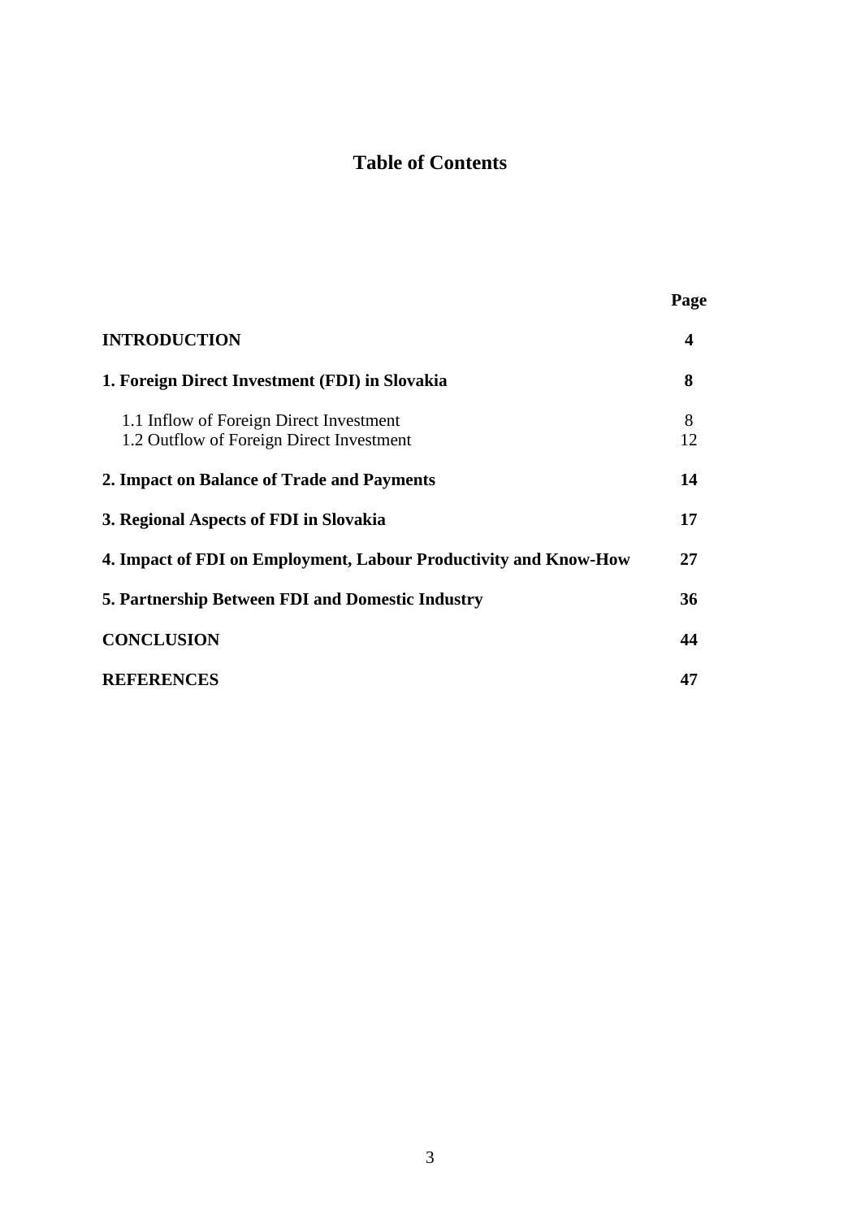# Table of Contents

| | Page |
|---|---|
| **INTRODUCTION** | **4** |
| **1. Foreign Direct Investment (FDI) in Slovakia** | **8** |
| 1.1 Inflow of Foreign Direct Investment | 8 |
| 1.2 Outflow of Foreign Direct Investment | 12 |
| **2. Impact on Balance of Trade and Payments** | **14** |
| **3. Regional Aspects of FDI in Slovakia** | **17** |
| **4. Impact of FDI on Employment, Labour Productivity and Know-How** | **27** |
| **5. Partnership Between FDI and Domestic Industry** | **36** |
| **CONCLUSION** | **44** |
| **REFERENCES** | **47** |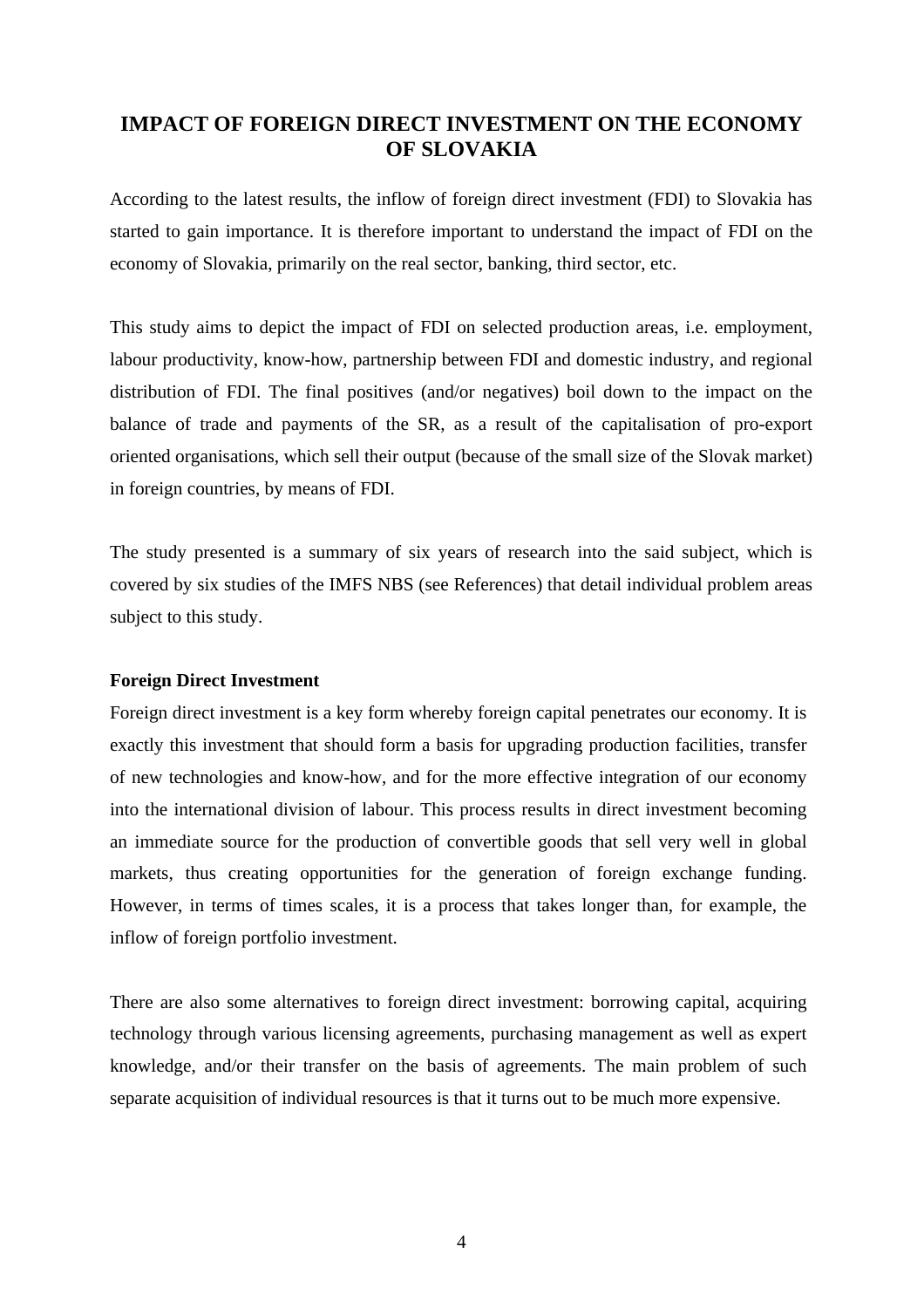# IMPACT OF FOREIGN DIRECT INVESTMENT ON THE ECONOMY OF SLOVAKIA

According to the latest results, the inflow of foreign direct investment (FDI) to Slovakia has started to gain importance. It is therefore important to understand the impact of FDI on the economy of Slovakia, primarily on the real sector, banking, third sector, etc.

This study aims to depict the impact of FDI on selected production areas, i.e. employment, labour productivity, know-how, partnership between FDI and domestic industry, and regional distribution of FDI. The final positives (and/or negatives) boil down to the impact on the balance of trade and payments of the SR, as a result of the capitalisation of pro-export oriented organisations, which sell their output (because of the small size of the Slovak market) in foreign countries, by means of FDI.

The study presented is a summary of six years of research into the said subject, which is covered by six studies of the IMFS NBS (see References) that detail individual problem areas subject to this study.

**Foreign Direct Investment**

Foreign direct investment is a key form whereby foreign capital penetrates our economy. It is exactly this investment that should form a basis for upgrading production facilities, transfer of new technologies and know-how, and for the more effective integration of our economy into the international division of labour. This process results in direct investment becoming an immediate source for the production of convertible goods that sell very well in global markets, thus creating opportunities for the generation of foreign exchange funding. However, in terms of times scales, it is a process that takes longer than, for example, the inflow of foreign portfolio investment.

There are also some alternatives to foreign direct investment: borrowing capital, acquiring technology through various licensing agreements, purchasing management as well as expert knowledge, and/or their transfer on the basis of agreements. The main problem of such separate acquisition of individual resources is that it turns out to be much more expensive.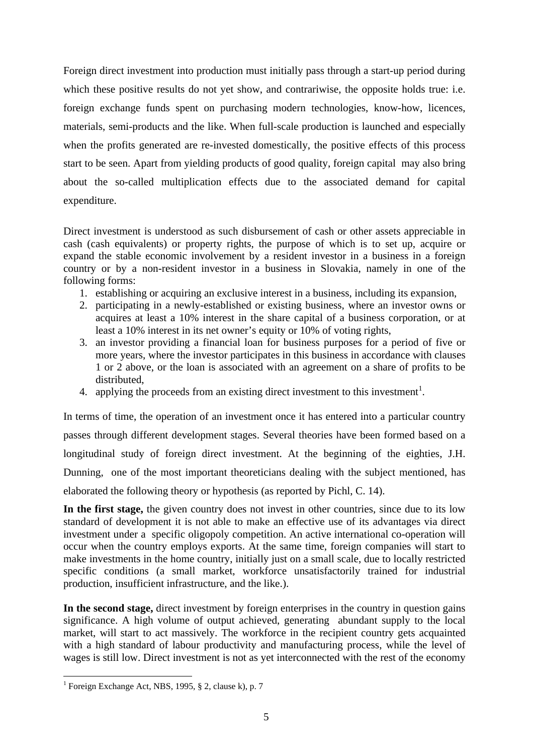Foreign direct investment into production must initially pass through a start-up period during which these positive results do not yet show, and contrariwise, the opposite holds true: i.e. foreign exchange funds spent on purchasing modern technologies, know-how, licences, materials, semi-products and the like. When full-scale production is launched and especially when the profits generated are re-invested domestically, the positive effects of this process start to be seen. Apart from yielding products of good quality, foreign capital may also bring about the so-called multiplication effects due to the associated demand for capital expenditure.

Direct investment is understood as such disbursement of cash or other assets appreciable in cash (cash equivalents) or property rights, the purpose of which is to set up, acquire or expand the stable economic involvement by a resident investor in a business in a foreign country or by a non-resident investor in a business in Slovakia, namely in one of the following forms:

1. establishing or acquiring an exclusive interest in a business, including its expansion,
2. participating in a newly-established or existing business, where an investor owns or acquires at least a 10% interest in the share capital of a business corporation, or at least a 10% interest in its net owner's equity or 10% of voting rights,
3. an investor providing a financial loan for business purposes for a period of five or more years, where the investor participates in this business in accordance with clauses 1 or 2 above, or the loan is associated with an agreement on a share of profits to be distributed,
4. applying the proceeds from an existing direct investment to this investment[1].

In terms of time, the operation of an investment once it has entered into a particular country passes through different development stages. Several theories have been formed based on a longitudinal study of foreign direct investment. At the beginning of the eighties, J.H. Dunning, one of the most important theoreticians dealing with the subject mentioned, has elaborated the following theory or hypothesis (as reported by Pichl, C. 14).

**In the first stage,** the given country does not invest in other countries, since due to its low standard of development it is not able to make an effective use of its advantages via direct investment under a specific oligopoly competition. An active international co-operation will occur when the country employs exports. At the same time, foreign companies will start to make investments in the home country, initially just on a small scale, due to locally restricted specific conditions (a small market, workforce unsatisfactorily trained for industrial production, insufficient infrastructure, and the like.).

**In the second stage,** direct investment by foreign enterprises in the country in question gains significance. A high volume of output achieved, generating abundant supply to the local market, will start to act massively. The workforce in the recipient country gets acquainted with a high standard of labour productivity and manufacturing process, while the level of wages is still low. Direct investment is not as yet interconnected with the rest of the economy

[1] Foreign Exchange Act, NBS, 1995, § 2, clause k), p. 7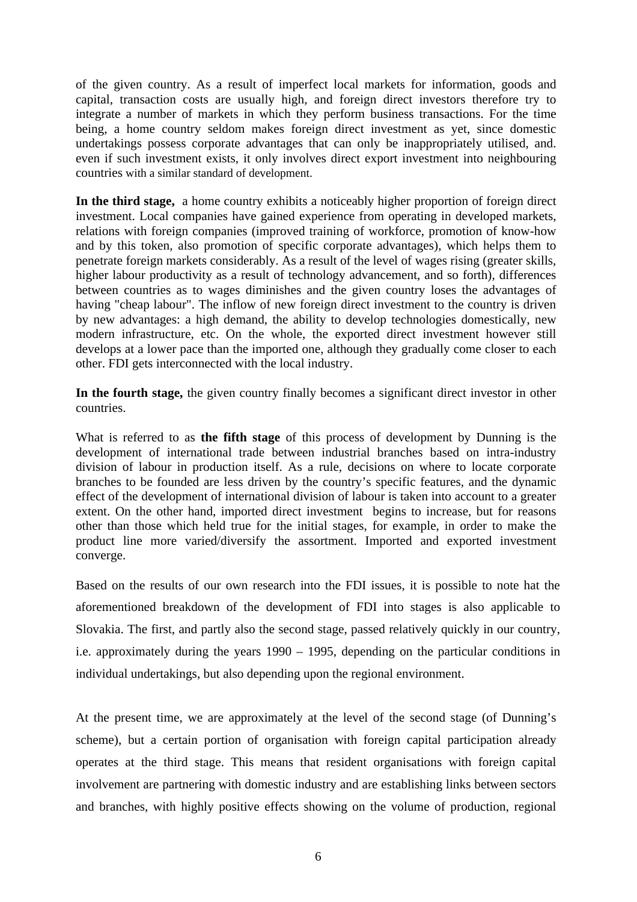of the given country. As a result of imperfect local markets for information, goods and capital, transaction costs are usually high, and foreign direct investors therefore try to integrate a number of markets in which they perform business transactions. For the time being, a home country seldom makes foreign direct investment as yet, since domestic undertakings possess corporate advantages that can only be inappropriately utilised, and. even if such investment exists, it only involves direct export investment into neighbouring countries with a similar standard of development.

**In the third stage,** a home country exhibits a noticeably higher proportion of foreign direct investment. Local companies have gained experience from operating in developed markets, relations with foreign companies (improved training of workforce, promotion of know-how and by this token, also promotion of specific corporate advantages), which helps them to penetrate foreign markets considerably. As a result of the level of wages rising (greater skills, higher labour productivity as a result of technology advancement, and so forth), differences between countries as to wages diminishes and the given country loses the advantages of having "cheap labour". The inflow of new foreign direct investment to the country is driven by new advantages: a high demand, the ability to develop technologies domestically, new modern infrastructure, etc. On the whole, the exported direct investment however still develops at a lower pace than the imported one, although they gradually come closer to each other. FDI gets interconnected with the local industry.

**In the fourth stage,** the given country finally becomes a significant direct investor in other countries.

What is referred to as **the fifth stage** of this process of development by Dunning is the development of international trade between industrial branches based on intra-industry division of labour in production itself. As a rule, decisions on where to locate corporate branches to be founded are less driven by the country's specific features, and the dynamic effect of the development of international division of labour is taken into account to a greater extent. On the other hand, imported direct investment begins to increase, but for reasons other than those which held true for the initial stages, for example, in order to make the product line more varied/diversify the assortment. Imported and exported investment converge.

Based on the results of our own research into the FDI issues, it is possible to note hat the aforementioned breakdown of the development of FDI into stages is also applicable to Slovakia. The first, and partly also the second stage, passed relatively quickly in our country, i.e. approximately during the years 1990 – 1995, depending on the particular conditions in individual undertakings, but also depending upon the regional environment.

At the present time, we are approximately at the level of the second stage (of Dunning's scheme), but a certain portion of organisation with foreign capital participation already operates at the third stage. This means that resident organisations with foreign capital involvement are partnering with domestic industry and are establishing links between sectors and branches, with highly positive effects showing on the volume of production, regional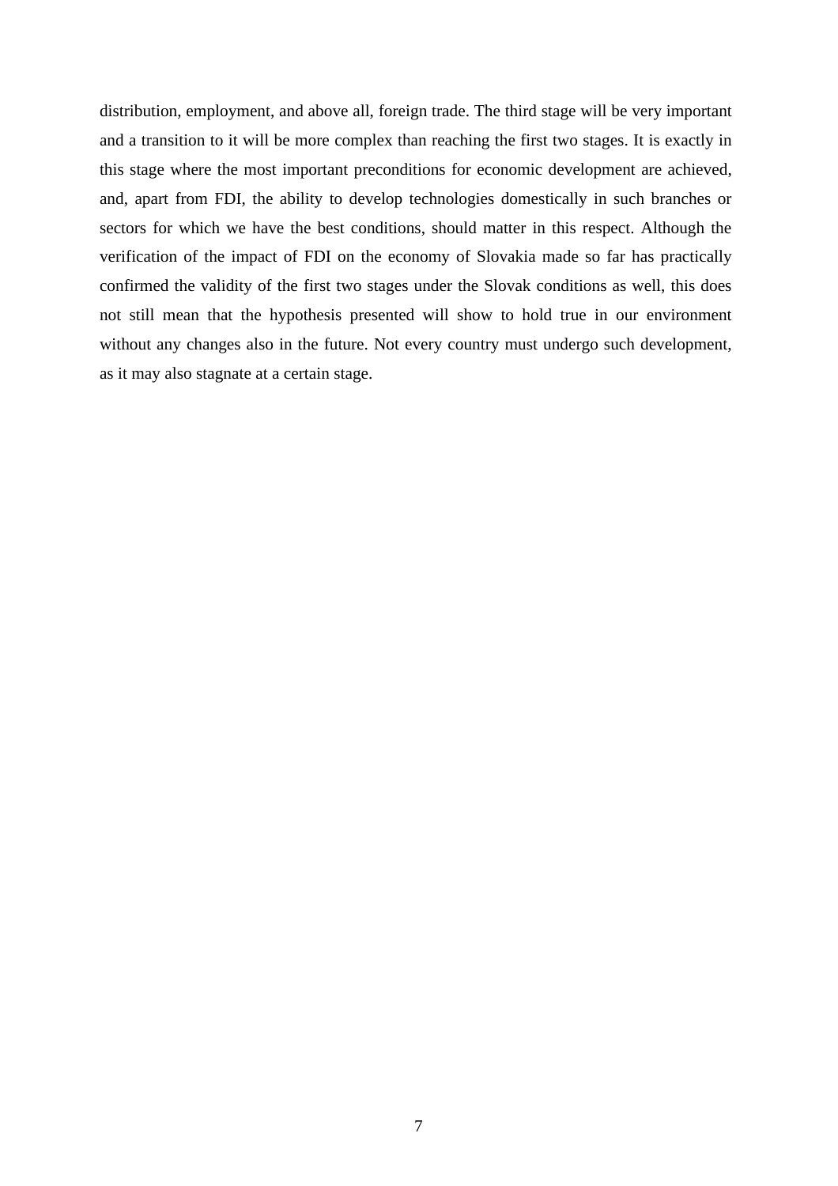distribution, employment, and above all, foreign trade. The third stage will be very important and a transition to it will be more complex than reaching the first two stages. It is exactly in this stage where the most important preconditions for economic development are achieved, and, apart from FDI, the ability to develop technologies domestically in such branches or sectors for which we have the best conditions, should matter in this respect. Although the verification of the impact of FDI on the economy of Slovakia made so far has practically confirmed the validity of the first two stages under the Slovak conditions as well, this does not still mean that the hypothesis presented will show to hold true in our environment without any changes also in the future. Not every country must undergo such development, as it may also stagnate at a certain stage.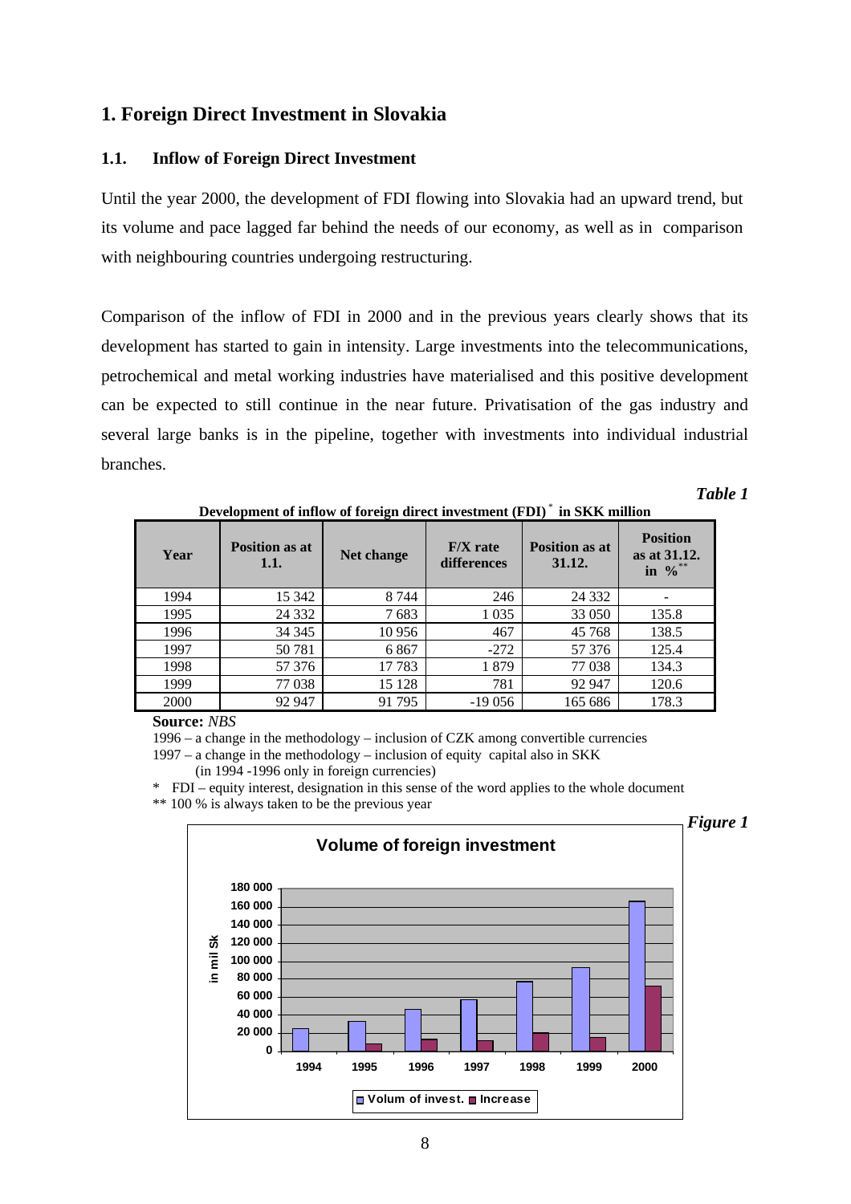# 1. Foreign Direct Investment in Slovakia

## 1.1. Inflow of Foreign Direct Investment

Until the year 2000, the development of FDI flowing into Slovakia had an upward trend, but its volume and pace lagged far behind the needs of our economy, as well as in comparison with neighbouring countries undergoing restructuring.

Comparison of the inflow of FDI in 2000 and in the previous years clearly shows that its development has started to gain in intensity. Large investments into the telecommunications, petrochemical and metal working industries have materialised and this positive development can be expected to still continue in the near future. Privatisation of the gas industry and several large banks is in the pipeline, together with investments into individual industrial branches.

*Table 1*

**Development of inflow of foreign direct investment (FDI)\* in SKK million**

| Year | Position as at 1.1. | Net change | F/X rate differences | Position as at 31.12. | Position as at 31.12. in %** |
|---|---|---|---|---|---|
| 1994 | 15 342 | 8 744 | 246 | 24 332 | - |
| 1995 | 24 332 | 7 683 | 1 035 | 33 050 | 135.8 |
| 1996 | 34 345 | 10 956 | 467 | 45 768 | 138.5 |
| 1997 | 50 781 | 6 867 | -272 | 57 376 | 125.4 |
| 1998 | 57 376 | 17 783 | 1 879 | 77 038 | 134.3 |
| 1999 | 77 038 | 15 128 | 781 | 92 947 | 120.6 |
| 2000 | 92 947 | 91 795 | -19 056 | 165 686 | 178.3 |

**Source:** *NBS*

1996 – a change in the methodology – inclusion of CZK among convertible currencies

1997 – a change in the methodology – inclusion of equity capital also in SKK (in 1994 -1996 only in foreign currencies)

\* FDI – equity interest, designation in this sense of the word applies to the whole document

** 100 % is always taken to be the previous year

*Figure 1*

**Volume of foreign investment**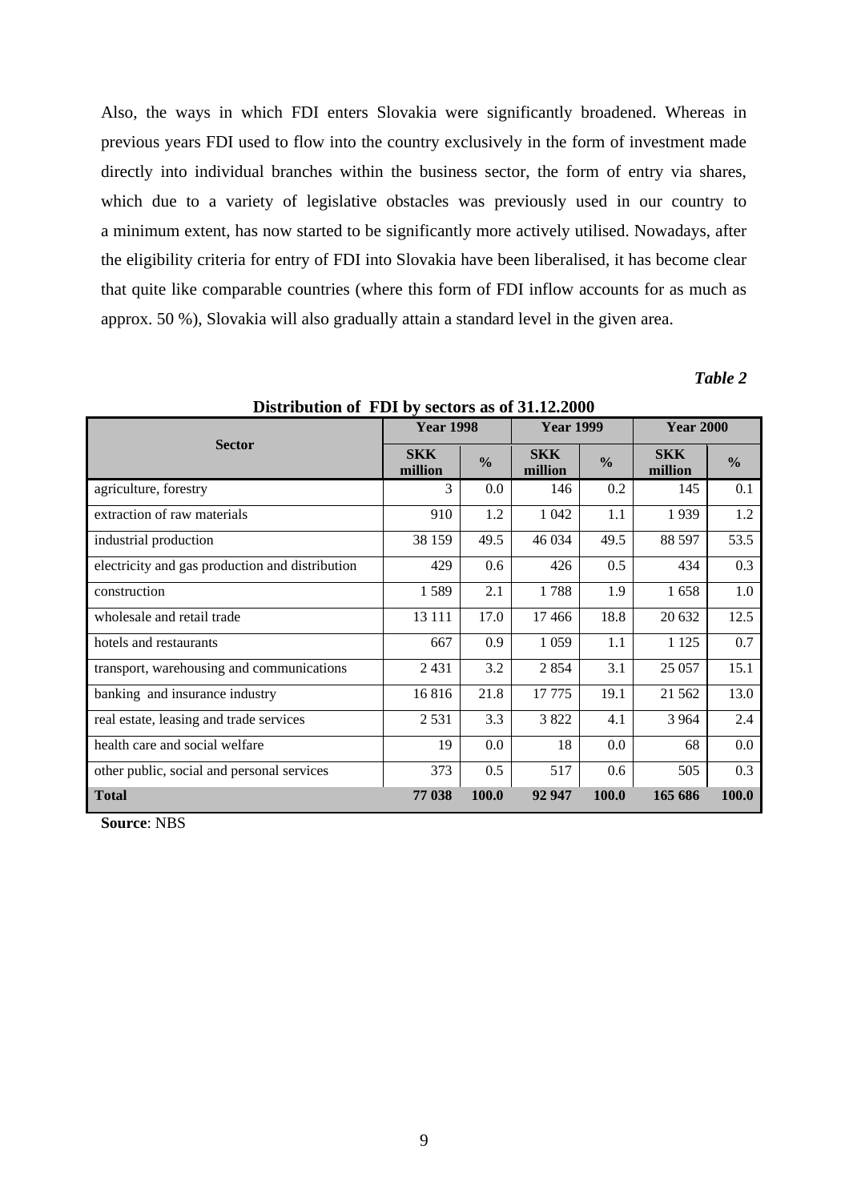Also, the ways in which FDI enters Slovakia were significantly broadened. Whereas in previous years FDI used to flow into the country exclusively in the form of investment made directly into individual branches within the business sector, the form of entry via shares, which due to a variety of legislative obstacles was previously used in our country to a minimum extent, has now started to be significantly more actively utilised. Nowadays, after the eligibility criteria for entry of FDI into Slovakia have been liberalised, it has become clear that quite like comparable countries (where this form of FDI inflow accounts for as much as approx. 50 %), Slovakia will also gradually attain a standard level in the given area.

*Table 2*

**Distribution of FDI by sectors as of 31.12.2000**

| Sector | Year 1998 | | Year 1999 | | Year 2000 | |
|---|---|---|---|---|---|---|
| | SKK million | % | SKK million | % | SKK million | % |
| agriculture, forestry | 3 | 0.0 | 146 | 0.2 | 145 | 0.1 |
| extraction of raw materials | 910 | 1.2 | 1 042 | 1.1 | 1 939 | 1.2 |
| industrial production | 38 159 | 49.5 | 46 034 | 49.5 | 88 597 | 53.5 |
| electricity and gas production and distribution | 429 | 0.6 | 426 | 0.5 | 434 | 0.3 |
| construction | 1 589 | 2.1 | 1 788 | 1.9 | 1 658 | 1.0 |
| wholesale and retail trade | 13 111 | 17.0 | 17 466 | 18.8 | 20 632 | 12.5 |
| hotels and restaurants | 667 | 0.9 | 1 059 | 1.1 | 1 125 | 0.7 |
| transport, warehousing and communications | 2 431 | 3.2 | 2 854 | 3.1 | 25 057 | 15.1 |
| banking and insurance industry | 16 816 | 21.8 | 17 775 | 19.1 | 21 562 | 13.0 |
| real estate, leasing and trade services | 2 531 | 3.3 | 3 822 | 4.1 | 3 964 | 2.4 |
| health care and social welfare | 19 | 0.0 | 18 | 0.0 | 68 | 0.0 |
| other public, social and personal services | 373 | 0.5 | 517 | 0.6 | 505 | 0.3 |
| **Total** | **77 038** | **100.0** | **92 947** | **100.0** | **165 686** | **100.0** |

**Source**: NBS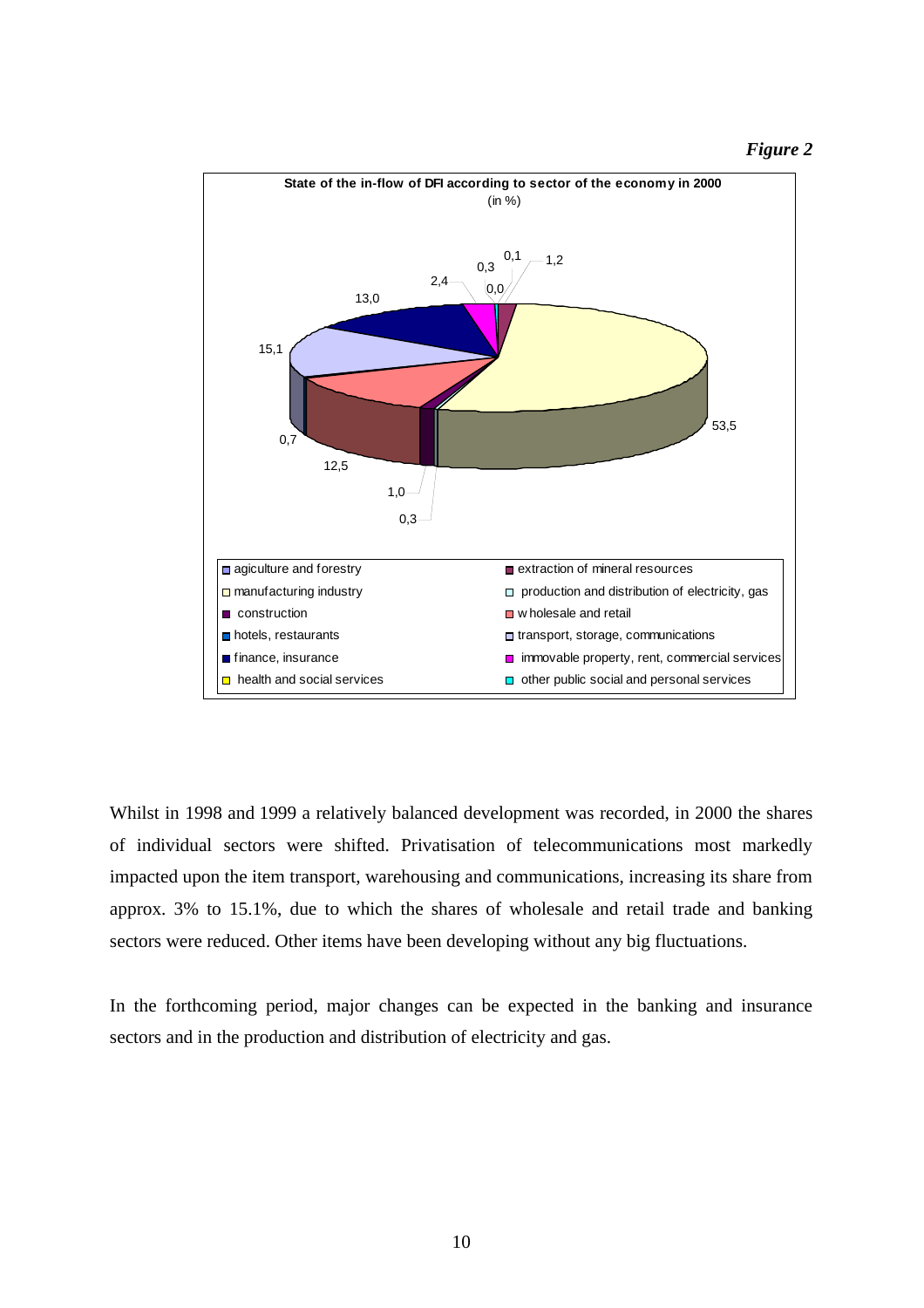*Figure 2*

**State of the in-flow of DFI according to sector of the economy in 2000**
(in %)

| Sector | Share (%) |
| --- | --- |
| agiculture and forestry | 0,7 |
| extraction of mineral resources | 1,2 |
| manufacturing industry | 53,5 |
| production and distribution of electricity, gas | 0,3 |
| construction | 1,0 |
| wholesale and retail | 12,5 |
| hotels, restaurants | 0,1 |
| transport, storage, communications | 15,1 |
| finance, insurance | 13,0 |
| immovable property, rent, commercial services | 2,4 |
| health and social services | 0,0 |
| other public social and personal services | 0,3 |

Whilst in 1998 and 1999 a relatively balanced development was recorded, in 2000 the shares of individual sectors were shifted. Privatisation of telecommunications most markedly impacted upon the item transport, warehousing and communications, increasing its share from approx. 3% to 15.1%, due to which the shares of wholesale and retail trade and banking sectors were reduced. Other items have been developing without any big fluctuations.

In the forthcoming period, major changes can be expected in the banking and insurance sectors and in the production and distribution of electricity and gas.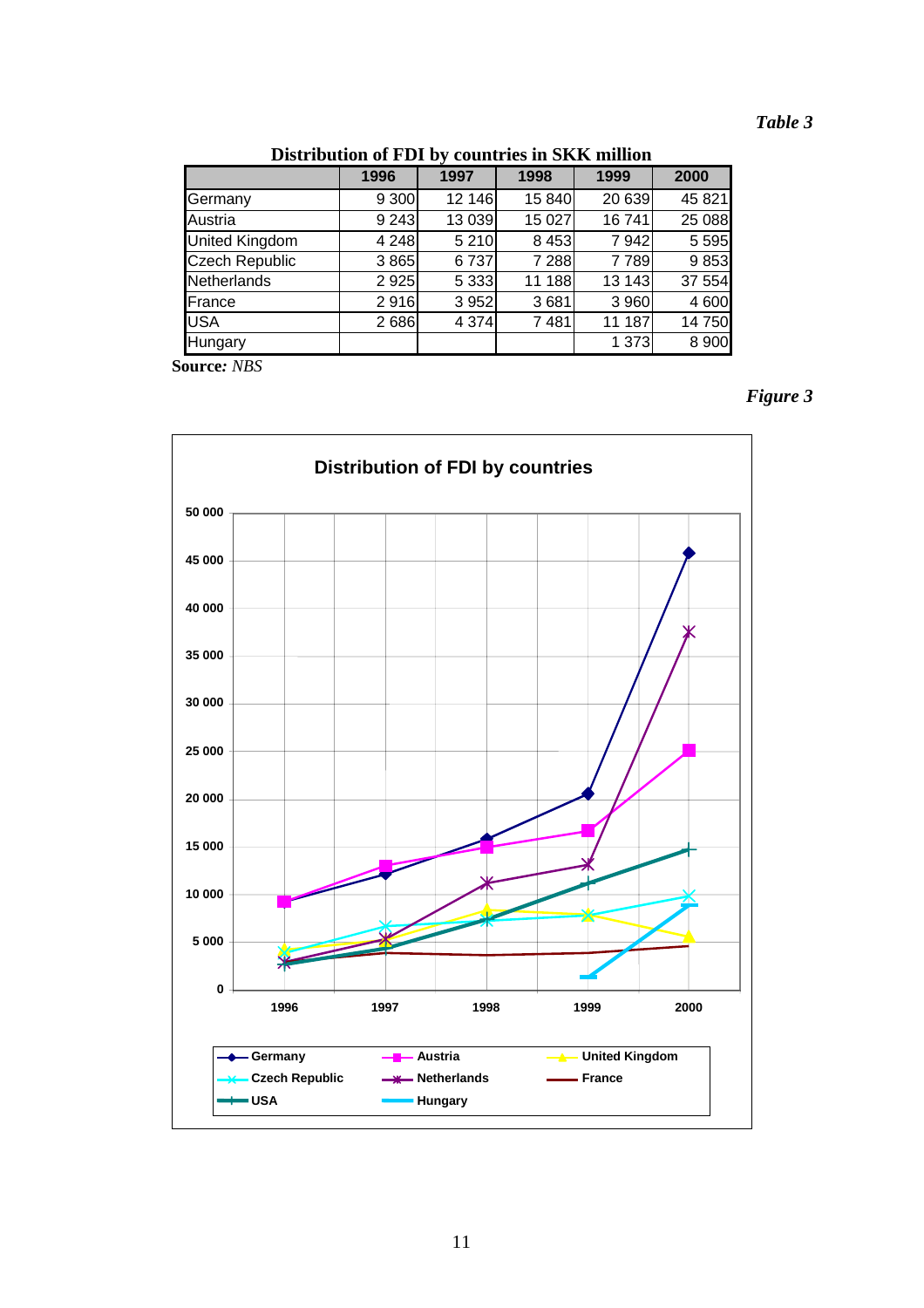*Table 3*

**Distribution of FDI by countries in SKK million**

| | 1996 | 1997 | 1998 | 1999 | 2000 |
|---|---|---|---|---|---|
| Germany | 9 300 | 12 146 | 15 840 | 20 639 | 45 821 |
| Austria | 9 243 | 13 039 | 15 027 | 16 741 | 25 088 |
| United Kingdom | 4 248 | 5 210 | 8 453 | 7 942 | 5 595 |
| Czech Republic | 3 865 | 6 737 | 7 288 | 7 789 | 9 853 |
| Netherlands | 2 925 | 5 333 | 11 188 | 13 143 | 37 554 |
| France | 2 916 | 3 952 | 3 681 | 3 960 | 4 600 |
| USA | 2 686 | 4 374 | 7 481 | 11 187 | 14 750 |
| Hungary | | | | 1 373 | 8 900 |

**Source:** *NBS*

*Figure 3*

**Distribution of FDI by countries**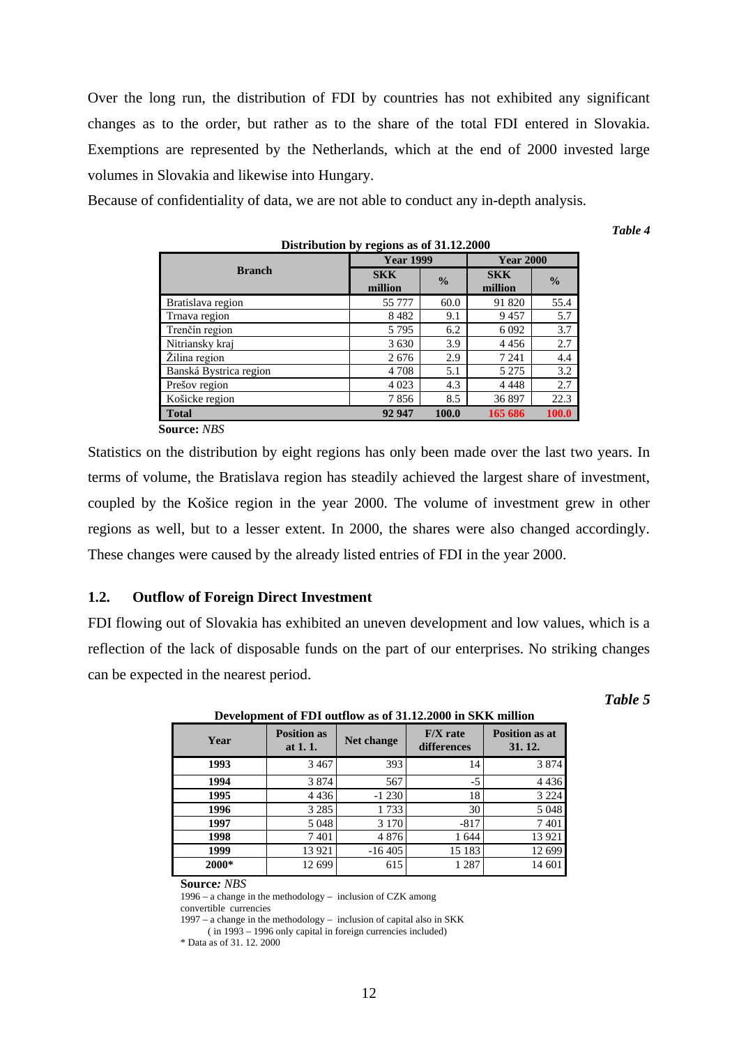Over the long run, the distribution of FDI by countries has not exhibited any significant changes as to the order, but rather as to the share of the total FDI entered in Slovakia. Exemptions are represented by the Netherlands, which at the end of 2000 invested large volumes in Slovakia and likewise into Hungary.

Because of confidentiality of data, we are not able to conduct any in-depth analysis.

*Table 4*

**Distribution by regions as of 31.12.2000**

| Branch | Year 1999 | | Year 2000 | |
|---|---|---|---|---|
| | SKK million | % | SKK million | % |
| Bratislava region | 55 777 | 60.0 | 91 820 | 55.4 |
| Trnava region | 8 482 | 9.1 | 9 457 | 5.7 |
| Trenčín region | 5 795 | 6.2 | 6 092 | 3.7 |
| Nitriansky kraj | 3 630 | 3.9 | 4 456 | 2.7 |
| Žilina region | 2 676 | 2.9 | 7 241 | 4.4 |
| Banská Bystrica region | 4 708 | 5.1 | 5 275 | 3.2 |
| Prešov region | 4 023 | 4.3 | 4 448 | 2.7 |
| Košicke region | 7 856 | 8.5 | 36 897 | 22.3 |
| **Total** | **92 947** | **100.0** | **165 686** | **100.0** |

**Source:** *NBS*

Statistics on the distribution by eight regions has only been made over the last two years. In terms of volume, the Bratislava region has steadily achieved the largest share of investment, coupled by the Košice region in the year 2000. The volume of investment grew in other regions as well, but to a lesser extent. In 2000, the shares were also changed accordingly. These changes were caused by the already listed entries of FDI in the year 2000.

## 1.2. Outflow of Foreign Direct Investment

FDI flowing out of Slovakia has exhibited an uneven development and low values, which is a reflection of the lack of disposable funds on the part of our enterprises. No striking changes can be expected in the nearest period.

*Table 5*

**Development of FDI outflow as of 31.12.2000 in SKK million**

| Year | Position as at 1. 1. | Net change | F/X rate differences | Position as at 31. 12. |
|---|---|---|---|---|
| **1993** | 3 467 | 393 | 14 | 3 874 |
| **1994** | 3 874 | 567 | -5 | 4 436 |
| **1995** | 4 436 | -1 230 | 18 | 3 224 |
| **1996** | 3 285 | 1 733 | 30 | 5 048 |
| **1997** | 5 048 | 3 170 | -817 | 7 401 |
| **1998** | 7 401 | 4 876 | 1 644 | 13 921 |
| **1999** | 13 921 | -16 405 | 15 183 | 12 699 |
| **2000*** | 12 699 | 615 | 1 287 | 14 601 |

**Source:** *NBS*

1996 – a change in the methodology – inclusion of CZK among convertible currencies

1997 – a change in the methodology – inclusion of capital also in SKK (in 1993 – 1996 only capital in foreign currencies included)

* Data as of 31. 12. 2000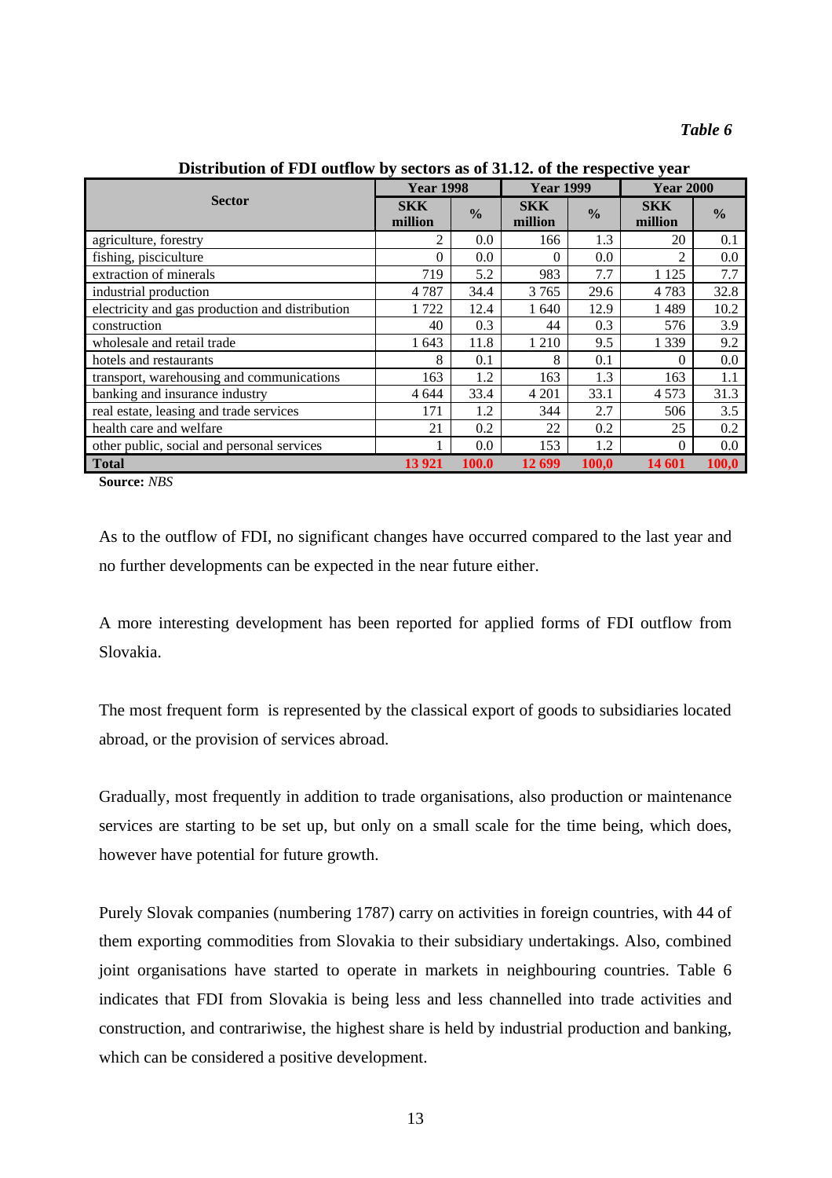*Table 6*

**Distribution of FDI outflow by sectors as of 31.12. of the respective year**

| Sector | Year 1998 | | Year 1999 | | Year 2000 | |
|---|---|---|---|---|---|---|
| | SKK million | % | SKK million | % | SKK million | % |
| agriculture, forestry | 2 | 0.0 | 166 | 1.3 | 20 | 0.1 |
| fishing, pisciculture | 0 | 0.0 | 0 | 0.0 | 2 | 0.0 |
| extraction of minerals | 719 | 5.2 | 983 | 7.7 | 1 125 | 7.7 |
| industrial production | 4 787 | 34.4 | 3 765 | 29.6 | 4 783 | 32.8 |
| electricity and gas production and distribution | 1 722 | 12.4 | 1 640 | 12.9 | 1 489 | 10.2 |
| construction | 40 | 0.3 | 44 | 0.3 | 576 | 3.9 |
| wholesale and retail trade | 1 643 | 11.8 | 1 210 | 9.5 | 1 339 | 9.2 |
| hotels and restaurants | 8 | 0.1 | 8 | 0.1 | 0 | 0.0 |
| transport, warehousing and communications | 163 | 1.2 | 163 | 1.3 | 163 | 1.1 |
| banking and insurance industry | 4 644 | 33.4 | 4 201 | 33.1 | 4 573 | 31.3 |
| real estate, leasing and trade services | 171 | 1.2 | 344 | 2.7 | 506 | 3.5 |
| health care and welfare | 21 | 0.2 | 22 | 0.2 | 25 | 0.2 |
| other public, social and personal services | 1 | 0.0 | 153 | 1.2 | 0 | 0.0 |
| **Total** | **13 921** | **100.0** | **12 699** | **100,0** | **14 601** | **100,0** |

**Source:** *NBS*

As to the outflow of FDI, no significant changes have occurred compared to the last year and no further developments can be expected in the near future either.

A more interesting development has been reported for applied forms of FDI outflow from Slovakia.

The most frequent form is represented by the classical export of goods to subsidiaries located abroad, or the provision of services abroad.

Gradually, most frequently in addition to trade organisations, also production or maintenance services are starting to be set up, but only on a small scale for the time being, which does, however have potential for future growth.

Purely Slovak companies (numbering 1787) carry on activities in foreign countries, with 44 of them exporting commodities from Slovakia to their subsidiary undertakings. Also, combined joint organisations have started to operate in markets in neighbouring countries. Table 6 indicates that FDI from Slovakia is being less and less channelled into trade activities and construction, and contrariwise, the highest share is held by industrial production and banking, which can be considered a positive development.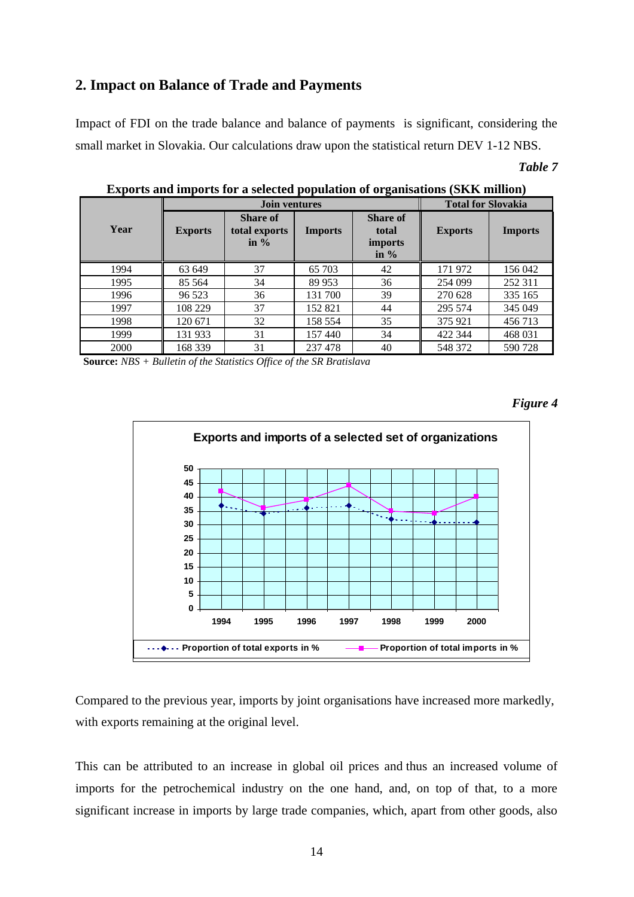## 2. Impact on Balance of Trade and Payments

Impact of FDI on the trade balance and balance of payments is significant, considering the small market in Slovakia. Our calculations draw upon the statistical return DEV 1-12 NBS.

*Table 7*

**Exports and imports for a selected population of organisations (SKK million)**

| Year | Join ventures | | | | Total for Slovakia | |
|---|---|---|---|---|---|---|
| | Exports | Share of total exports in % | Imports | Share of total imports in % | Exports | Imports |
| 1994 | 63 649 | 37 | 65 703 | 42 | 171 972 | 156 042 |
| 1995 | 85 564 | 34 | 89 953 | 36 | 254 099 | 252 311 |
| 1996 | 96 523 | 36 | 131 700 | 39 | 270 628 | 335 165 |
| 1997 | 108 229 | 37 | 152 821 | 44 | 295 574 | 345 049 |
| 1998 | 120 671 | 32 | 158 554 | 35 | 375 921 | 456 713 |
| 1999 | 131 933 | 31 | 157 440 | 34 | 422 344 | 468 031 |
| 2000 | 168 339 | 31 | 237 478 | 40 | 548 372 | 590 728 |

**Source:** *NBS + Bulletin of the Statistics Office of the SR Bratislava*

*Figure 4*

**Exports and imports of a selected set of organizations**

| Year | Proportion of total exports in % | Proportion of total imports in % |
|---|---|---|
| 1994 | 37 | 42 |
| 1995 | 34 | 36 |
| 1996 | 36 | 39 |
| 1997 | 37 | 44 |
| 1998 | 32 | 35 |
| 1999 | 31 | 34 |
| 2000 | 31 | 40 |

Compared to the previous year, imports by joint organisations have increased more markedly, with exports remaining at the original level.

This can be attributed to an increase in global oil prices and thus an increased volume of imports for the petrochemical industry on the one hand, and, on top of that, to a more significant increase in imports by large trade companies, which, apart from other goods, also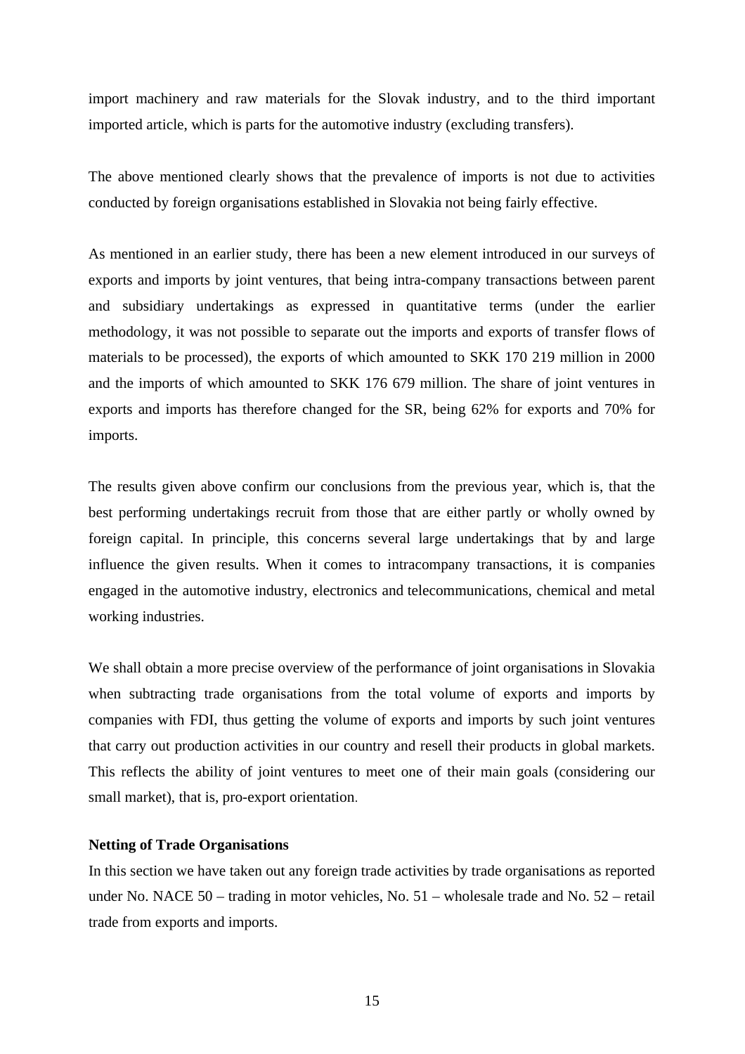import machinery and raw materials for the Slovak industry, and to the third important imported article, which is parts for the automotive industry (excluding transfers).

The above mentioned clearly shows that the prevalence of imports is not due to activities conducted by foreign organisations established in Slovakia not being fairly effective.

As mentioned in an earlier study, there has been a new element introduced in our surveys of exports and imports by joint ventures, that being intra-company transactions between parent and subsidiary undertakings as expressed in quantitative terms (under the earlier methodology, it was not possible to separate out the imports and exports of transfer flows of materials to be processed), the exports of which amounted to SKK 170 219 million in 2000 and the imports of which amounted to SKK 176 679 million. The share of joint ventures in exports and imports has therefore changed for the SR, being 62% for exports and 70% for imports.

The results given above confirm our conclusions from the previous year, which is, that the best performing undertakings recruit from those that are either partly or wholly owned by foreign capital. In principle, this concerns several large undertakings that by and large influence the given results. When it comes to intracompany transactions, it is companies engaged in the automotive industry, electronics and telecommunications, chemical and metal working industries.

We shall obtain a more precise overview of the performance of joint organisations in Slovakia when subtracting trade organisations from the total volume of exports and imports by companies with FDI, thus getting the volume of exports and imports by such joint ventures that carry out production activities in our country and resell their products in global markets. This reflects the ability of joint ventures to meet one of their main goals (considering our small market), that is, pro-export orientation.

**Netting of Trade Organisations**

In this section we have taken out any foreign trade activities by trade organisations as reported under No. NACE 50 – trading in motor vehicles, No. 51 – wholesale trade and No. 52 – retail trade from exports and imports.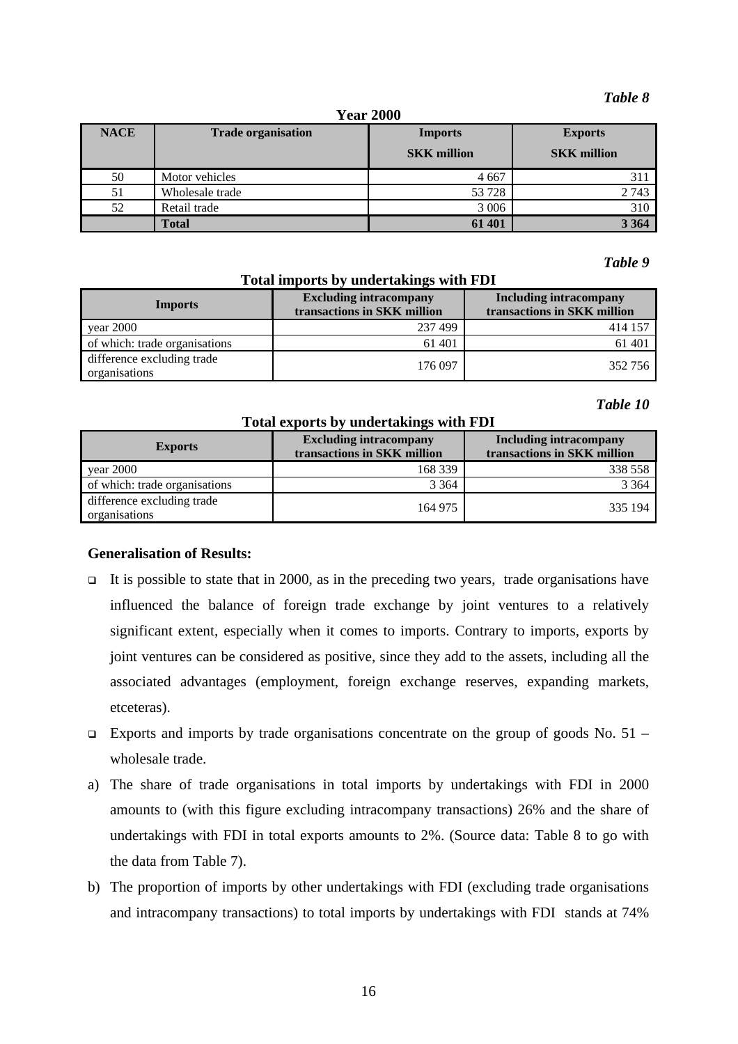*Table 8*

**Year 2000**

| NACE | Trade organisation | Imports SKK million | Exports SKK million |
|---|---|---|---|
| 50 | Motor vehicles | 4 667 | 311 |
| 51 | Wholesale trade | 53 728 | 2 743 |
| 52 | Retail trade | 3 006 | 310 |
| | **Total** | **61 401** | **3 364** |

*Table 9*

**Total imports by undertakings with FDI**

| Imports | Excluding intracompany transactions in SKK million | Including intracompany transactions in SKK million |
|---|---|---|
| year 2000 | 237 499 | 414 157 |
| of which: trade organisations | 61 401 | 61 401 |
| difference excluding trade organisations | 176 097 | 352 756 |

*Table 10*

**Total exports by undertakings with FDI**

| Exports | Excluding intracompany transactions in SKK million | Including intracompany transactions in SKK million |
|---|---|---|
| year 2000 | 168 339 | 338 558 |
| of which: trade organisations | 3 364 | 3 364 |
| difference excluding trade organisations | 164 975 | 335 194 |

**Generalisation of Results:**

- It is possible to state that in 2000, as in the preceding two years, trade organisations have influenced the balance of foreign trade exchange by joint ventures to a relatively significant extent, especially when it comes to imports. Contrary to imports, exports by joint ventures can be considered as positive, since they add to the assets, including all the associated advantages (employment, foreign exchange reserves, expanding markets, etceteras).
- Exports and imports by trade organisations concentrate on the group of goods No. 51 – wholesale trade.

a) The share of trade organisations in total imports by undertakings with FDI in 2000 amounts to (with this figure excluding intracompany transactions) 26% and the share of undertakings with FDI in total exports amounts to 2%. (Source data: Table 8 to go with the data from Table 7).

b) The proportion of imports by other undertakings with FDI (excluding trade organisations and intracompany transactions) to total imports by undertakings with FDI stands at 74%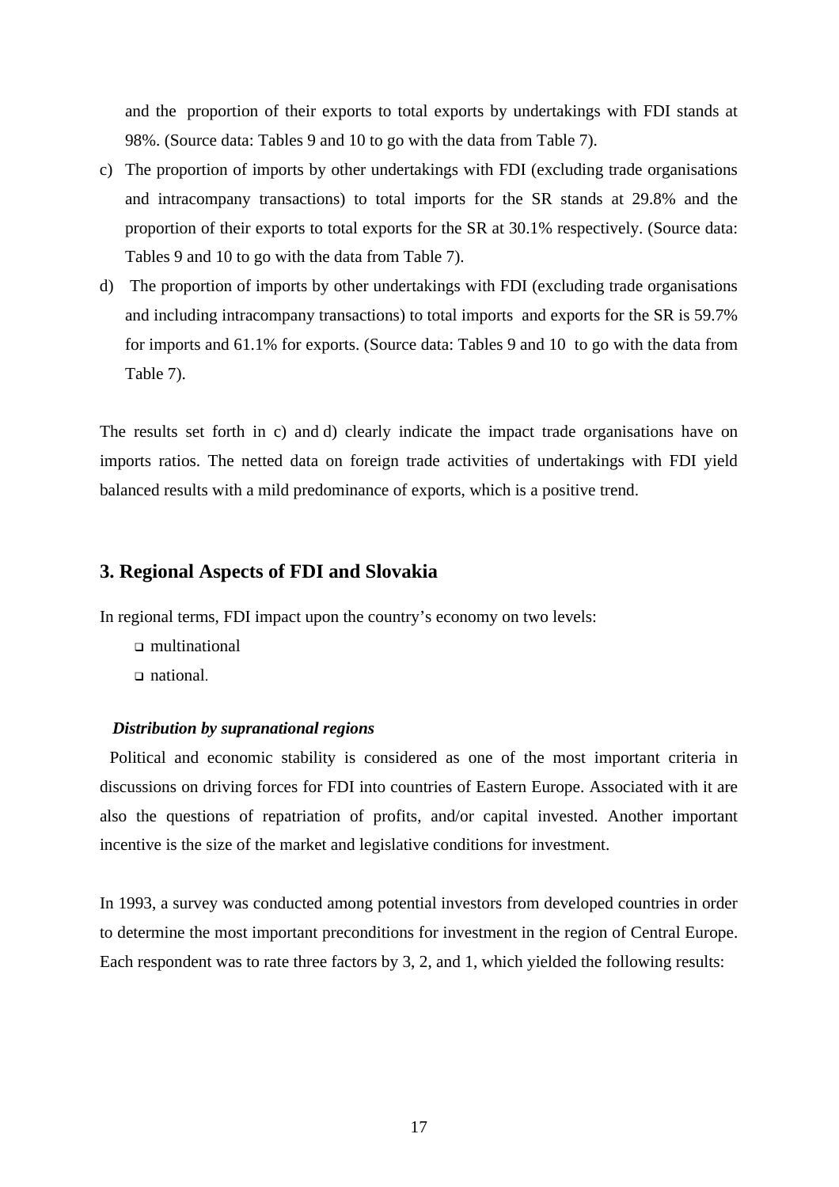and the proportion of their exports to total exports by undertakings with FDI stands at 98%. (Source data: Tables 9 and 10 to go with the data from Table 7).

c) The proportion of imports by other undertakings with FDI (excluding trade organisations and intracompany transactions) to total imports for the SR stands at 29.8% and the proportion of their exports to total exports for the SR at 30.1% respectively. (Source data: Tables 9 and 10 to go with the data from Table 7).

d) The proportion of imports by other undertakings with FDI (excluding trade organisations and including intracompany transactions) to total imports and exports for the SR is 59.7% for imports and 61.1% for exports. (Source data: Tables 9 and 10 to go with the data from Table 7).

The results set forth in c) and d) clearly indicate the impact trade organisations have on imports ratios. The netted data on foreign trade activities of undertakings with FDI yield balanced results with a mild predominance of exports, which is a positive trend.

## 3. Regional Aspects of FDI and Slovakia

In regional terms, FDI impact upon the country's economy on two levels:

- multinational
- national.

***Distribution by supranational regions***

Political and economic stability is considered as one of the most important criteria in discussions on driving forces for FDI into countries of Eastern Europe. Associated with it are also the questions of repatriation of profits, and/or capital invested. Another important incentive is the size of the market and legislative conditions for investment.

In 1993, a survey was conducted among potential investors from developed countries in order to determine the most important preconditions for investment in the region of Central Europe. Each respondent was to rate three factors by 3, 2, and 1, which yielded the following results: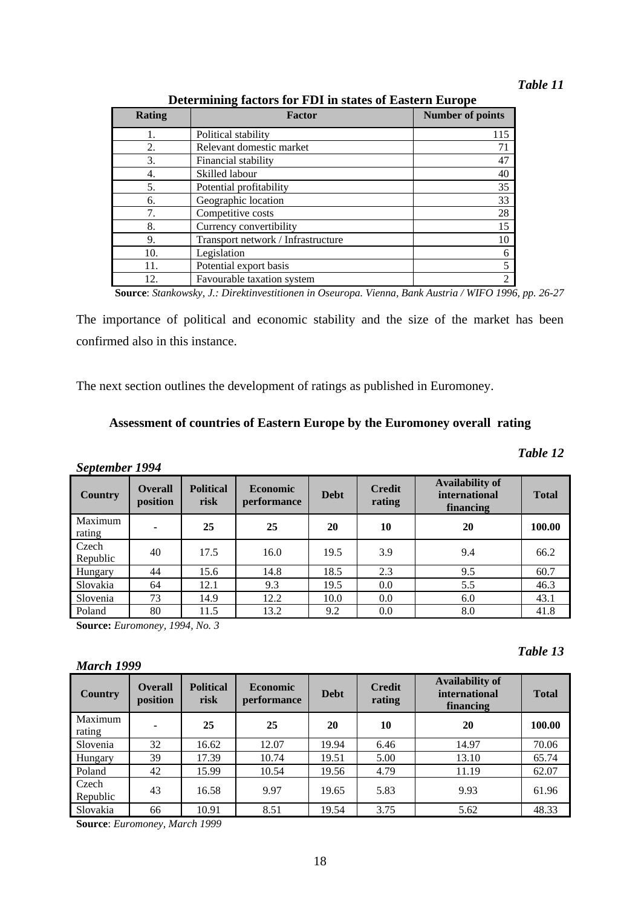*Table 11*

**Determining factors for FDI in states of Eastern Europe**

| Rating | Factor | Number of points |
|---|---|---|
| 1. | Political stability | 115 |
| 2. | Relevant domestic market | 71 |
| 3. | Financial stability | 47 |
| 4. | Skilled labour | 40 |
| 5. | Potential profitability | 35 |
| 6. | Geographic location | 33 |
| 7. | Competitive costs | 28 |
| 8. | Currency convertibility | 15 |
| 9. | Transport network / Infrastructure | 10 |
| 10. | Legislation | 6 |
| 11. | Potential export basis | 5 |
| 12. | Favourable taxation system | 2 |

**Source**: *Stankowsky, J.: Direktinvestitionen in Oseuropa. Vienna, Bank Austria / WIFO 1996, pp. 26-27*

The importance of political and economic stability and the size of the market has been confirmed also in this instance.

The next section outlines the development of ratings as published in Euromoney.

### Assessment of countries of Eastern Europe by the Euromoney overall rating

*Table 12*

***September 1994***

| Country | Overall position | Political risk | Economic performance | Debt | Credit rating | Availability of international financing | Total |
|---|---|---|---|---|---|---|---|
| Maximum rating | - | **25** | **25** | **20** | **10** | **20** | **100.00** |
| Czech Republic | 40 | 17.5 | 16.0 | 19.5 | 3.9 | 9.4 | 66.2 |
| Hungary | 44 | 15.6 | 14.8 | 18.5 | 2.3 | 9.5 | 60.7 |
| Slovakia | 64 | 12.1 | 9.3 | 19.5 | 0.0 | 5.5 | 46.3 |
| Slovenia | 73 | 14.9 | 12.2 | 10.0 | 0.0 | 6.0 | 43.1 |
| Poland | 80 | 11.5 | 13.2 | 9.2 | 0.0 | 8.0 | 41.8 |

**Source:** *Euromoney, 1994, No. 3*

*Table 13*

***March 1999***

| Country | Overall position | Political risk | Economic performance | Debt | Credit rating | Availability of international financing | Total |
|---|---|---|---|---|---|---|---|
| Maximum rating | - | **25** | **25** | **20** | **10** | **20** | **100.00** |
| Slovenia | 32 | 16.62 | 12.07 | 19.94 | 6.46 | 14.97 | 70.06 |
| Hungary | 39 | 17.39 | 10.74 | 19.51 | 5.00 | 13.10 | 65.74 |
| Poland | 42 | 15.99 | 10.54 | 19.56 | 4.79 | 11.19 | 62.07 |
| Czech Republic | 43 | 16.58 | 9.97 | 19.65 | 5.83 | 9.93 | 61.96 |
| Slovakia | 66 | 10.91 | 8.51 | 19.54 | 3.75 | 5.62 | 48.33 |

**Source**: *Euromoney, March 1999*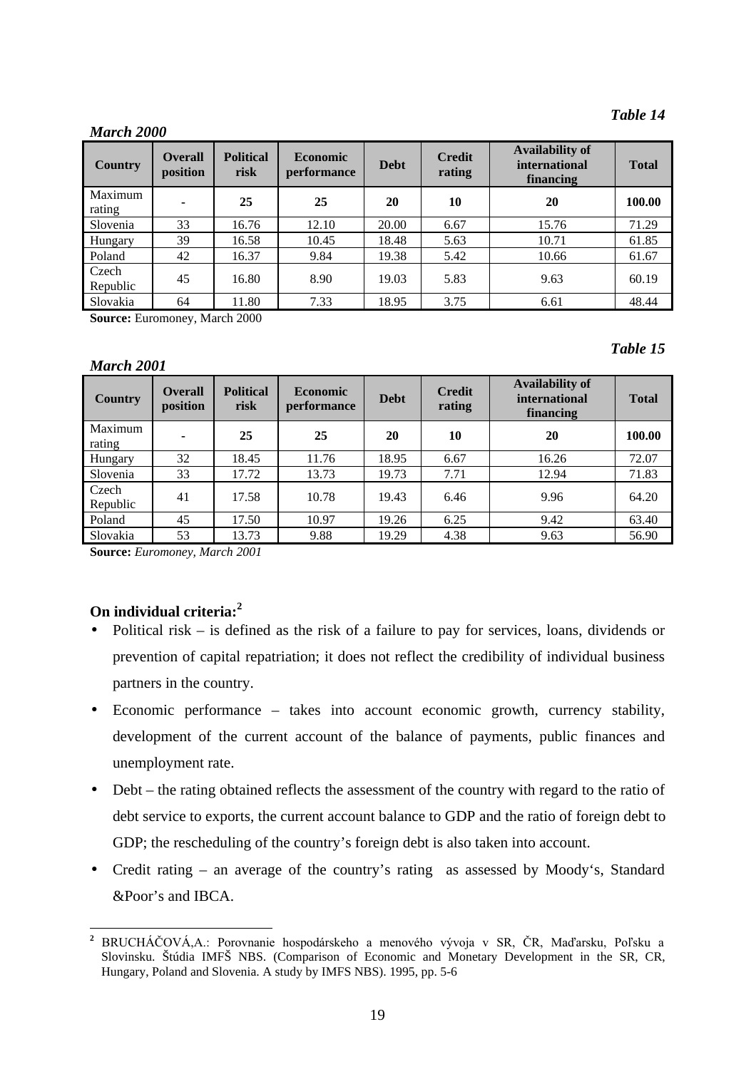*Table 14*

***March 2000***

| Country | Overall position | Political risk | Economic performance | Debt | Credit rating | Availability of international financing | Total |
|---|---|---|---|---|---|---|---|
| Maximum rating | - | **25** | **25** | **20** | **10** | **20** | **100.00** |
| Slovenia | 33 | 16.76 | 12.10 | 20.00 | 6.67 | 15.76 | 71.29 |
| Hungary | 39 | 16.58 | 10.45 | 18.48 | 5.63 | 10.71 | 61.85 |
| Poland | 42 | 16.37 | 9.84 | 19.38 | 5.42 | 10.66 | 61.67 |
| Czech Republic | 45 | 16.80 | 8.90 | 19.03 | 5.83 | 9.63 | 60.19 |
| Slovakia | 64 | 11.80 | 7.33 | 18.95 | 3.75 | 6.61 | 48.44 |

**Source:** Euromoney, March 2000

*Table 15*

***March 2001***

| Country | Overall position | Political risk | Economic performance | Debt | Credit rating | Availability of international financing | Total |
|---|---|---|---|---|---|---|---|
| Maximum rating | - | **25** | **25** | **20** | **10** | **20** | **100.00** |
| Hungary | 32 | 18.45 | 11.76 | 18.95 | 6.67 | 16.26 | 72.07 |
| Slovenia | 33 | 17.72 | 13.73 | 19.73 | 7.71 | 12.94 | 71.83 |
| Czech Republic | 41 | 17.58 | 10.78 | 19.43 | 6.46 | 9.96 | 64.20 |
| Poland | 45 | 17.50 | 10.97 | 19.26 | 6.25 | 9.42 | 63.40 |
| Slovakia | 53 | 13.73 | 9.88 | 19.29 | 4.38 | 9.63 | 56.90 |

**Source:** *Euromoney, March 2001*

**On individual criteria:**[2]

- Political risk – is defined as the risk of a failure to pay for services, loans, dividends or prevention of capital repatriation; it does not reflect the credibility of individual business partners in the country.
- Economic performance – takes into account economic growth, currency stability, development of the current account of the balance of payments, public finances and unemployment rate.
- Debt – the rating obtained reflects the assessment of the country with regard to the ratio of debt service to exports, the current account balance to GDP and the ratio of foreign debt to GDP; the rescheduling of the country's foreign debt is also taken into account.
- Credit rating – an average of the country's rating as assessed by Moody's, Standard &Poor's and IBCA.

---

[2] BRUCHÁČOVÁ,A.: Porovnanie hospodárskeho a menového vývoja v SR, ČR, Maďarsku, Poľsku a Slovinsku. Štúdia IMFŠ NBS. (Comparison of Economic and Monetary Development in the SR, CR, Hungary, Poland and Slovenia. A study by IMFS NBS). 1995, pp. 5-6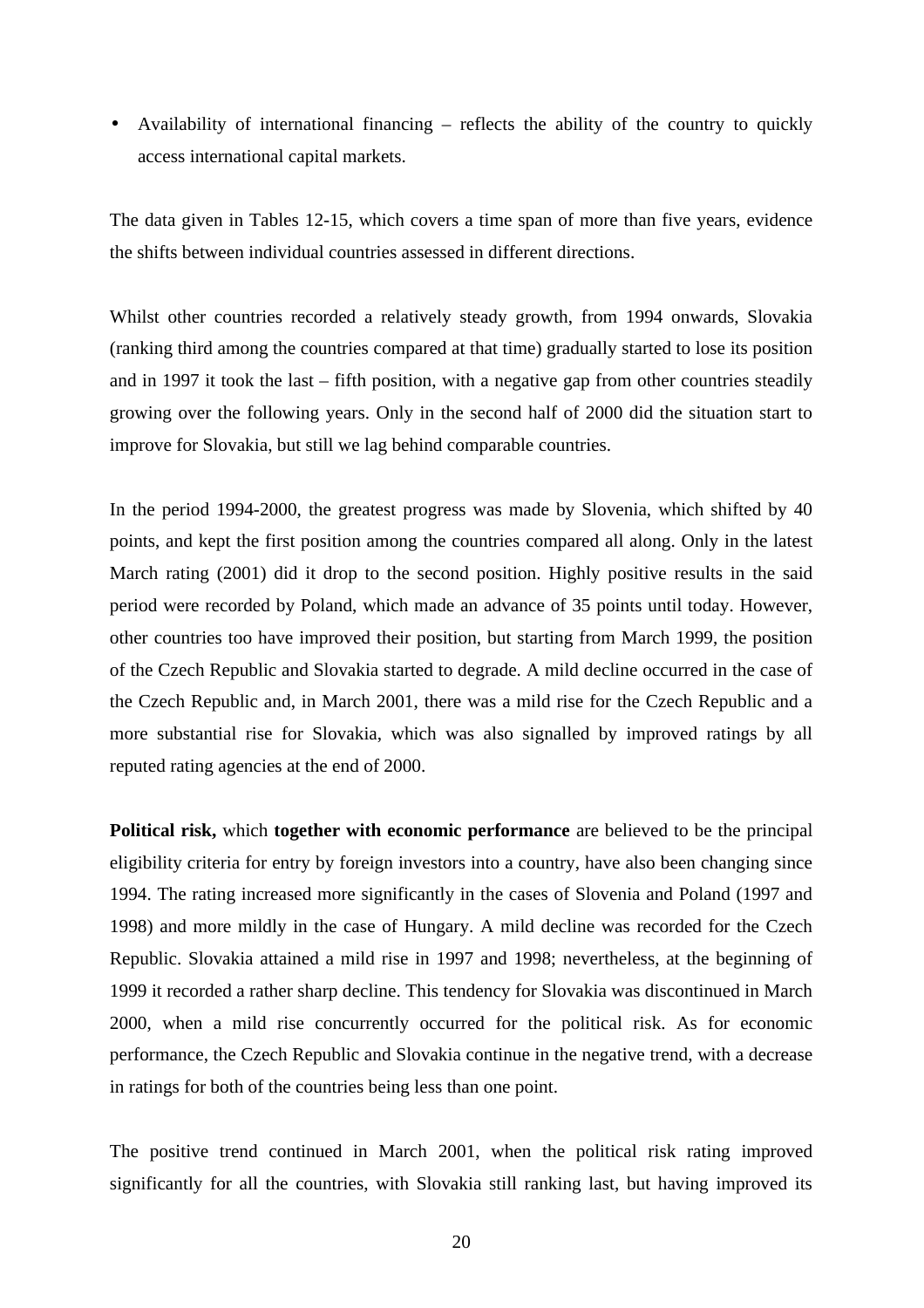- Availability of international financing – reflects the ability of the country to quickly access international capital markets.

The data given in Tables 12-15, which covers a time span of more than five years, evidence the shifts between individual countries assessed in different directions.

Whilst other countries recorded a relatively steady growth, from 1994 onwards, Slovakia (ranking third among the countries compared at that time) gradually started to lose its position and in 1997 it took the last – fifth position, with a negative gap from other countries steadily growing over the following years. Only in the second half of 2000 did the situation start to improve for Slovakia, but still we lag behind comparable countries.

In the period 1994-2000, the greatest progress was made by Slovenia, which shifted by 40 points, and kept the first position among the countries compared all along. Only in the latest March rating (2001) did it drop to the second position. Highly positive results in the said period were recorded by Poland, which made an advance of 35 points until today. However, other countries too have improved their position, but starting from March 1999, the position of the Czech Republic and Slovakia started to degrade. A mild decline occurred in the case of the Czech Republic and, in March 2001, there was a mild rise for the Czech Republic and a more substantial rise for Slovakia, which was also signalled by improved ratings by all reputed rating agencies at the end of 2000.

**Political risk,** which **together with economic performance** are believed to be the principal eligibility criteria for entry by foreign investors into a country, have also been changing since 1994. The rating increased more significantly in the cases of Slovenia and Poland (1997 and 1998) and more mildly in the case of Hungary. A mild decline was recorded for the Czech Republic. Slovakia attained a mild rise in 1997 and 1998; nevertheless, at the beginning of 1999 it recorded a rather sharp decline. This tendency for Slovakia was discontinued in March 2000, when a mild rise concurrently occurred for the political risk. As for economic performance, the Czech Republic and Slovakia continue in the negative trend, with a decrease in ratings for both of the countries being less than one point.

The positive trend continued in March 2001, when the political risk rating improved significantly for all the countries, with Slovakia still ranking last, but having improved its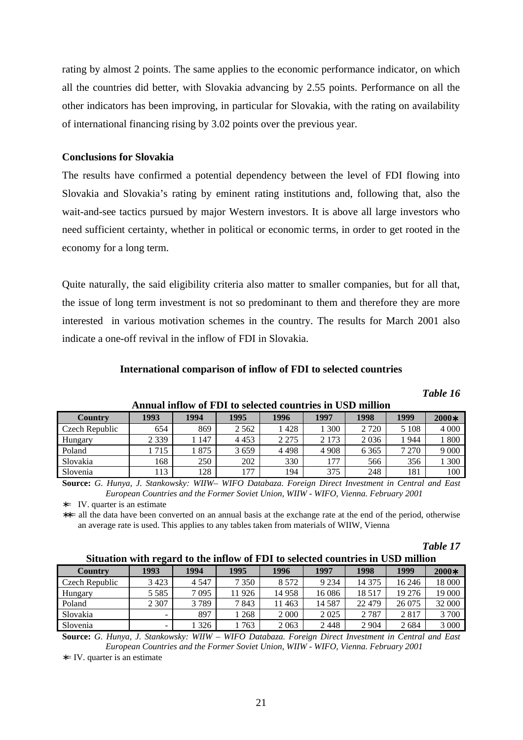rating by almost 2 points. The same applies to the economic performance indicator, on which all the countries did better, with Slovakia advancing by 2.55 points. Performance on all the other indicators has been improving, in particular for Slovakia, with the rating on availability of international financing rising by 3.02 points over the previous year.

**Conclusions for Slovakia**

The results have confirmed a potential dependency between the level of FDI flowing into Slovakia and Slovakia's rating by eminent rating institutions and, following that, also the wait-and-see tactics pursued by major Western investors. It is above all large investors who need sufficient certainty, whether in political or economic terms, in order to get rooted in the economy for a long term.

Quite naturally, the said eligibility criteria also matter to smaller companies, but for all that, the issue of long term investment is not so predominant to them and therefore they are more interested in various motivation schemes in the country. The results for March 2001 also indicate a one-off revival in the inflow of FDI in Slovakia.

**International comparison of inflow of FDI to selected countries**

***Table 16***

**Annual inflow of FDI to selected countries in USD million**

| Country | 1993 | 1994 | 1995 | 1996 | 1997 | 1998 | 1999 | 2000∗ |
|---|---|---|---|---|---|---|---|---|
| Czech Republic | 654 | 869 | 2 562 | 1 428 | 1 300 | 2 720 | 5 108 | 4 000 |
| Hungary | 2 339 | 1 147 | 4 453 | 2 275 | 2 173 | 2 036 | 1 944 | 1 800 |
| Poland | 1 715 | 1 875 | 3 659 | 4 498 | 4 908 | 6 365 | 7 270 | 9 000 |
| Slovakia | 168 | 250 | 202 | 330 | 177 | 566 | 356 | 1 300 |
| Slovenia | 113 | 128 | 177 | 194 | 375 | 248 | 181 | 100 |

**Source:** *G. Hunya, J. Stankowsky: WIIW– WIFO Databaza. Foreign Direct Investment in Central and East European Countries and the Former Soviet Union, WIIW - WIFO, Vienna. February 2001*

∗= IV. quarter is an estimate

∗∗= all the data have been converted on an annual basis at the exchange rate at the end of the period, otherwise an average rate is used. This applies to any tables taken from materials of WIIW, Vienna

***Table 17***

**Situation with regard to the inflow of FDI to selected countries in USD million**

| Country | 1993 | 1994 | 1995 | 1996 | 1997 | 1998 | 1999 | 2000∗ |
|---|---|---|---|---|---|---|---|---|
| Czech Republic | 3 423 | 4 547 | 7 350 | 8 572 | 9 234 | 14 375 | 16 246 | 18 000 |
| Hungary | 5 585 | 7 095 | 11 926 | 14 958 | 16 086 | 18 517 | 19 276 | 19 000 |
| Poland | 2 307 | 3 789 | 7 843 | 11 463 | 14 587 | 22 479 | 26 075 | 32 000 |
| Slovakia | - | 897 | 1 268 | 2 000 | 2 025 | 2 787 | 2 817 | 3 700 |
| Slovenia | - | 1 326 | 1 763 | 2 063 | 2 448 | 2 904 | 2 684 | 3 000 |

**Source:** *G. Hunya, J. Stankowsky: WIIW – WIFO Databaza. Foreign Direct Investment in Central and East European Countries and the Former Soviet Union, WIIW - WIFO, Vienna. February 2001*

∗= IV. quarter is an estimate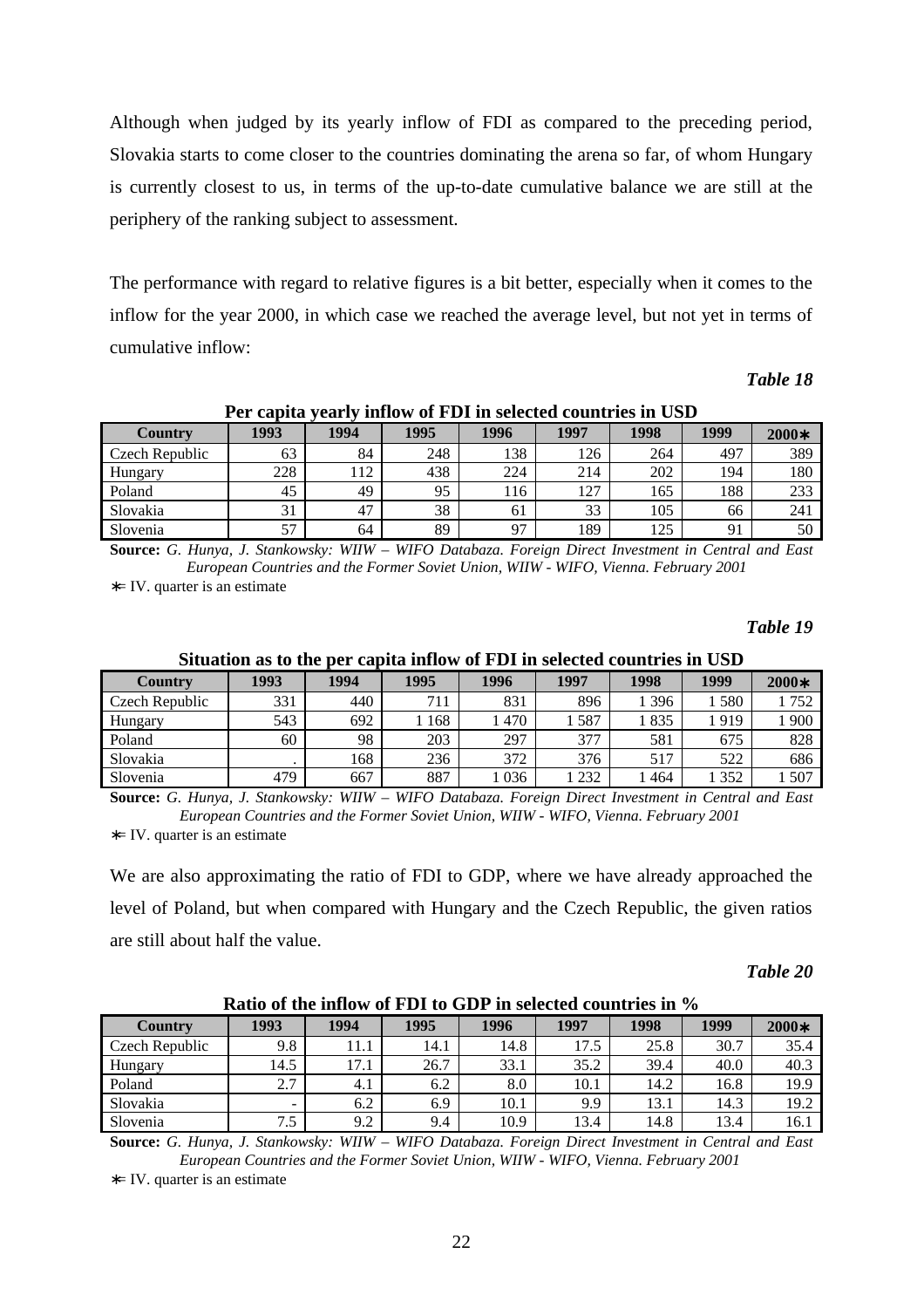Although when judged by its yearly inflow of FDI as compared to the preceding period, Slovakia starts to come closer to the countries dominating the arena so far, of whom Hungary is currently closest to us, in terms of the up-to-date cumulative balance we are still at the periphery of the ranking subject to assessment.

The performance with regard to relative figures is a bit better, especially when it comes to the inflow for the year 2000, in which case we reached the average level, but not yet in terms of cumulative inflow:

*Table 18*

**Per capita yearly inflow of FDI in selected countries in USD**

| Country | 1993 | 1994 | 1995 | 1996 | 1997 | 1998 | 1999 | 2000∗ |
|---|---|---|---|---|---|---|---|---|
| Czech Republic | 63 | 84 | 248 | 138 | 126 | 264 | 497 | 389 |
| Hungary | 228 | 112 | 438 | 224 | 214 | 202 | 194 | 180 |
| Poland | 45 | 49 | 95 | 116 | 127 | 165 | 188 | 233 |
| Slovakia | 31 | 47 | 38 | 61 | 33 | 105 | 66 | 241 |
| Slovenia | 57 | 64 | 89 | 97 | 189 | 125 | 91 | 50 |

**Source:** *G. Hunya, J. Stankowsky: WIIW – WIFO Databaza. Foreign Direct Investment in Central and East European Countries and the Former Soviet Union, WIIW - WIFO, Vienna. February 2001*

∗= IV. quarter is an estimate

*Table 19*

**Situation as to the per capita inflow of FDI in selected countries in USD**

| Country | 1993 | 1994 | 1995 | 1996 | 1997 | 1998 | 1999 | 2000∗ |
|---|---|---|---|---|---|---|---|---|
| Czech Republic | 331 | 440 | 711 | 831 | 896 | 1 396 | 1 580 | 1 752 |
| Hungary | 543 | 692 | 1 168 | 1 470 | 1 587 | 1 835 | 1 919 | 1 900 |
| Poland | 60 | 98 | 203 | 297 | 377 | 581 | 675 | 828 |
| Slovakia | . | 168 | 236 | 372 | 376 | 517 | 522 | 686 |
| Slovenia | 479 | 667 | 887 | 1 036 | 1 232 | 1 464 | 1 352 | 1 507 |

**Source:** *G. Hunya, J. Stankowsky: WIIW – WIFO Databaza. Foreign Direct Investment in Central and East European Countries and the Former Soviet Union, WIIW - WIFO, Vienna. February 2001*

∗= IV. quarter is an estimate

We are also approximating the ratio of FDI to GDP, where we have already approached the level of Poland, but when compared with Hungary and the Czech Republic, the given ratios are still about half the value.

*Table 20*

**Ratio of the inflow of FDI to GDP in selected countries in %**

| Country | 1993 | 1994 | 1995 | 1996 | 1997 | 1998 | 1999 | 2000∗ |
|---|---|---|---|---|---|---|---|---|
| Czech Republic | 9.8 | 11.1 | 14.1 | 14.8 | 17.5 | 25.8 | 30.7 | 35.4 |
| Hungary | 14.5 | 17.1 | 26.7 | 33.1 | 35.2 | 39.4 | 40.0 | 40.3 |
| Poland | 2.7 | 4.1 | 6.2 | 8.0 | 10.1 | 14.2 | 16.8 | 19.9 |
| Slovakia | - | 6.2 | 6.9 | 10.1 | 9.9 | 13.1 | 14.3 | 19.2 |
| Slovenia | 7.5 | 9.2 | 9.4 | 10.9 | 13.4 | 14.8 | 13.4 | 16.1 |

**Source:** *G. Hunya, J. Stankowsky: WIIW – WIFO Databaza. Foreign Direct Investment in Central and East European Countries and the Former Soviet Union, WIIW - WIFO, Vienna. February 2001*

∗= IV. quarter is an estimate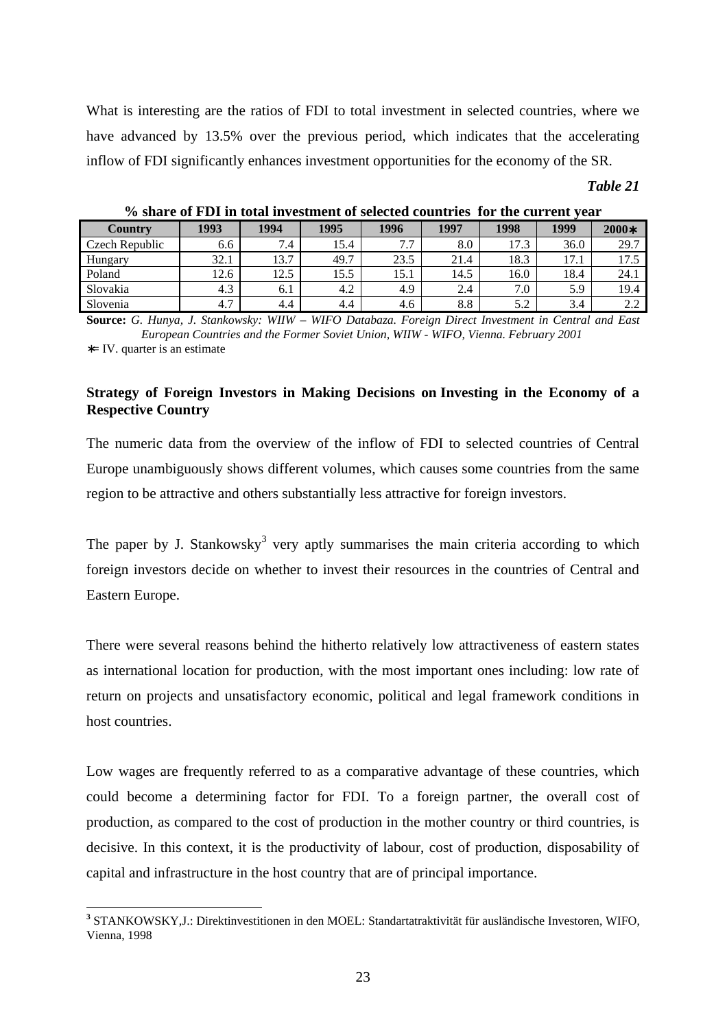What is interesting are the ratios of FDI to total investment in selected countries, where we have advanced by 13.5% over the previous period, which indicates that the accelerating inflow of FDI significantly enhances investment opportunities for the economy of the SR.

*Table 21*

**% share of FDI in total investment of selected countries for the current year**

| Country | 1993 | 1994 | 1995 | 1996 | 1997 | 1998 | 1999 | 2000∗ |
|---|---|---|---|---|---|---|---|---|
| Czech Republic | 6.6 | 7.4 | 15.4 | 7.7 | 8.0 | 17.3 | 36.0 | 29.7 |
| Hungary | 32.1 | 13.7 | 49.7 | 23.5 | 21.4 | 18.3 | 17.1 | 17.5 |
| Poland | 12.6 | 12.5 | 15.5 | 15.1 | 14.5 | 16.0 | 18.4 | 24.1 |
| Slovakia | 4.3 | 6.1 | 4.2 | 4.9 | 2.4 | 7.0 | 5.9 | 19.4 |
| Slovenia | 4.7 | 4.4 | 4.4 | 4.6 | 8.8 | 5.2 | 3.4 | 2.2 |

**Source:** *G. Hunya, J. Stankowsky: WIIW – WIFO Databaza. Foreign Direct Investment in Central and East European Countries and the Former Soviet Union, WIIW - WIFO, Vienna. February 2001*

∗= IV. quarter is an estimate

**Strategy of Foreign Investors in Making Decisions on Investing in the Economy of a Respective Country**

The numeric data from the overview of the inflow of FDI to selected countries of Central Europe unambiguously shows different volumes, which causes some countries from the same region to be attractive and others substantially less attractive for foreign investors.

The paper by J. Stankowsky[3] very aptly summarises the main criteria according to which foreign investors decide on whether to invest their resources in the countries of Central and Eastern Europe.

There were several reasons behind the hitherto relatively low attractiveness of eastern states as international location for production, with the most important ones including: low rate of return on projects and unsatisfactory economic, political and legal framework conditions in host countries.

Low wages are frequently referred to as a comparative advantage of these countries, which could become a determining factor for FDI. To a foreign partner, the overall cost of production, as compared to the cost of production in the mother country or third countries, is decisive. In this context, it is the productivity of labour, cost of production, disposability of capital and infrastructure in the host country that are of principal importance.

---

[3] STANKOWSKY,J.: Direktinvestitionen in den MOEL: Standartatraktivität für ausländische Investoren, WIFO, Vienna, 1998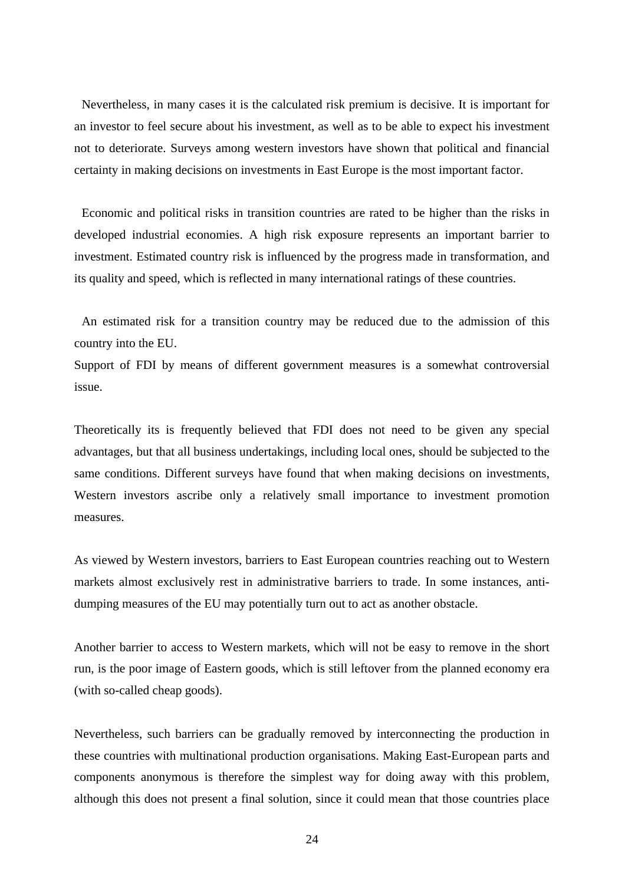Nevertheless, in many cases it is the calculated risk premium is decisive. It is important for an investor to feel secure about his investment, as well as to be able to expect his investment not to deteriorate. Surveys among western investors have shown that political and financial certainty in making decisions on investments in East Europe is the most important factor.

Economic and political risks in transition countries are rated to be higher than the risks in developed industrial economies. A high risk exposure represents an important barrier to investment. Estimated country risk is influenced by the progress made in transformation, and its quality and speed, which is reflected in many international ratings of these countries.

An estimated risk for a transition country may be reduced due to the admission of this country into the EU.

Support of FDI by means of different government measures is a somewhat controversial issue.

Theoretically its is frequently believed that FDI does not need to be given any special advantages, but that all business undertakings, including local ones, should be subjected to the same conditions. Different surveys have found that when making decisions on investments, Western investors ascribe only a relatively small importance to investment promotion measures.

As viewed by Western investors, barriers to East European countries reaching out to Western markets almost exclusively rest in administrative barriers to trade. In some instances, anti-dumping measures of the EU may potentially turn out to act as another obstacle.

Another barrier to access to Western markets, which will not be easy to remove in the short run, is the poor image of Eastern goods, which is still leftover from the planned economy era (with so-called cheap goods).

Nevertheless, such barriers can be gradually removed by interconnecting the production in these countries with multinational production organisations. Making East-European parts and components anonymous is therefore the simplest way for doing away with this problem, although this does not present a final solution, since it could mean that those countries place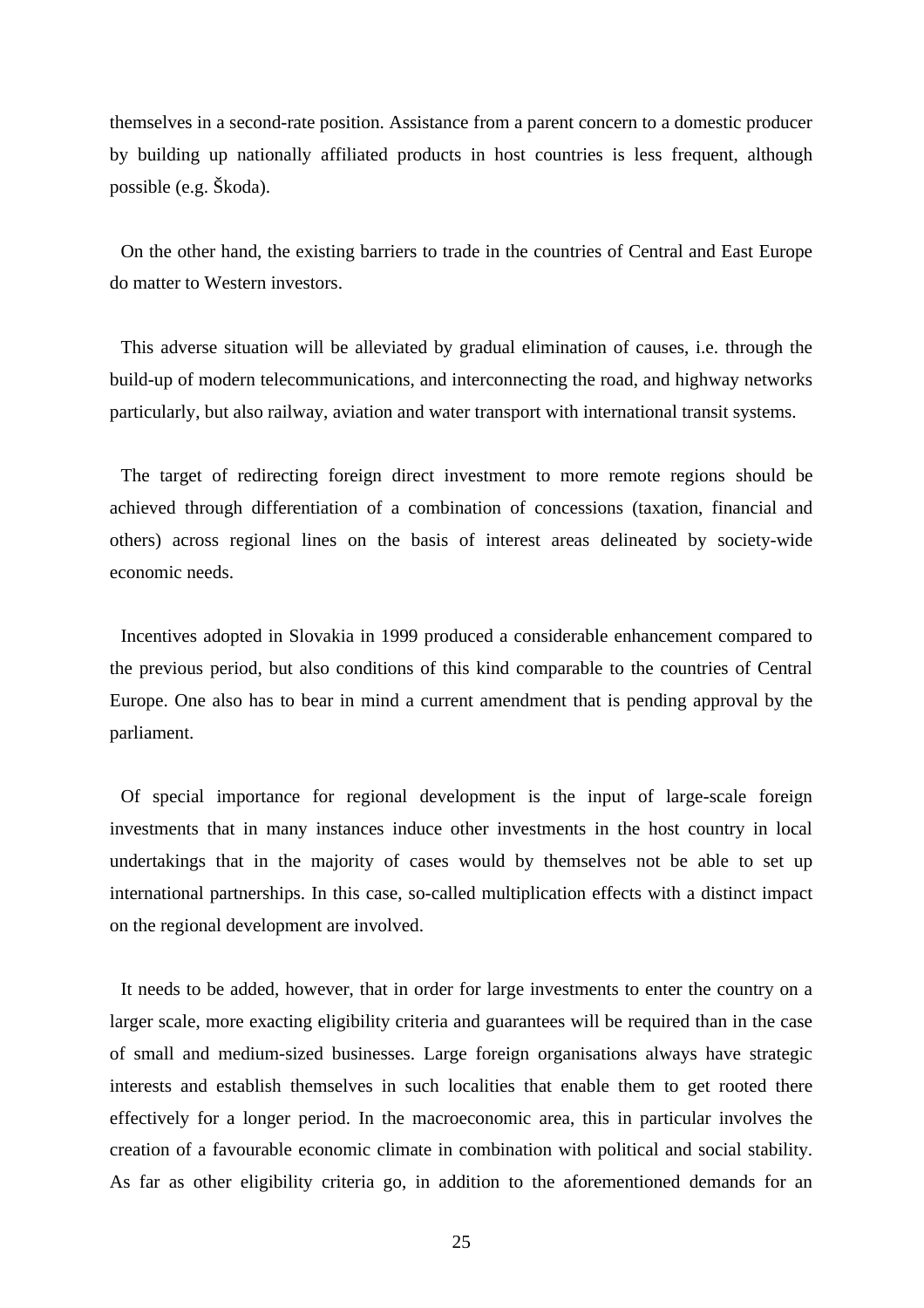themselves in a second-rate position. Assistance from a parent concern to a domestic producer by building up nationally affiliated products in host countries is less frequent, although possible (e.g. Škoda).

On the other hand, the existing barriers to trade in the countries of Central and East Europe do matter to Western investors.

This adverse situation will be alleviated by gradual elimination of causes, i.e. through the build-up of modern telecommunications, and interconnecting the road, and highway networks particularly, but also railway, aviation and water transport with international transit systems.

The target of redirecting foreign direct investment to more remote regions should be achieved through differentiation of a combination of concessions (taxation, financial and others) across regional lines on the basis of interest areas delineated by society-wide economic needs.

Incentives adopted in Slovakia in 1999 produced a considerable enhancement compared to the previous period, but also conditions of this kind comparable to the countries of Central Europe. One also has to bear in mind a current amendment that is pending approval by the parliament.

Of special importance for regional development is the input of large-scale foreign investments that in many instances induce other investments in the host country in local undertakings that in the majority of cases would by themselves not be able to set up international partnerships. In this case, so-called multiplication effects with a distinct impact on the regional development are involved.

It needs to be added, however, that in order for large investments to enter the country on a larger scale, more exacting eligibility criteria and guarantees will be required than in the case of small and medium-sized businesses. Large foreign organisations always have strategic interests and establish themselves in such localities that enable them to get rooted there effectively for a longer period. In the macroeconomic area, this in particular involves the creation of a favourable economic climate in combination with political and social stability. As far as other eligibility criteria go, in addition to the aforementioned demands for an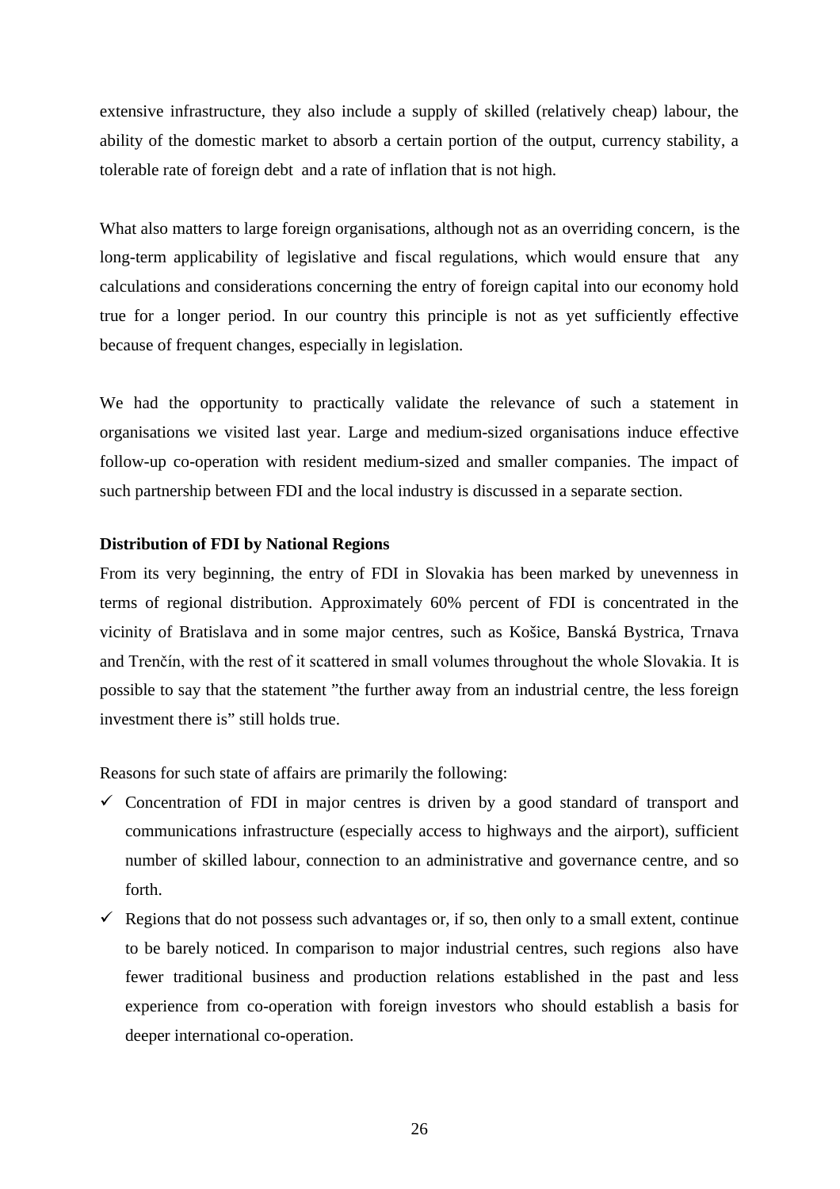extensive infrastructure, they also include a supply of skilled (relatively cheap) labour, the ability of the domestic market to absorb a certain portion of the output, currency stability, a tolerable rate of foreign debt and a rate of inflation that is not high.

What also matters to large foreign organisations, although not as an overriding concern, is the long-term applicability of legislative and fiscal regulations, which would ensure that any calculations and considerations concerning the entry of foreign capital into our economy hold true for a longer period. In our country this principle is not as yet sufficiently effective because of frequent changes, especially in legislation.

We had the opportunity to practically validate the relevance of such a statement in organisations we visited last year. Large and medium-sized organisations induce effective follow-up co-operation with resident medium-sized and smaller companies. The impact of such partnership between FDI and the local industry is discussed in a separate section.

**Distribution of FDI by National Regions**

From its very beginning, the entry of FDI in Slovakia has been marked by unevenness in terms of regional distribution. Approximately 60% percent of FDI is concentrated in the vicinity of Bratislava and in some major centres, such as Košice, Banská Bystrica, Trnava and Trenčín, with the rest of it scattered in small volumes throughout the whole Slovakia. It is possible to say that the statement "the further away from an industrial centre, the less foreign investment there is" still holds true.

Reasons for such state of affairs are primarily the following:

- ✓ Concentration of FDI in major centres is driven by a good standard of transport and communications infrastructure (especially access to highways and the airport), sufficient number of skilled labour, connection to an administrative and governance centre, and so forth.
- ✓ Regions that do not possess such advantages or, if so, then only to a small extent, continue to be barely noticed. In comparison to major industrial centres, such regions also have fewer traditional business and production relations established in the past and less experience from co-operation with foreign investors who should establish a basis for deeper international co-operation.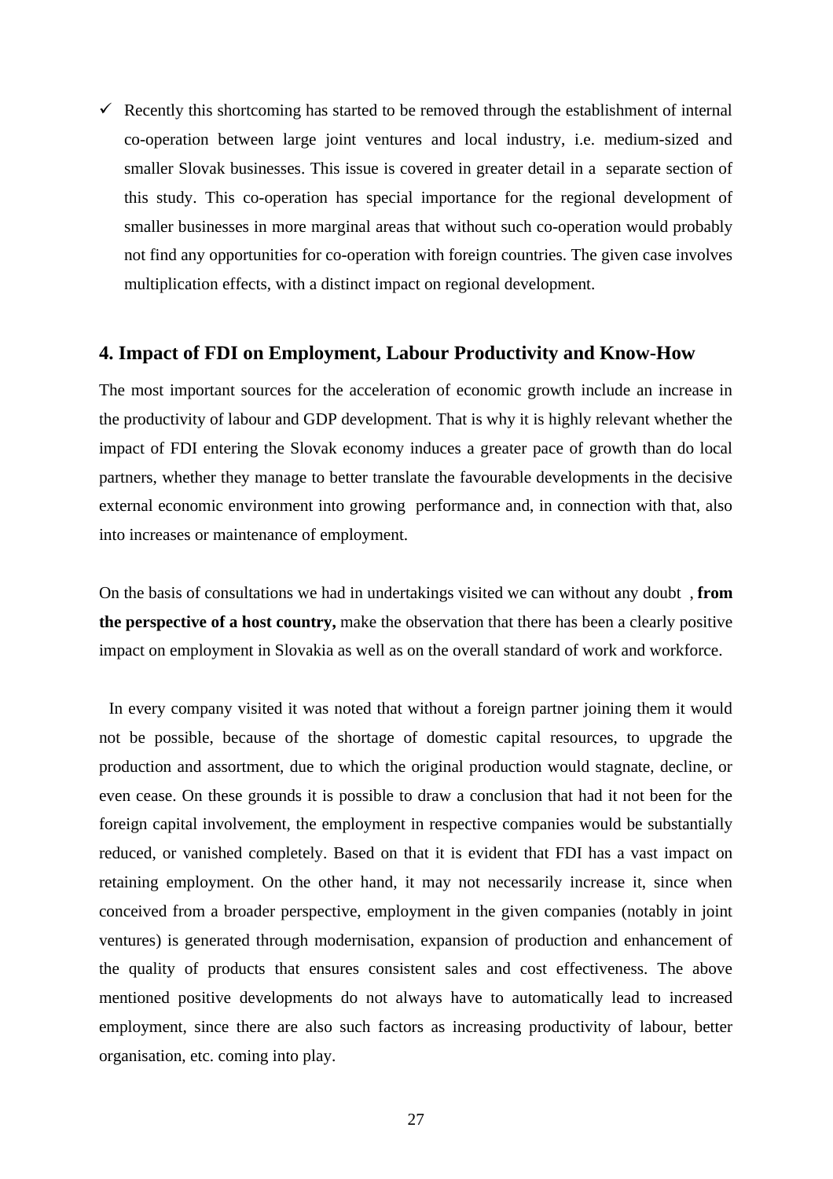- ✓ Recently this shortcoming has started to be removed through the establishment of internal co-operation between large joint ventures and local industry, i.e. medium-sized and smaller Slovak businesses. This issue is covered in greater detail in a separate section of this study. This co-operation has special importance for the regional development of smaller businesses in more marginal areas that without such co-operation would probably not find any opportunities for co-operation with foreign countries. The given case involves multiplication effects, with a distinct impact on regional development.

## 4. Impact of FDI on Employment, Labour Productivity and Know-How

The most important sources for the acceleration of economic growth include an increase in the productivity of labour and GDP development. That is why it is highly relevant whether the impact of FDI entering the Slovak economy induces a greater pace of growth than do local partners, whether they manage to better translate the favourable developments in the decisive external economic environment into growing performance and, in connection with that, also into increases or maintenance of employment.

On the basis of consultations we had in undertakings visited we can without any doubt , **from the perspective of a host country,** make the observation that there has been a clearly positive impact on employment in Slovakia as well as on the overall standard of work and workforce.

In every company visited it was noted that without a foreign partner joining them it would not be possible, because of the shortage of domestic capital resources, to upgrade the production and assortment, due to which the original production would stagnate, decline, or even cease. On these grounds it is possible to draw a conclusion that had it not been for the foreign capital involvement, the employment in respective companies would be substantially reduced, or vanished completely. Based on that it is evident that FDI has a vast impact on retaining employment. On the other hand, it may not necessarily increase it, since when conceived from a broader perspective, employment in the given companies (notably in joint ventures) is generated through modernisation, expansion of production and enhancement of the quality of products that ensures consistent sales and cost effectiveness. The above mentioned positive developments do not always have to automatically lead to increased employment, since there are also such factors as increasing productivity of labour, better organisation, etc. coming into play.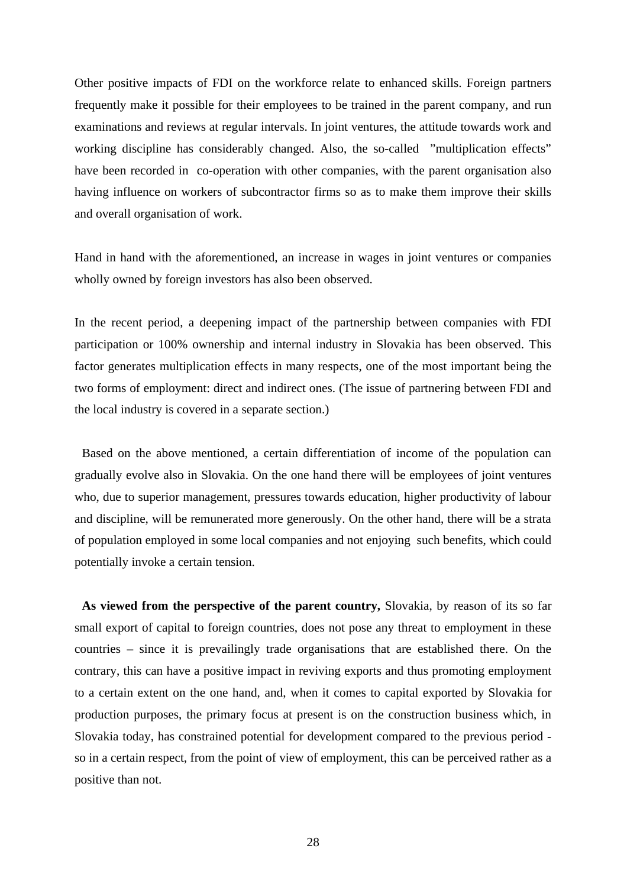Other positive impacts of FDI on the workforce relate to enhanced skills. Foreign partners frequently make it possible for their employees to be trained in the parent company, and run examinations and reviews at regular intervals. In joint ventures, the attitude towards work and working discipline has considerably changed. Also, the so-called "multiplication effects" have been recorded in co-operation with other companies, with the parent organisation also having influence on workers of subcontractor firms so as to make them improve their skills and overall organisation of work.

Hand in hand with the aforementioned, an increase in wages in joint ventures or companies wholly owned by foreign investors has also been observed.

In the recent period, a deepening impact of the partnership between companies with FDI participation or 100% ownership and internal industry in Slovakia has been observed. This factor generates multiplication effects in many respects, one of the most important being the two forms of employment: direct and indirect ones. (The issue of partnering between FDI and the local industry is covered in a separate section.)

Based on the above mentioned, a certain differentiation of income of the population can gradually evolve also in Slovakia. On the one hand there will be employees of joint ventures who, due to superior management, pressures towards education, higher productivity of labour and discipline, will be remunerated more generously. On the other hand, there will be a strata of population employed in some local companies and not enjoying such benefits, which could potentially invoke a certain tension.

**As viewed from the perspective of the parent country,** Slovakia, by reason of its so far small export of capital to foreign countries, does not pose any threat to employment in these countries – since it is prevailingly trade organisations that are established there. On the contrary, this can have a positive impact in reviving exports and thus promoting employment to a certain extent on the one hand, and, when it comes to capital exported by Slovakia for production purposes, the primary focus at present is on the construction business which, in Slovakia today, has constrained potential for development compared to the previous period - so in a certain respect, from the point of view of employment, this can be perceived rather as a positive than not.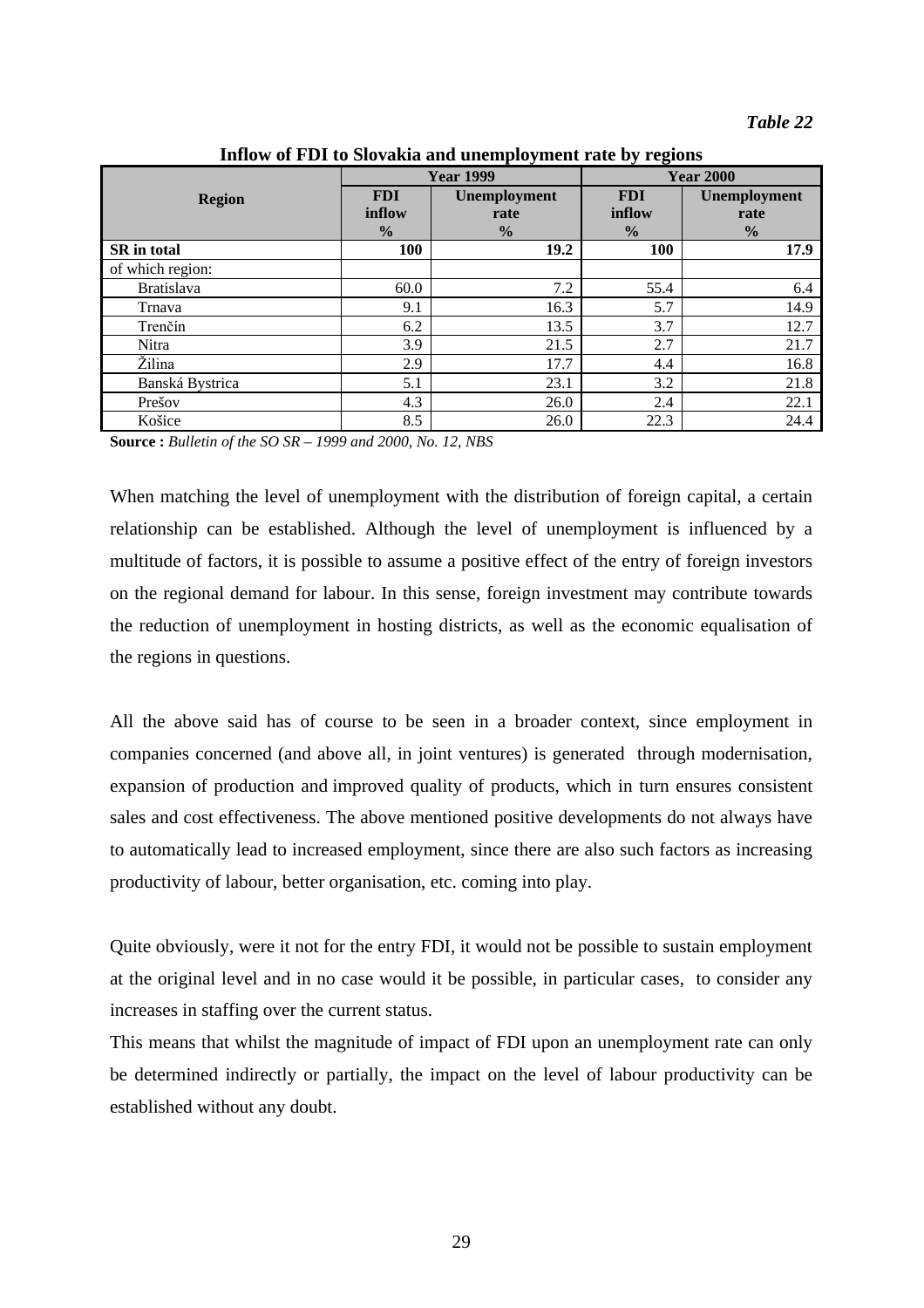*Table 22*

**Inflow of FDI to Slovakia and unemployment rate by regions**

| Region | Year 1999 | | Year 2000 | |
|---|---|---|---|---|
| | FDI inflow % | Unemployment rate % | FDI inflow % | Unemployment rate % |
| **SR in total** | **100** | **19.2** | **100** | **17.9** |
| of which region: | | | | |
| Bratislava | 60.0 | 7.2 | 55.4 | 6.4 |
| Trnava | 9.1 | 16.3 | 5.7 | 14.9 |
| Trenčín | 6.2 | 13.5 | 3.7 | 12.7 |
| Nitra | 3.9 | 21.5 | 2.7 | 21.7 |
| Žilina | 2.9 | 17.7 | 4.4 | 16.8 |
| Banská Bystrica | 5.1 | 23.1 | 3.2 | 21.8 |
| Prešov | 4.3 | 26.0 | 2.4 | 22.1 |
| Košice | 8.5 | 26.0 | 22.3 | 24.4 |

**Source :** *Bulletin of the SO SR – 1999 and 2000, No. 12, NBS*

When matching the level of unemployment with the distribution of foreign capital, a certain relationship can be established. Although the level of unemployment is influenced by a multitude of factors, it is possible to assume a positive effect of the entry of foreign investors on the regional demand for labour. In this sense, foreign investment may contribute towards the reduction of unemployment in hosting districts, as well as the economic equalisation of the regions in questions.

All the above said has of course to be seen in a broader context, since employment in companies concerned (and above all, in joint ventures) is generated through modernisation, expansion of production and improved quality of products, which in turn ensures consistent sales and cost effectiveness. The above mentioned positive developments do not always have to automatically lead to increased employment, since there are also such factors as increasing productivity of labour, better organisation, etc. coming into play.

Quite obviously, were it not for the entry FDI, it would not be possible to sustain employment at the original level and in no case would it be possible, in particular cases, to consider any increases in staffing over the current status.

This means that whilst the magnitude of impact of FDI upon an unemployment rate can only be determined indirectly or partially, the impact on the level of labour productivity can be established without any doubt.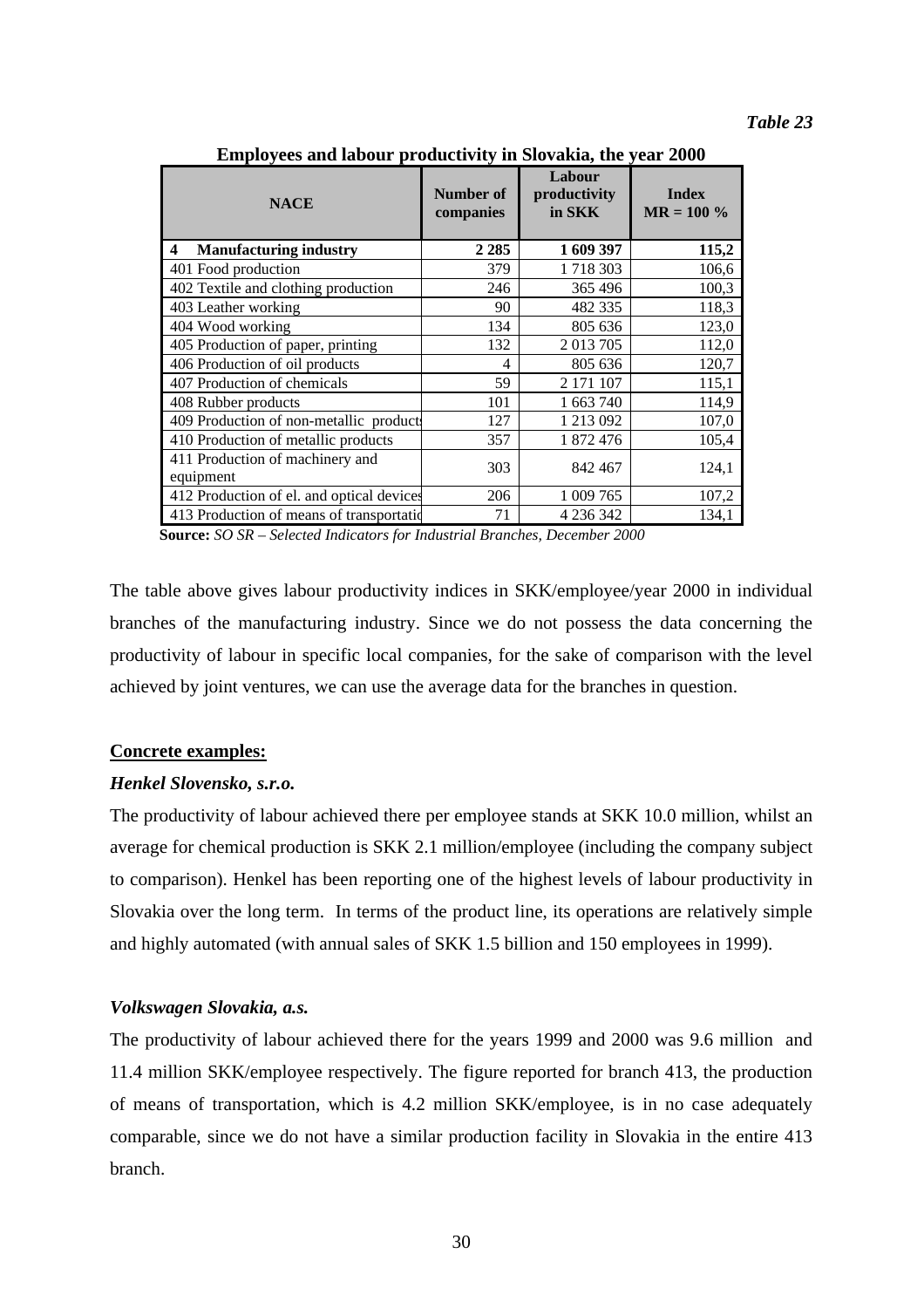*Table 23*

**Employees and labour productivity in Slovakia, the year 2000**

| NACE | Number of companies | Labour productivity in SKK | Index MR = 100 % |
|---|---|---|---|
| **4 Manufacturing industry** | **2 285** | **1 609 397** | **115,2** |
| 401 Food production | 379 | 1 718 303 | 106,6 |
| 402 Textile and clothing production | 246 | 365 496 | 100,3 |
| 403 Leather working | 90 | 482 335 | 118,3 |
| 404 Wood working | 134 | 805 636 | 123,0 |
| 405 Production of paper, printing | 132 | 2 013 705 | 112,0 |
| 406 Production of oil products | 4 | 805 636 | 120,7 |
| 407 Production of chemicals | 59 | 2 171 107 | 115,1 |
| 408 Rubber products | 101 | 1 663 740 | 114,9 |
| 409 Production of non-metallic products | 127 | 1 213 092 | 107,0 |
| 410 Production of metallic products | 357 | 1 872 476 | 105,4 |
| 411 Production of machinery and equipment | 303 | 842 467 | 124,1 |
| 412 Production of el. and optical devices | 206 | 1 009 765 | 107,2 |
| 413 Production of means of transportation | 71 | 4 236 342 | 134,1 |

**Source:** *SO SR – Selected Indicators for Industrial Branches, December 2000*

The table above gives labour productivity indices in SKK/employee/year 2000 in individual branches of the manufacturing industry. Since we do not possess the data concerning the productivity of labour in specific local companies, for the sake of comparison with the level achieved by joint ventures, we can use the average data for the branches in question.

**Concrete examples:**

***Henkel Slovensko, s.r.o.***

The productivity of labour achieved there per employee stands at SKK 10.0 million, whilst an average for chemical production is SKK 2.1 million/employee (including the company subject to comparison). Henkel has been reporting one of the highest levels of labour productivity in Slovakia over the long term. In terms of the product line, its operations are relatively simple and highly automated (with annual sales of SKK 1.5 billion and 150 employees in 1999).

***Volkswagen Slovakia, a.s.***

The productivity of labour achieved there for the years 1999 and 2000 was 9.6 million and 11.4 million SKK/employee respectively. The figure reported for branch 413, the production of means of transportation, which is 4.2 million SKK/employee, is in no case adequately comparable, since we do not have a similar production facility in Slovakia in the entire 413 branch.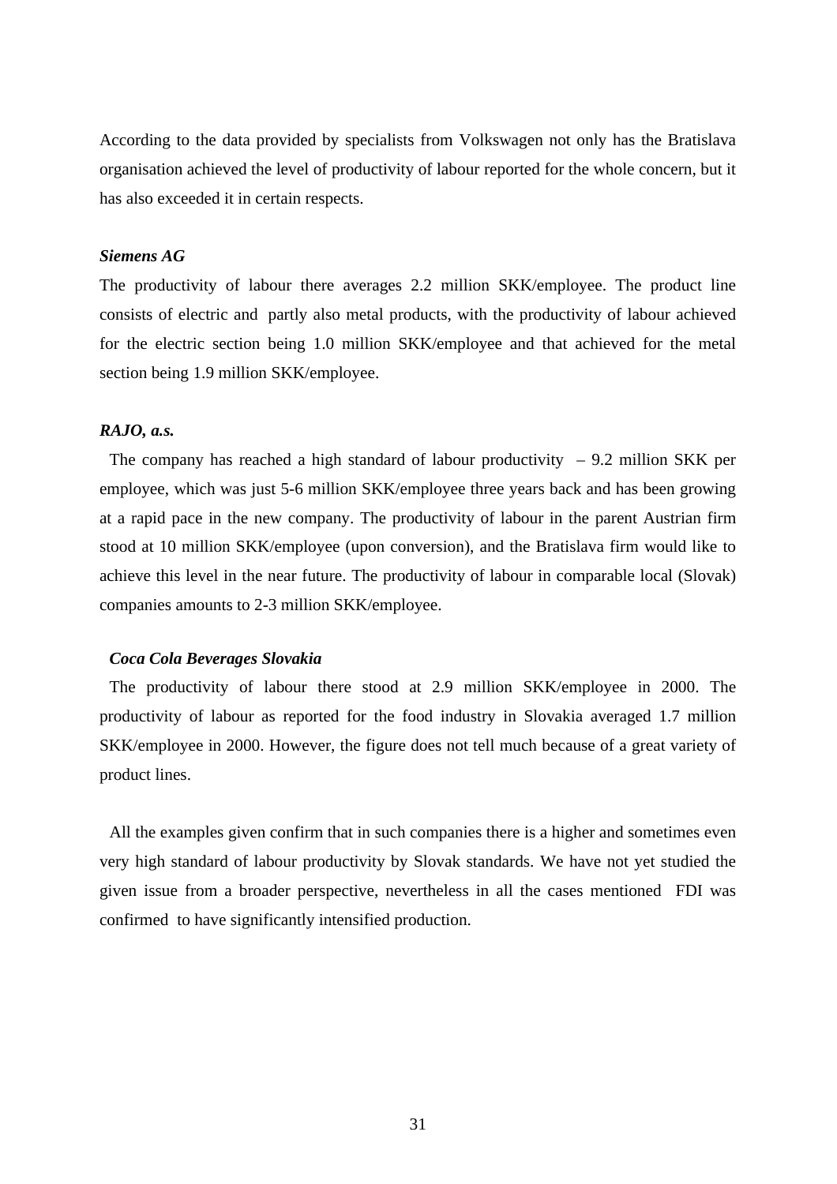According to the data provided by specialists from Volkswagen not only has the Bratislava organisation achieved the level of productivity of labour reported for the whole concern, but it has also exceeded it in certain respects.

***Siemens AG***

The productivity of labour there averages 2.2 million SKK/employee. The product line consists of electric and partly also metal products, with the productivity of labour achieved for the electric section being 1.0 million SKK/employee and that achieved for the metal section being 1.9 million SKK/employee.

***RAJO, a.s.***

The company has reached a high standard of labour productivity – 9.2 million SKK per employee, which was just 5-6 million SKK/employee three years back and has been growing at a rapid pace in the new company. The productivity of labour in the parent Austrian firm stood at 10 million SKK/employee (upon conversion), and the Bratislava firm would like to achieve this level in the near future. The productivity of labour in comparable local (Slovak) companies amounts to 2-3 million SKK/employee.

***Coca Cola Beverages Slovakia***

The productivity of labour there stood at 2.9 million SKK/employee in 2000. The productivity of labour as reported for the food industry in Slovakia averaged 1.7 million SKK/employee in 2000. However, the figure does not tell much because of a great variety of product lines.

All the examples given confirm that in such companies there is a higher and sometimes even very high standard of labour productivity by Slovak standards. We have not yet studied the given issue from a broader perspective, nevertheless in all the cases mentioned FDI was confirmed to have significantly intensified production.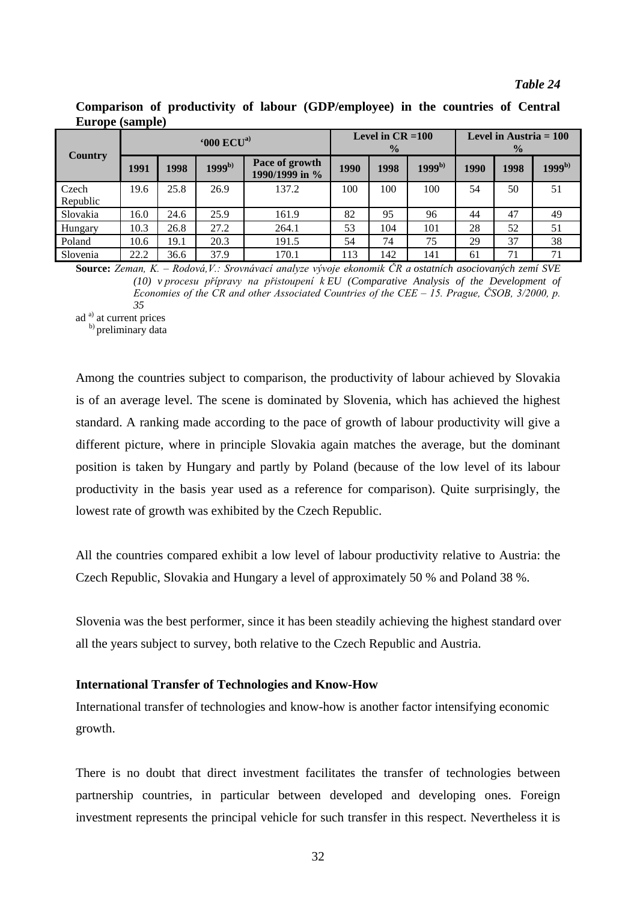*Table 24*

**Comparison of productivity of labour (GDP/employee) in the countries of Central Europe (sample)**

| Country | '000 ECU[a)] | | | | Level in CR =100 % | | | Level in Austria = 100 % | | |
|---|---|---|---|---|---|---|---|---|---|---|
| | 1991 | 1998 | 1999[b)] | Pace of growth 1990/1999 in % | 1990 | 1998 | 1999[b)] | 1990 | 1998 | 1999[b)] |
| Czech Republic | 19.6 | 25.8 | 26.9 | 137.2 | 100 | 100 | 100 | 54 | 50 | 51 |
| Slovakia | 16.0 | 24.6 | 25.9 | 161.9 | 82 | 95 | 96 | 44 | 47 | 49 |
| Hungary | 10.3 | 26.8 | 27.2 | 264.1 | 53 | 104 | 101 | 28 | 52 | 51 |
| Poland | 10.6 | 19.1 | 20.3 | 191.5 | 54 | 74 | 75 | 29 | 37 | 38 |
| Slovenia | 22.2 | 36.6 | 37.9 | 170.1 | 113 | 142 | 141 | 61 | 71 | 71 |

**Source:** *Zeman, K. – Rodová,V.: Srovnávací analyze vývoje ekonomik ČR a ostatních asociovaných zemí SVE (10) v procesu přípravy na přistoupení k EU (Comparative Analysis of the Development of Economies of the CR and other Associated Countries of the CEE – 15. Prague, ČSOB, 3/2000, p. 35*

ad [a)] at current prices
[b)] preliminary data

Among the countries subject to comparison, the productivity of labour achieved by Slovakia is of an average level. The scene is dominated by Slovenia, which has achieved the highest standard. A ranking made according to the pace of growth of labour productivity will give a different picture, where in principle Slovakia again matches the average, but the dominant position is taken by Hungary and partly by Poland (because of the low level of its labour productivity in the basis year used as a reference for comparison). Quite surprisingly, the lowest rate of growth was exhibited by the Czech Republic.

All the countries compared exhibit a low level of labour productivity relative to Austria: the Czech Republic, Slovakia and Hungary a level of approximately 50 % and Poland 38 %.

Slovenia was the best performer, since it has been steadily achieving the highest standard over all the years subject to survey, both relative to the Czech Republic and Austria.

**International Transfer of Technologies and Know-How**

International transfer of technologies and know-how is another factor intensifying economic growth.

There is no doubt that direct investment facilitates the transfer of technologies between partnership countries, in particular between developed and developing ones. Foreign investment represents the principal vehicle for such transfer in this respect. Nevertheless it is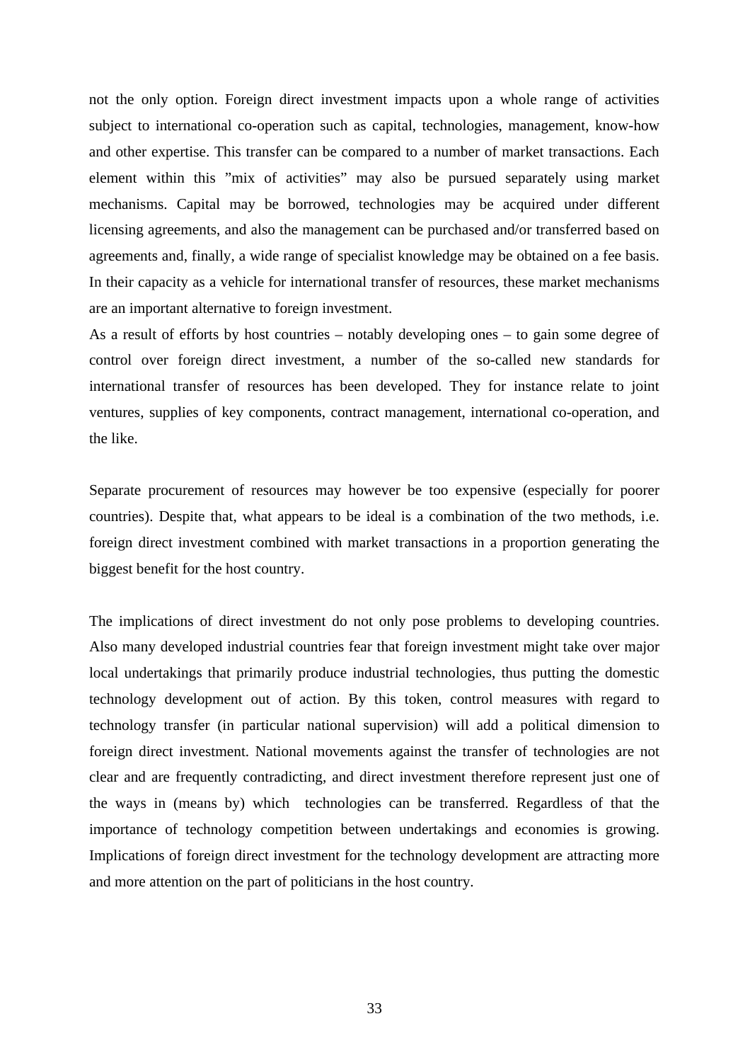not the only option. Foreign direct investment impacts upon a whole range of activities subject to international co-operation such as capital, technologies, management, know-how and other expertise. This transfer can be compared to a number of market transactions. Each element within this ”mix of activities” may also be pursued separately using market mechanisms. Capital may be borrowed, technologies may be acquired under different licensing agreements, and also the management can be purchased and/or transferred based on agreements and, finally, a wide range of specialist knowledge may be obtained on a fee basis. In their capacity as a vehicle for international transfer of resources, these market mechanisms are an important alternative to foreign investment.

As a result of efforts by host countries – notably developing ones – to gain some degree of control over foreign direct investment, a number of the so-called new standards for international transfer of resources has been developed. They for instance relate to joint ventures, supplies of key components, contract management, international co-operation, and the like.

Separate procurement of resources may however be too expensive (especially for poorer countries). Despite that, what appears to be ideal is a combination of the two methods, i.e. foreign direct investment combined with market transactions in a proportion generating the biggest benefit for the host country.

The implications of direct investment do not only pose problems to developing countries. Also many developed industrial countries fear that foreign investment might take over major local undertakings that primarily produce industrial technologies, thus putting the domestic technology development out of action. By this token, control measures with regard to technology transfer (in particular national supervision) will add a political dimension to foreign direct investment. National movements against the transfer of technologies are not clear and are frequently contradicting, and direct investment therefore represent just one of the ways in (means by) which technologies can be transferred. Regardless of that the importance of technology competition between undertakings and economies is growing. Implications of foreign direct investment for the technology development are attracting more and more attention on the part of politicians in the host country.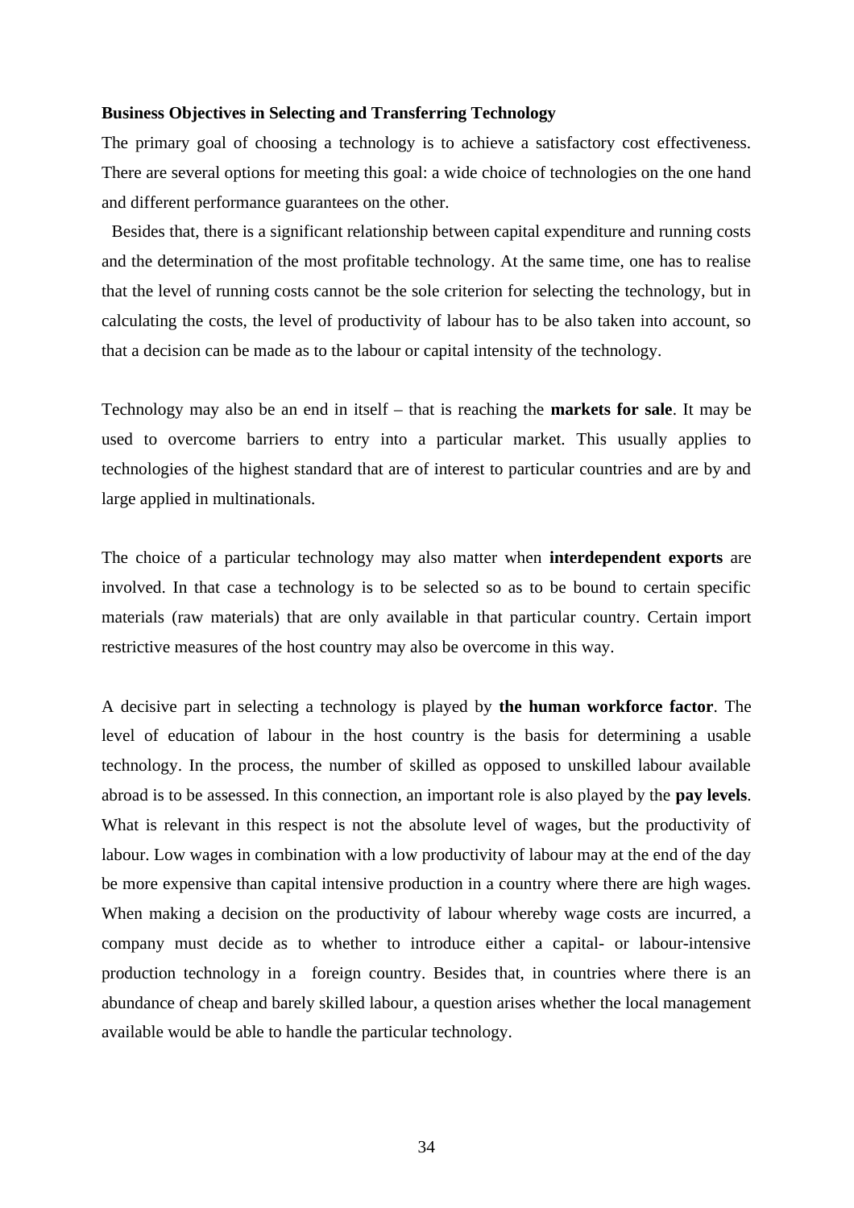**Business Objectives in Selecting and Transferring Technology**

The primary goal of choosing a technology is to achieve a satisfactory cost effectiveness. There are several options for meeting this goal: a wide choice of technologies on the one hand and different performance guarantees on the other.

Besides that, there is a significant relationship between capital expenditure and running costs and the determination of the most profitable technology. At the same time, one has to realise that the level of running costs cannot be the sole criterion for selecting the technology, but in calculating the costs, the level of productivity of labour has to be also taken into account, so that a decision can be made as to the labour or capital intensity of the technology.

Technology may also be an end in itself – that is reaching the **markets for sale**. It may be used to overcome barriers to entry into a particular market. This usually applies to technologies of the highest standard that are of interest to particular countries and are by and large applied in multinationals.

The choice of a particular technology may also matter when **interdependent exports** are involved. In that case a technology is to be selected so as to be bound to certain specific materials (raw materials) that are only available in that particular country. Certain import restrictive measures of the host country may also be overcome in this way.

A decisive part in selecting a technology is played by **the human workforce factor**. The level of education of labour in the host country is the basis for determining a usable technology. In the process, the number of skilled as opposed to unskilled labour available abroad is to be assessed. In this connection, an important role is also played by the **pay levels**. What is relevant in this respect is not the absolute level of wages, but the productivity of labour. Low wages in combination with a low productivity of labour may at the end of the day be more expensive than capital intensive production in a country where there are high wages. When making a decision on the productivity of labour whereby wage costs are incurred, a company must decide as to whether to introduce either a capital- or labour-intensive production technology in a foreign country. Besides that, in countries where there is an abundance of cheap and barely skilled labour, a question arises whether the local management available would be able to handle the particular technology.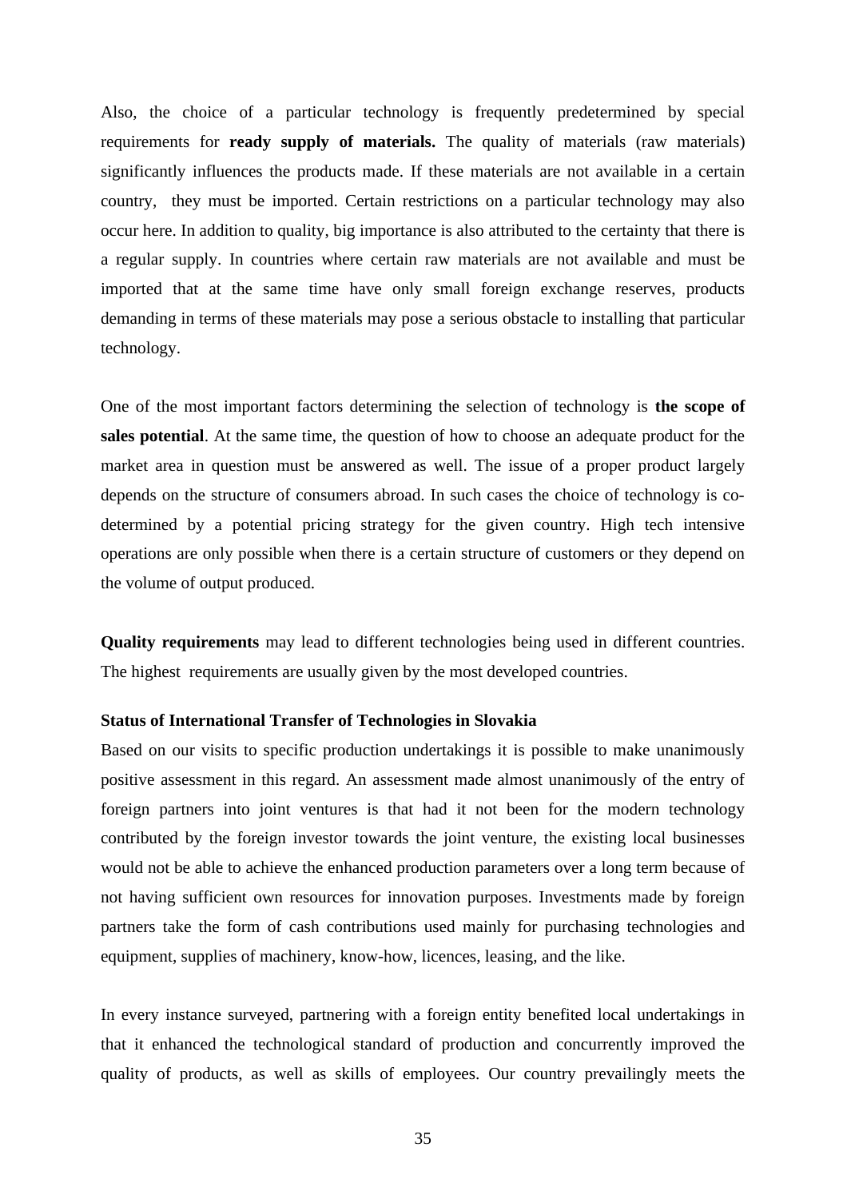Also, the choice of a particular technology is frequently predetermined by special requirements for **ready supply of materials.** The quality of materials (raw materials) significantly influences the products made. If these materials are not available in a certain country, they must be imported. Certain restrictions on a particular technology may also occur here. In addition to quality, big importance is also attributed to the certainty that there is a regular supply. In countries where certain raw materials are not available and must be imported that at the same time have only small foreign exchange reserves, products demanding in terms of these materials may pose a serious obstacle to installing that particular technology.

One of the most important factors determining the selection of technology is **the scope of sales potential**. At the same time, the question of how to choose an adequate product for the market area in question must be answered as well. The issue of a proper product largely depends on the structure of consumers abroad. In such cases the choice of technology is co-determined by a potential pricing strategy for the given country. High tech intensive operations are only possible when there is a certain structure of customers or they depend on the volume of output produced.

**Quality requirements** may lead to different technologies being used in different countries. The highest requirements are usually given by the most developed countries.

**Status of International Transfer of Technologies in Slovakia**

Based on our visits to specific production undertakings it is possible to make unanimously positive assessment in this regard. An assessment made almost unanimously of the entry of foreign partners into joint ventures is that had it not been for the modern technology contributed by the foreign investor towards the joint venture, the existing local businesses would not be able to achieve the enhanced production parameters over a long term because of not having sufficient own resources for innovation purposes. Investments made by foreign partners take the form of cash contributions used mainly for purchasing technologies and equipment, supplies of machinery, know-how, licences, leasing, and the like.

In every instance surveyed, partnering with a foreign entity benefited local undertakings in that it enhanced the technological standard of production and concurrently improved the quality of products, as well as skills of employees. Our country prevailingly meets the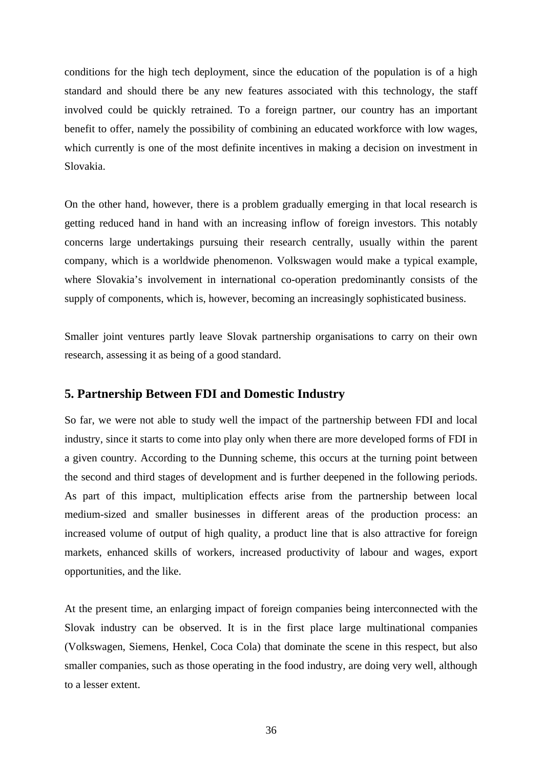conditions for the high tech deployment, since the education of the population is of a high standard and should there be any new features associated with this technology, the staff involved could be quickly retrained. To a foreign partner, our country has an important benefit to offer, namely the possibility of combining an educated workforce with low wages, which currently is one of the most definite incentives in making a decision on investment in Slovakia.

On the other hand, however, there is a problem gradually emerging in that local research is getting reduced hand in hand with an increasing inflow of foreign investors. This notably concerns large undertakings pursuing their research centrally, usually within the parent company, which is a worldwide phenomenon. Volkswagen would make a typical example, where Slovakia's involvement in international co-operation predominantly consists of the supply of components, which is, however, becoming an increasingly sophisticated business.

Smaller joint ventures partly leave Slovak partnership organisations to carry on their own research, assessing it as being of a good standard.

## 5. Partnership Between FDI and Domestic Industry

So far, we were not able to study well the impact of the partnership between FDI and local industry, since it starts to come into play only when there are more developed forms of FDI in a given country. According to the Dunning scheme, this occurs at the turning point between the second and third stages of development and is further deepened in the following periods. As part of this impact, multiplication effects arise from the partnership between local medium-sized and smaller businesses in different areas of the production process: an increased volume of output of high quality, a product line that is also attractive for foreign markets, enhanced skills of workers, increased productivity of labour and wages, export opportunities, and the like.

At the present time, an enlarging impact of foreign companies being interconnected with the Slovak industry can be observed. It is in the first place large multinational companies (Volkswagen, Siemens, Henkel, Coca Cola) that dominate the scene in this respect, but also smaller companies, such as those operating in the food industry, are doing very well, although to a lesser extent.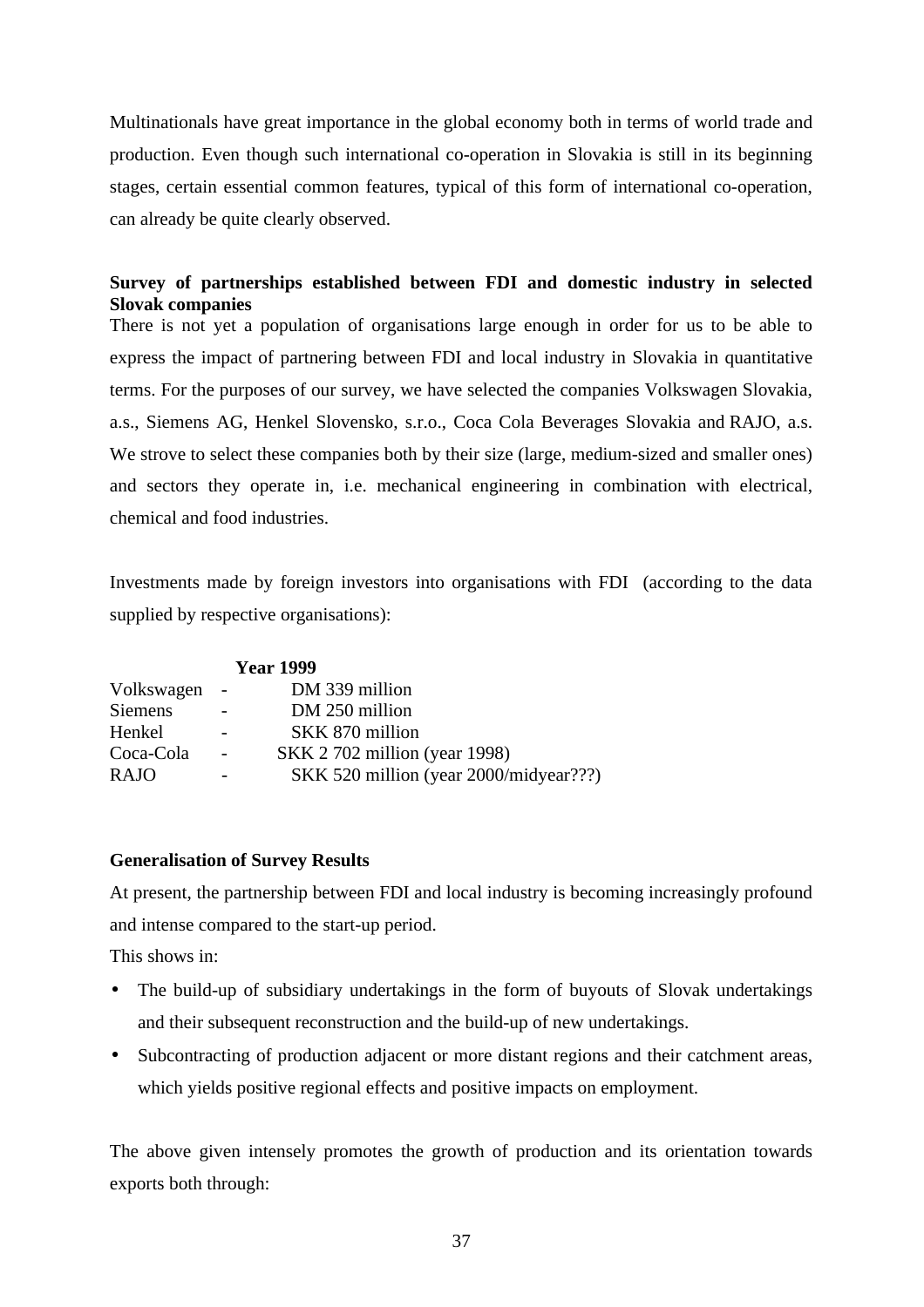Multinationals have great importance in the global economy both in terms of world trade and production. Even though such international co-operation in Slovakia is still in its beginning stages, certain essential common features, typical of this form of international co-operation, can already be quite clearly observed.

**Survey of partnerships established between FDI and domestic industry in selected Slovak companies**

There is not yet a population of organisations large enough in order for us to be able to express the impact of partnering between FDI and local industry in Slovakia in quantitative terms. For the purposes of our survey, we have selected the companies Volkswagen Slovakia, a.s., Siemens AG, Henkel Slovensko, s.r.o., Coca Cola Beverages Slovakia and RAJO, a.s. We strove to select these companies both by their size (large, medium-sized and smaller ones) and sectors they operate in, i.e. mechanical engineering in combination with electrical, chemical and food industries.

Investments made by foreign investors into organisations with FDI (according to the data supplied by respective organisations):

| | | **Year 1999** |
|---|---|---|
| Volkswagen | - | DM 339 million |
| Siemens | - | DM 250 million |
| Henkel | - | SKK 870 million |
| Coca-Cola | - | SKK 2 702 million (year 1998) |
| RAJO | - | SKK 520 million (year 2000/midyear???) |

**Generalisation of Survey Results**

At present, the partnership between FDI and local industry is becoming increasingly profound and intense compared to the start-up period.

This shows in:

- The build-up of subsidiary undertakings in the form of buyouts of Slovak undertakings and their subsequent reconstruction and the build-up of new undertakings.
- Subcontracting of production adjacent or more distant regions and their catchment areas, which yields positive regional effects and positive impacts on employment.

The above given intensely promotes the growth of production and its orientation towards exports both through: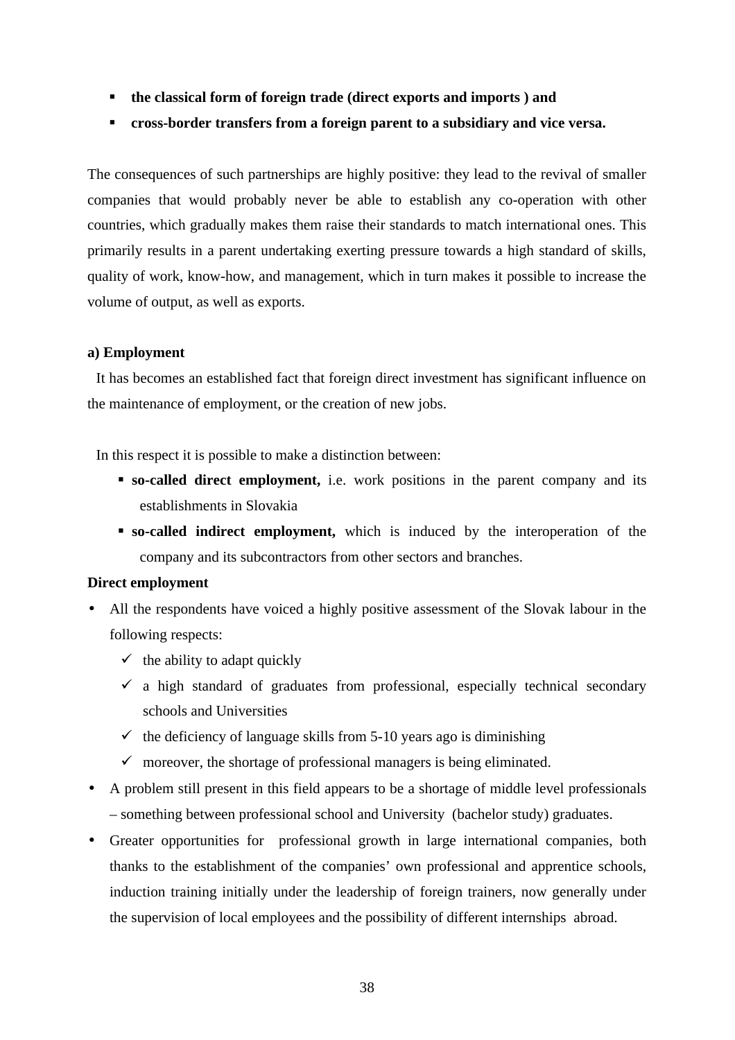- **the classical form of foreign trade (direct exports and imports ) and**
- **cross-border transfers from a foreign parent to a subsidiary and vice versa.**

The consequences of such partnerships are highly positive: they lead to the revival of smaller companies that would probably never be able to establish any co-operation with other countries, which gradually makes them raise their standards to match international ones. This primarily results in a parent undertaking exerting pressure towards a high standard of skills, quality of work, know-how, and management, which in turn makes it possible to increase the volume of output, as well as exports.

**a) Employment**

It has becomes an established fact that foreign direct investment has significant influence on the maintenance of employment, or the creation of new jobs.

In this respect it is possible to make a distinction between:

- **so-called direct employment,** i.e. work positions in the parent company and its establishments in Slovakia
- **so-called indirect employment,** which is induced by the interoperation of the company and its subcontractors from other sectors and branches.

**Direct employment**

- All the respondents have voiced a highly positive assessment of the Slovak labour in the following respects:
  - ✓ the ability to adapt quickly
  - ✓ a high standard of graduates from professional, especially technical secondary schools and Universities
  - ✓ the deficiency of language skills from 5-10 years ago is diminishing
  - ✓ moreover, the shortage of professional managers is being eliminated.
- A problem still present in this field appears to be a shortage of middle level professionals – something between professional school and University (bachelor study) graduates.
- Greater opportunities for professional growth in large international companies, both thanks to the establishment of the companies' own professional and apprentice schools, induction training initially under the leadership of foreign trainers, now generally under the supervision of local employees and the possibility of different internships abroad.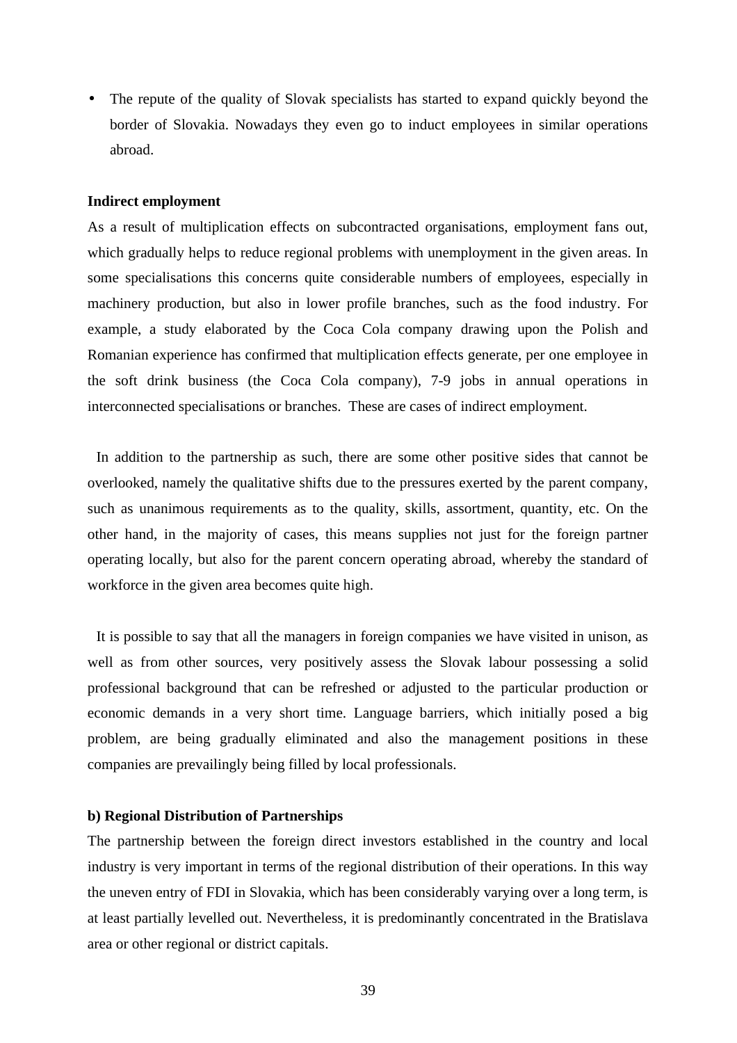- The repute of the quality of Slovak specialists has started to expand quickly beyond the border of Slovakia. Nowadays they even go to induct employees in similar operations abroad.

**Indirect employment**

As a result of multiplication effects on subcontracted organisations, employment fans out, which gradually helps to reduce regional problems with unemployment in the given areas. In some specialisations this concerns quite considerable numbers of employees, especially in machinery production, but also in lower profile branches, such as the food industry. For example, a study elaborated by the Coca Cola company drawing upon the Polish and Romanian experience has confirmed that multiplication effects generate, per one employee in the soft drink business (the Coca Cola company), 7-9 jobs in annual operations in interconnected specialisations or branches. These are cases of indirect employment.

In addition to the partnership as such, there are some other positive sides that cannot be overlooked, namely the qualitative shifts due to the pressures exerted by the parent company, such as unanimous requirements as to the quality, skills, assortment, quantity, etc. On the other hand, in the majority of cases, this means supplies not just for the foreign partner operating locally, but also for the parent concern operating abroad, whereby the standard of workforce in the given area becomes quite high.

It is possible to say that all the managers in foreign companies we have visited in unison, as well as from other sources, very positively assess the Slovak labour possessing a solid professional background that can be refreshed or adjusted to the particular production or economic demands in a very short time. Language barriers, which initially posed a big problem, are being gradually eliminated and also the management positions in these companies are prevailingly being filled by local professionals.

**b) Regional Distribution of Partnerships**

The partnership between the foreign direct investors established in the country and local industry is very important in terms of the regional distribution of their operations. In this way the uneven entry of FDI in Slovakia, which has been considerably varying over a long term, is at least partially levelled out. Nevertheless, it is predominantly concentrated in the Bratislava area or other regional or district capitals.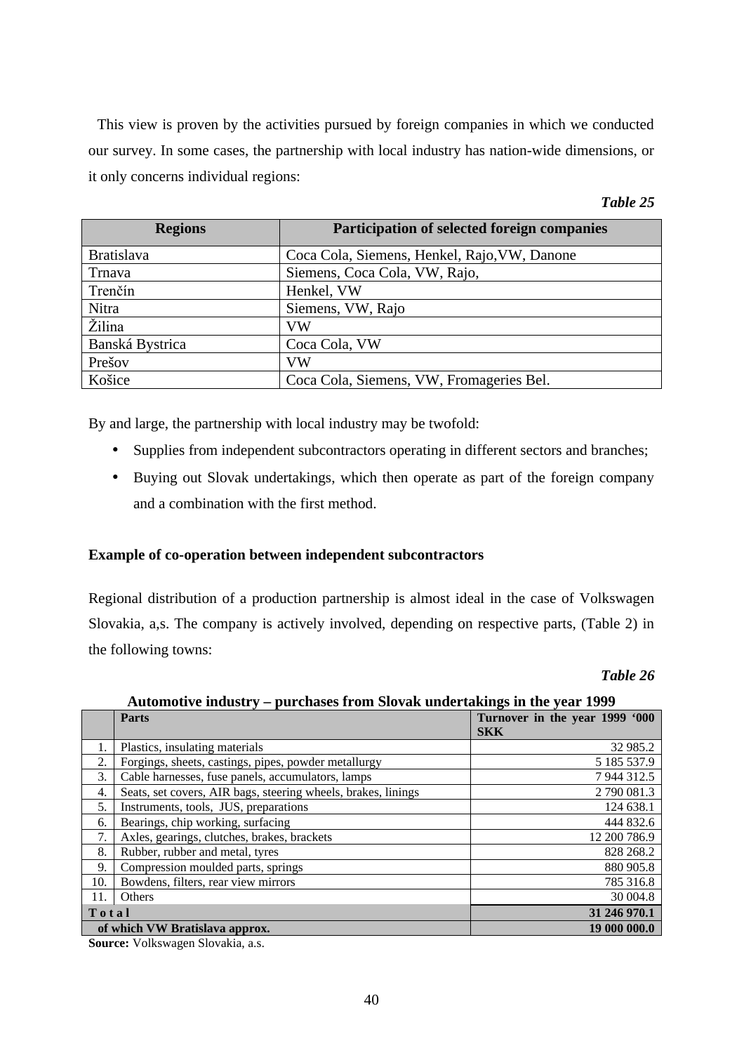This view is proven by the activities pursued by foreign companies in which we conducted our survey. In some cases, the partnership with local industry has nation-wide dimensions, or it only concerns individual regions:

*Table 25*

| Regions | Participation of selected foreign companies |
|---|---|
| Bratislava | Coca Cola, Siemens, Henkel, Rajo,VW, Danone |
| Trnava | Siemens, Coca Cola, VW, Rajo, |
| Trenčín | Henkel, VW |
| Nitra | Siemens, VW, Rajo |
| Žilina | VW |
| Banská Bystrica | Coca Cola, VW |
| Prešov | VW |
| Košice | Coca Cola, Siemens, VW, Fromageries Bel. |

By and large, the partnership with local industry may be twofold:

- Supplies from independent subcontractors operating in different sectors and branches;
- Buying out Slovak undertakings, which then operate as part of the foreign company and a combination with the first method.

**Example of co-operation between independent subcontractors**

Regional distribution of a production partnership is almost ideal in the case of Volkswagen Slovakia, a,s. The company is actively involved, depending on respective parts, (Table 2) in the following towns:

*Table 26*

**Automotive industry – purchases from Slovak undertakings in the year 1999**

| | Parts | Turnover in the year 1999 '000 SKK |
|---|---|---|
| 1. | Plastics, insulating materials | 32 985.2 |
| 2. | Forgings, sheets, castings, pipes, powder metallurgy | 5 185 537.9 |
| 3. | Cable harnesses, fuse panels, accumulators, lamps | 7 944 312.5 |
| 4. | Seats, set covers, AIR bags, steering wheels, brakes, linings | 2 790 081.3 |
| 5. | Instruments, tools, JUS, preparations | 124 638.1 |
| 6. | Bearings, chip working, surfacing | 444 832.6 |
| 7. | Axles, gearings, clutches, brakes, brackets | 12 200 786.9 |
| 8. | Rubber, rubber and metal, tyres | 828 268.2 |
| 9. | Compression moulded parts, springs | 880 905.8 |
| 10. | Bowdens, filters, rear view mirrors | 785 316.8 |
| 11. | Others | 30 004.8 |
| **T o t a l** | | **31 246 970.1** |
| **of which VW Bratislava approx.** | | **19 000 000.0** |

**Source:** Volkswagen Slovakia, a.s.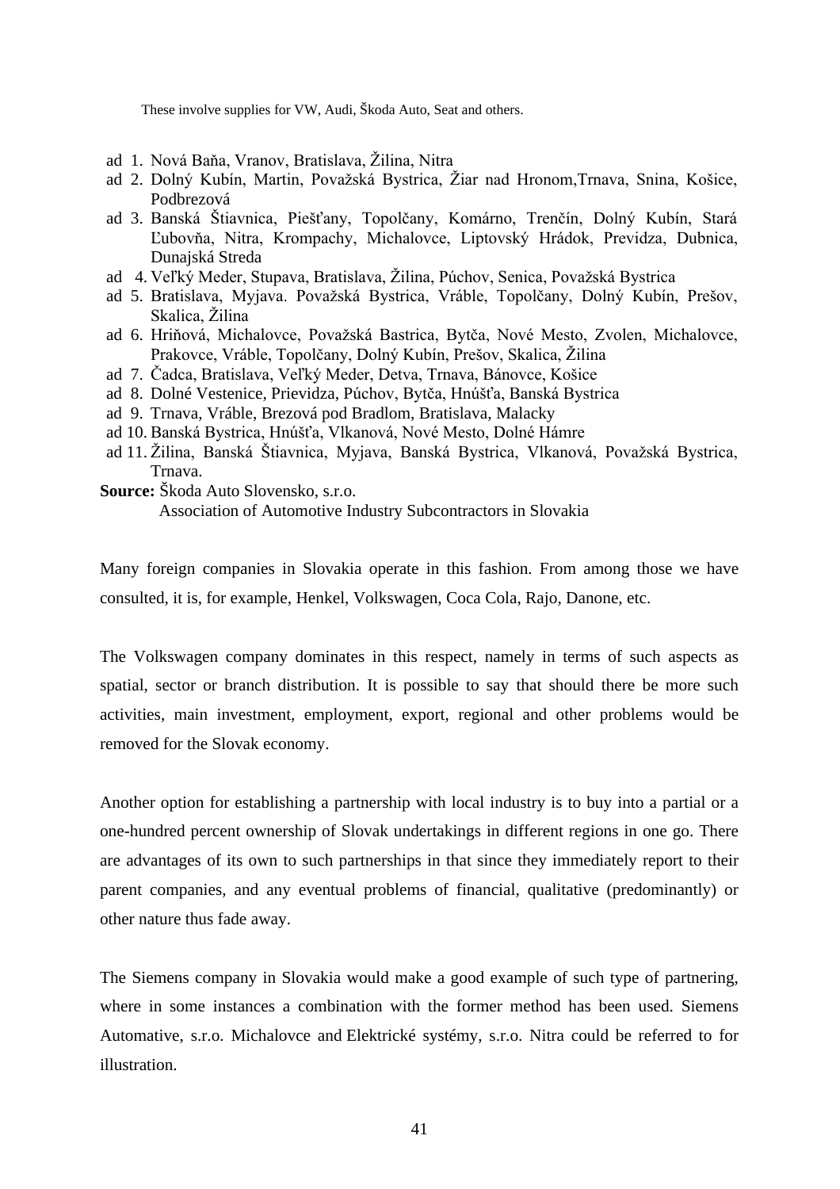These involve supplies for VW, Audi, Škoda Auto, Seat and others.

ad 1. Nová Baňa, Vranov, Bratislava, Žilina, Nitra
ad 2. Dolný Kubín, Martin, Považská Bystrica, Žiar nad Hronom,Trnava, Snina, Košice, Podbrezová
ad 3. Banská Štiavnica, Piešťany, Topolčany, Komárno, Trenčín, Dolný Kubín, Stará Ľubovňa, Nitra, Krompachy, Michalovce, Liptovský Hrádok, Previdza, Dubnica, Dunajská Streda
ad 4. Veľký Meder, Stupava, Bratislava, Žilina, Púchov, Senica, Považská Bystrica
ad 5. Bratislava, Myjava. Považská Bystrica, Vráble, Topolčany, Dolný Kubín, Prešov, Skalica, Žilina
ad 6. Hriňová, Michalovce, Považská Bastrica, Bytča, Nové Mesto, Zvolen, Michalovce, Prakovce, Vráble, Topolčany, Dolný Kubín, Prešov, Skalica, Žilina
ad 7. Čadca, Bratislava, Veľký Meder, Detva, Trnava, Bánovce, Košice
ad 8. Dolné Vestenice, Prievidza, Púchov, Bytča, Hnúšťa, Banská Bystrica
ad 9. Trnava, Vráble, Brezová pod Bradlom, Bratislava, Malacky
ad 10. Banská Bystrica, Hnúšťa, Vlkanová, Nové Mesto, Dolné Hámre
ad 11. Žilina, Banská Štiavnica, Myjava, Banská Bystrica, Vlkanová, Považská Bystrica, Trnava.

**Source:** Škoda Auto Slovensko, s.r.o.
Association of Automotive Industry Subcontractors in Slovakia

Many foreign companies in Slovakia operate in this fashion. From among those we have consulted, it is, for example, Henkel, Volkswagen, Coca Cola, Rajo, Danone, etc.

The Volkswagen company dominates in this respect, namely in terms of such aspects as spatial, sector or branch distribution. It is possible to say that should there be more such activities, main investment, employment, export, regional and other problems would be removed for the Slovak economy.

Another option for establishing a partnership with local industry is to buy into a partial or a one-hundred percent ownership of Slovak undertakings in different regions in one go. There are advantages of its own to such partnerships in that since they immediately report to their parent companies, and any eventual problems of financial, qualitative (predominantly) or other nature thus fade away.

The Siemens company in Slovakia would make a good example of such type of partnering, where in some instances a combination with the former method has been used. Siemens Automative, s.r.o. Michalovce and Elektrické systémy, s.r.o. Nitra could be referred to for illustration.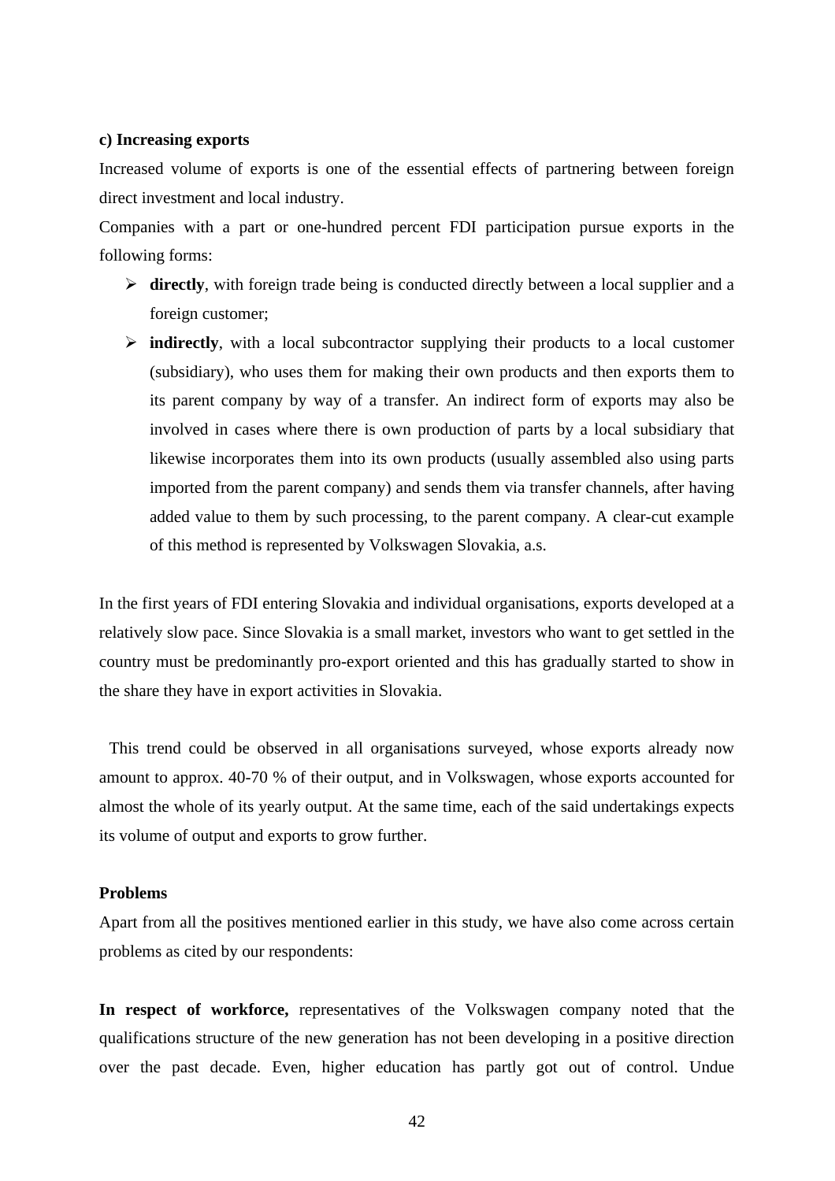**c) Increasing exports**

Increased volume of exports is one of the essential effects of partnering between foreign direct investment and local industry.

Companies with a part or one-hundred percent FDI participation pursue exports in the following forms:

- **directly**, with foreign trade being is conducted directly between a local supplier and a foreign customer;
- **indirectly**, with a local subcontractor supplying their products to a local customer (subsidiary), who uses them for making their own products and then exports them to its parent company by way of a transfer. An indirect form of exports may also be involved in cases where there is own production of parts by a local subsidiary that likewise incorporates them into its own products (usually assembled also using parts imported from the parent company) and sends them via transfer channels, after having added value to them by such processing, to the parent company. A clear-cut example of this method is represented by Volkswagen Slovakia, a.s.

In the first years of FDI entering Slovakia and individual organisations, exports developed at a relatively slow pace. Since Slovakia is a small market, investors who want to get settled in the country must be predominantly pro-export oriented and this has gradually started to show in the share they have in export activities in Slovakia.

This trend could be observed in all organisations surveyed, whose exports already now amount to approx. 40-70 % of their output, and in Volkswagen, whose exports accounted for almost the whole of its yearly output. At the same time, each of the said undertakings expects its volume of output and exports to grow further.

**Problems**

Apart from all the positives mentioned earlier in this study, we have also come across certain problems as cited by our respondents:

**In respect of workforce,** representatives of the Volkswagen company noted that the qualifications structure of the new generation has not been developing in a positive direction over the past decade. Even, higher education has partly got out of control. Undue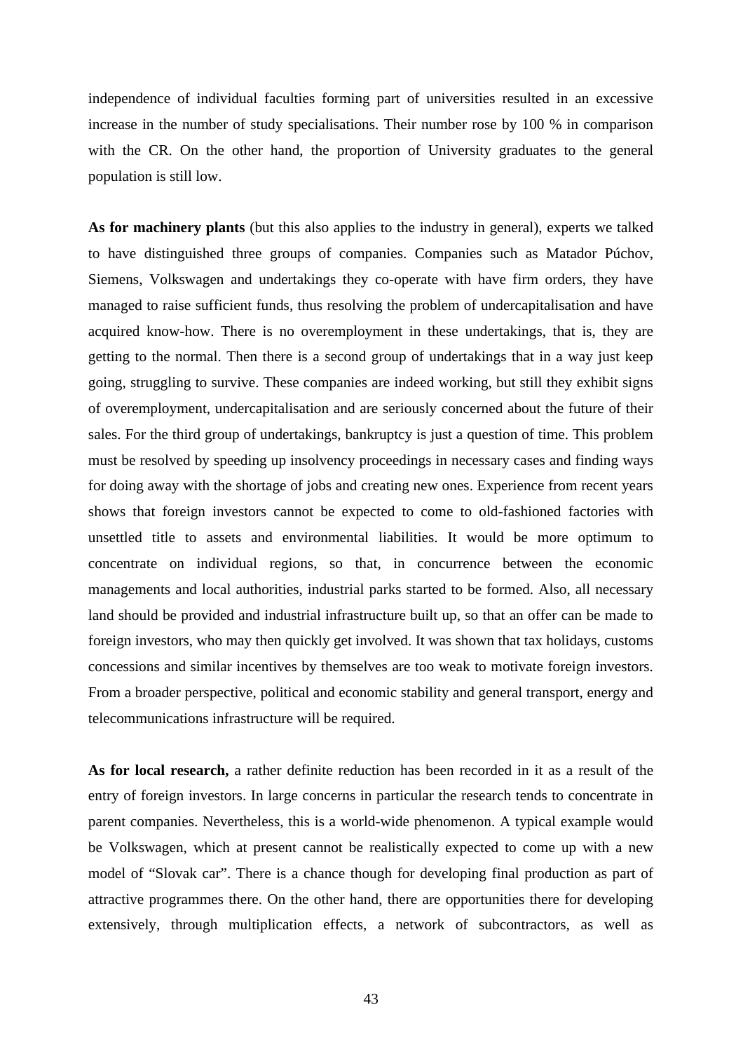independence of individual faculties forming part of universities resulted in an excessive increase in the number of study specialisations. Their number rose by 100 % in comparison with the CR. On the other hand, the proportion of University graduates to the general population is still low.

**As for machinery plants** (but this also applies to the industry in general), experts we talked to have distinguished three groups of companies. Companies such as Matador Púchov, Siemens, Volkswagen and undertakings they co-operate with have firm orders, they have managed to raise sufficient funds, thus resolving the problem of undercapitalisation and have acquired know-how. There is no overemployment in these undertakings, that is, they are getting to the normal. Then there is a second group of undertakings that in a way just keep going, struggling to survive. These companies are indeed working, but still they exhibit signs of overemployment, undercapitalisation and are seriously concerned about the future of their sales. For the third group of undertakings, bankruptcy is just a question of time. This problem must be resolved by speeding up insolvency proceedings in necessary cases and finding ways for doing away with the shortage of jobs and creating new ones. Experience from recent years shows that foreign investors cannot be expected to come to old-fashioned factories with unsettled title to assets and environmental liabilities. It would be more optimum to concentrate on individual regions, so that, in concurrence between the economic managements and local authorities, industrial parks started to be formed. Also, all necessary land should be provided and industrial infrastructure built up, so that an offer can be made to foreign investors, who may then quickly get involved. It was shown that tax holidays, customs concessions and similar incentives by themselves are too weak to motivate foreign investors. From a broader perspective, political and economic stability and general transport, energy and telecommunications infrastructure will be required.

**As for local research,** a rather definite reduction has been recorded in it as a result of the entry of foreign investors. In large concerns in particular the research tends to concentrate in parent companies. Nevertheless, this is a world-wide phenomenon. A typical example would be Volkswagen, which at present cannot be realistically expected to come up with a new model of "Slovak car". There is a chance though for developing final production as part of attractive programmes there. On the other hand, there are opportunities there for developing extensively, through multiplication effects, a network of subcontractors, as well as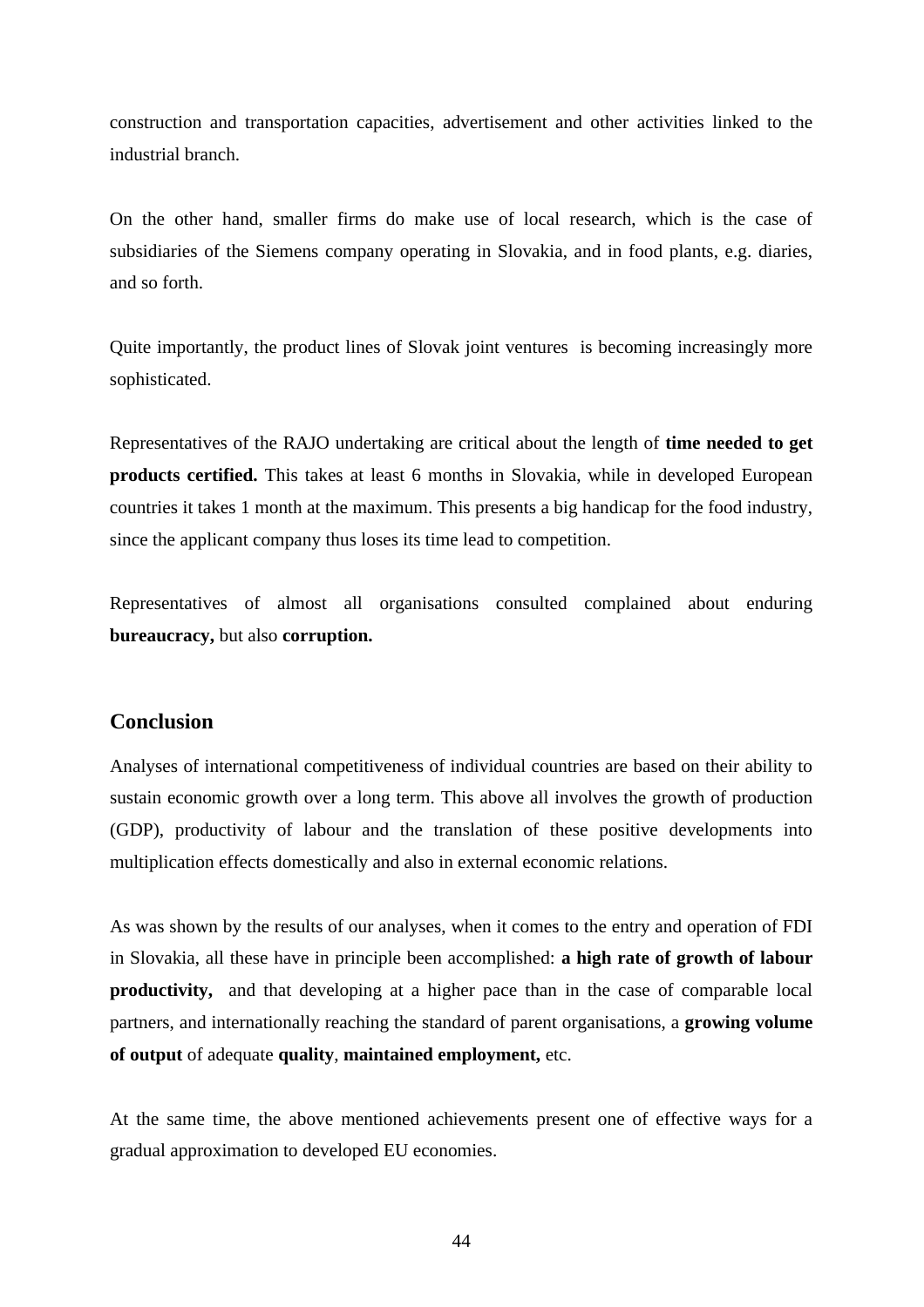construction and transportation capacities, advertisement and other activities linked to the industrial branch.

On the other hand, smaller firms do make use of local research, which is the case of subsidiaries of the Siemens company operating in Slovakia, and in food plants, e.g. diaries, and so forth.

Quite importantly, the product lines of Slovak joint ventures  is becoming increasingly more sophisticated.

Representatives of the RAJO undertaking are critical about the length of **time needed to get products certified.** This takes at least 6 months in Slovakia, while in developed European countries it takes 1 month at the maximum. This presents a big handicap for the food industry, since the applicant company thus loses its time lead to competition.

Representatives of almost all organisations consulted complained about enduring **bureaucracy,** but also **corruption.**

## Conclusion

Analyses of international competitiveness of individual countries are based on their ability to sustain economic growth over a long term. This above all involves the growth of production (GDP), productivity of labour and the translation of these positive developments into multiplication effects domestically and also in external economic relations.

As was shown by the results of our analyses, when it comes to the entry and operation of FDI in Slovakia, all these have in principle been accomplished: **a high rate of growth of labour productivity,**  and that developing at a higher pace than in the case of comparable local partners, and internationally reaching the standard of parent organisations, a **growing volume of output** of adequate **quality**, **maintained employment,** etc.

At the same time, the above mentioned achievements present one of effective ways for a gradual approximation to developed EU economies.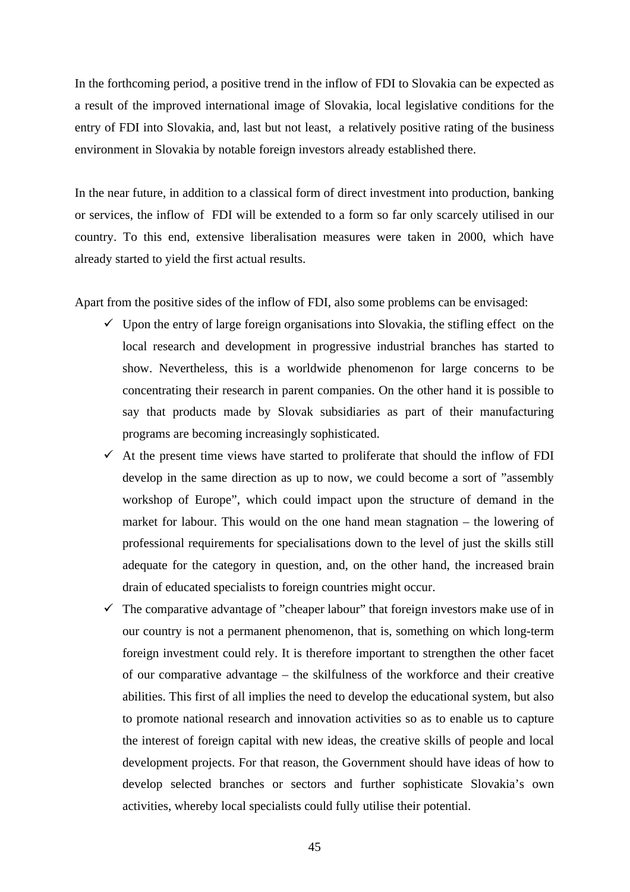In the forthcoming period, a positive trend in the inflow of FDI to Slovakia can be expected as a result of the improved international image of Slovakia, local legislative conditions for the entry of FDI into Slovakia, and, last but not least, a relatively positive rating of the business environment in Slovakia by notable foreign investors already established there.

In the near future, in addition to a classical form of direct investment into production, banking or services, the inflow of FDI will be extended to a form so far only scarcely utilised in our country. To this end, extensive liberalisation measures were taken in 2000, which have already started to yield the first actual results.

Apart from the positive sides of the inflow of FDI, also some problems can be envisaged:

- Upon the entry of large foreign organisations into Slovakia, the stifling effect on the local research and development in progressive industrial branches has started to show. Nevertheless, this is a worldwide phenomenon for large concerns to be concentrating their research in parent companies. On the other hand it is possible to say that products made by Slovak subsidiaries as part of their manufacturing programs are becoming increasingly sophisticated.
- At the present time views have started to proliferate that should the inflow of FDI develop in the same direction as up to now, we could become a sort of "assembly workshop of Europe", which could impact upon the structure of demand in the market for labour. This would on the one hand mean stagnation – the lowering of professional requirements for specialisations down to the level of just the skills still adequate for the category in question, and, on the other hand, the increased brain drain of educated specialists to foreign countries might occur.
- The comparative advantage of "cheaper labour" that foreign investors make use of in our country is not a permanent phenomenon, that is, something on which long-term foreign investment could rely. It is therefore important to strengthen the other facet of our comparative advantage – the skilfulness of the workforce and their creative abilities. This first of all implies the need to develop the educational system, but also to promote national research and innovation activities so as to enable us to capture the interest of foreign capital with new ideas, the creative skills of people and local development projects. For that reason, the Government should have ideas of how to develop selected branches or sectors and further sophisticate Slovakia's own activities, whereby local specialists could fully utilise their potential.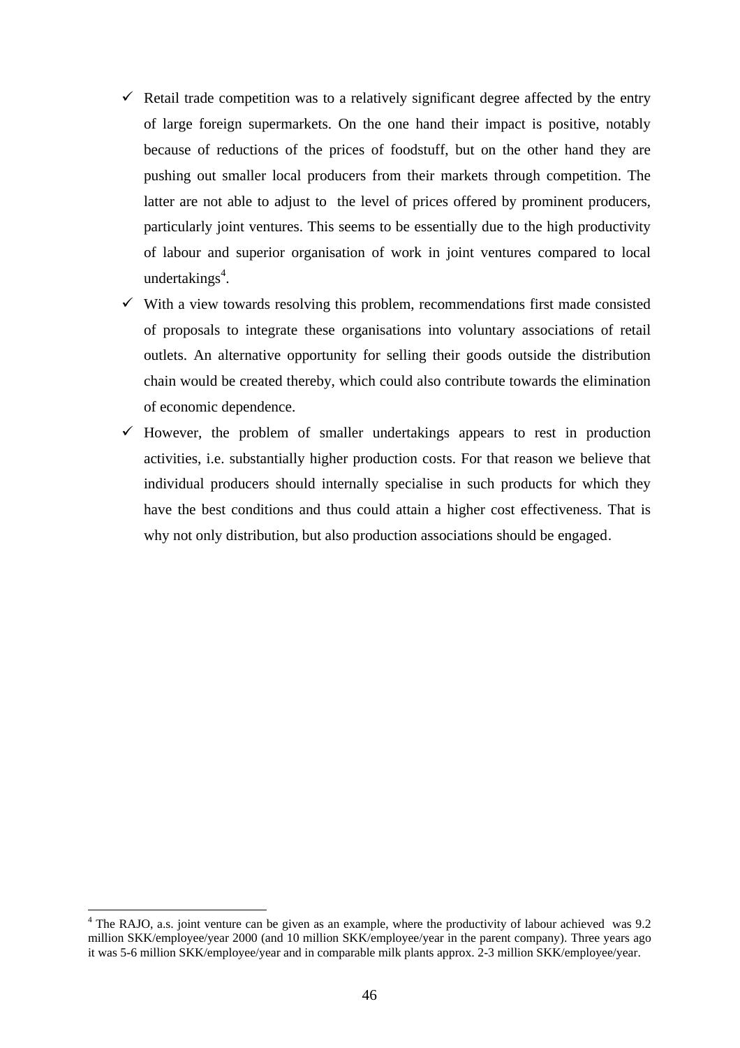- ✓ Retail trade competition was to a relatively significant degree affected by the entry of large foreign supermarkets. On the one hand their impact is positive, notably because of reductions of the prices of foodstuff, but on the other hand they are pushing out smaller local producers from their markets through competition. The latter are not able to adjust to the level of prices offered by prominent producers, particularly joint ventures. This seems to be essentially due to the high productivity of labour and superior organisation of work in joint ventures compared to local undertakings[4].
- ✓ With a view towards resolving this problem, recommendations first made consisted of proposals to integrate these organisations into voluntary associations of retail outlets. An alternative opportunity for selling their goods outside the distribution chain would be created thereby, which could also contribute towards the elimination of economic dependence.
- ✓ However, the problem of smaller undertakings appears to rest in production activities, i.e. substantially higher production costs. For that reason we believe that individual producers should internally specialise in such products for which they have the best conditions and thus could attain a higher cost effectiveness. That is why not only distribution, but also production associations should be engaged.

---

[4] The RAJO, a.s. joint venture can be given as an example, where the productivity of labour achieved was 9.2 million SKK/employee/year 2000 (and 10 million SKK/employee/year in the parent company). Three years ago it was 5-6 million SKK/employee/year and in comparable milk plants approx. 2-3 million SKK/employee/year.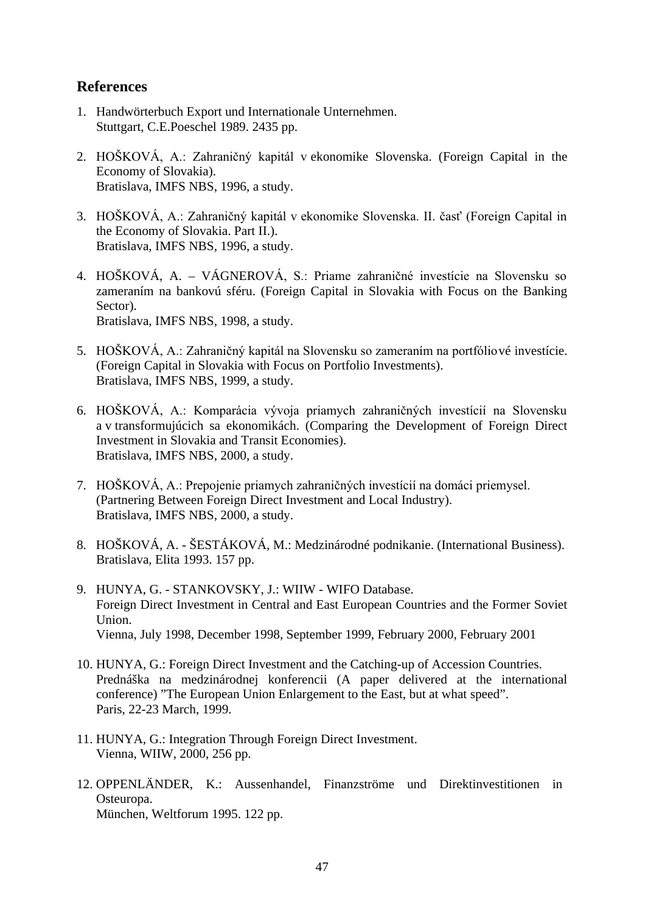## References

1. Handwörterbuch Export und Internationale Unternehmen.
   Stuttgart, C.E.Poeschel 1989. 2435 pp.

2. HOŠKOVÁ, A.: Zahraničný kapitál v ekonomike Slovenska. (Foreign Capital in the Economy of Slovakia).
   Bratislava, IMFS NBS, 1996, a study.

3. HOŠKOVÁ, A.: Zahraničný kapitál v ekonomike Slovenska. II. časť (Foreign Capital in the Economy of Slovakia. Part II.).
   Bratislava, IMFS NBS, 1996, a study.

4. HOŠKOVÁ, A. – VÁGNEROVÁ, S.: Priame zahraničné investície na Slovensku so zameraním na bankovú sféru. (Foreign Capital in Slovakia with Focus on the Banking Sector).
   Bratislava, IMFS NBS, 1998, a study.

5. HOŠKOVÁ, A.: Zahraničný kapitál na Slovensku so zameraním na portfóliové investície. (Foreign Capital in Slovakia with Focus on Portfolio Investments).
   Bratislava, IMFS NBS, 1999, a study.

6. HOŠKOVÁ, A.: Komparácia vývoja priamych zahraničných investícií na Slovensku a v transformujúcich sa ekonomikách. (Comparing the Development of Foreign Direct Investment in Slovakia and Transit Economies).
   Bratislava, IMFS NBS, 2000, a study.

7. HOŠKOVÁ, A.: Prepojenie priamych zahraničných investícií na domáci priemysel. (Partnering Between Foreign Direct Investment and Local Industry).
   Bratislava, IMFS NBS, 2000, a study.

8. HOŠKOVÁ, A. - ŠESTÁKOVÁ, M.: Medzinárodné podnikanie. (International Business).
   Bratislava, Elita 1993. 157 pp.

9. HUNYA, G. - STANKOVSKY, J.: WIIW - WIFO Database.
   Foreign Direct Investment in Central and East European Countries and the Former Soviet Union.
   Vienna, July 1998, December 1998, September 1999, February 2000, February 2001

10. HUNYA, G.: Foreign Direct Investment and the Catching-up of Accession Countries.
    Prednáška na medzinárodnej konferencii (A paper delivered at the international conference) "The European Union Enlargement to the East, but at what speed".
    Paris, 22-23 March, 1999.

11. HUNYA, G.: Integration Through Foreign Direct Investment.
    Vienna, WIIW, 2000, 256 pp.

12. OPPENLÄNDER, K.: Aussenhandel, Finanzströme und Direktinvestitionen in Osteuropa.
    München, Weltforum 1995. 122 pp.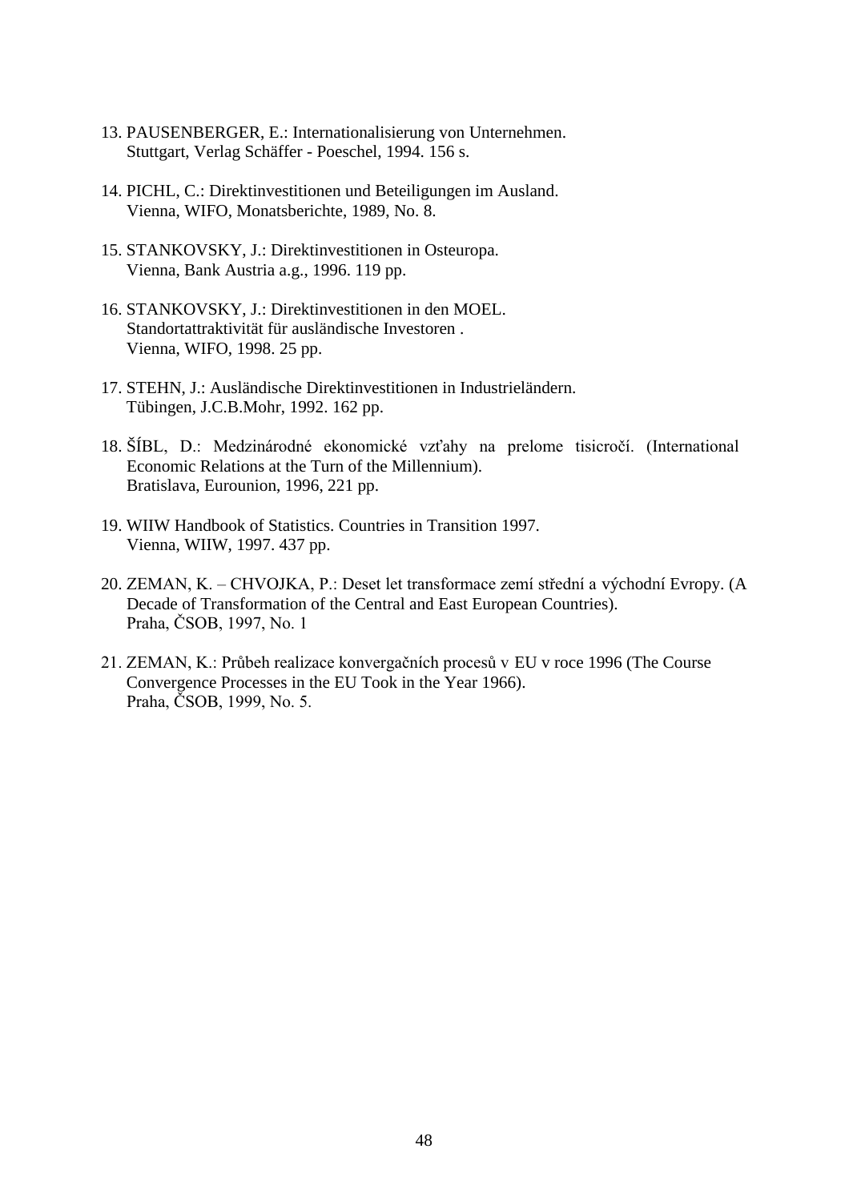13. PAUSENBERGER, E.: Internationalisierung von Unternehmen.
    Stuttgart, Verlag Schäffer - Poeschel, 1994. 156 s.

14. PICHL, C.: Direktinvestitionen und Beteiligungen im Ausland.
    Vienna, WIFO, Monatsberichte, 1989, No. 8.

15. STANKOVSKY, J.: Direktinvestitionen in Osteuropa.
    Vienna, Bank Austria a.g., 1996. 119 pp.

16. STANKOVSKY, J.: Direktinvestitionen in den MOEL.
    Standortattraktivität für ausländische Investoren .
    Vienna, WIFO, 1998. 25 pp.

17. STEHN, J.: Ausländische Direktinvestitionen in Industrieländern.
    Tübingen, J.C.B.Mohr, 1992. 162 pp.

18. ŠÍBL, D.: Medzinárodné ekonomické vzťahy na prelome tisicročí. (International Economic Relations at the Turn of the Millennium).
    Bratislava, Eurounion, 1996, 221 pp.

19. WIIW Handbook of Statistics. Countries in Transition 1997.
    Vienna, WIIW, 1997. 437 pp.

20. ZEMAN, K. – CHVOJKA, P.: Deset let transformace zemí střední a východní Evropy. (A Decade of Transformation of the Central and East European Countries).
    Praha, ČSOB, 1997, No. 1

21. ZEMAN, K.: Průbeh realizace konvergačních procesů v EU v roce 1996 (The Course Convergence Processes in the EU Took in the Year 1966).
    Praha, ČSOB, 1999, No. 5.